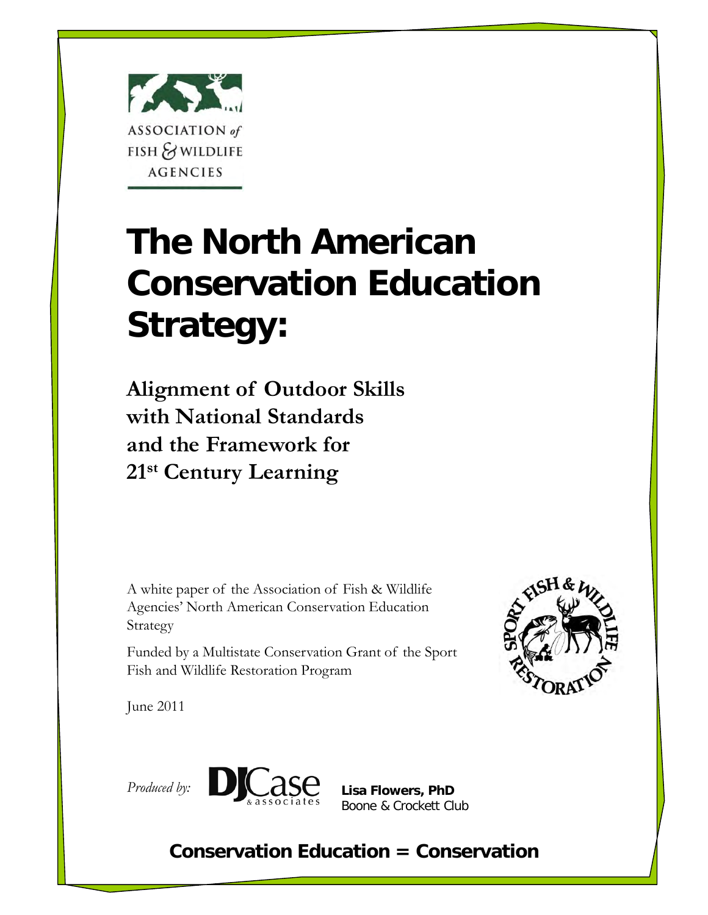ASSOCIATION *of* FISH & WILDLIFE AGENCIES

# The North American Conservation Education Strategy:

## Alignment of Outdoor Skills with National Standards and the Framework for 21st Century Learning

A white paper of the Association of Fish & Wildlife Agencies' North American Conservation Education Strategy

Funded by a Multistate Conservation Grant of the Sport Fish and Wildlife Restoration Program

June 2011

*Produced by:* DJCase & associates

**Lisa Flowers, PhD**
Boone & Crockett Club

**Conservation Education = Conservation**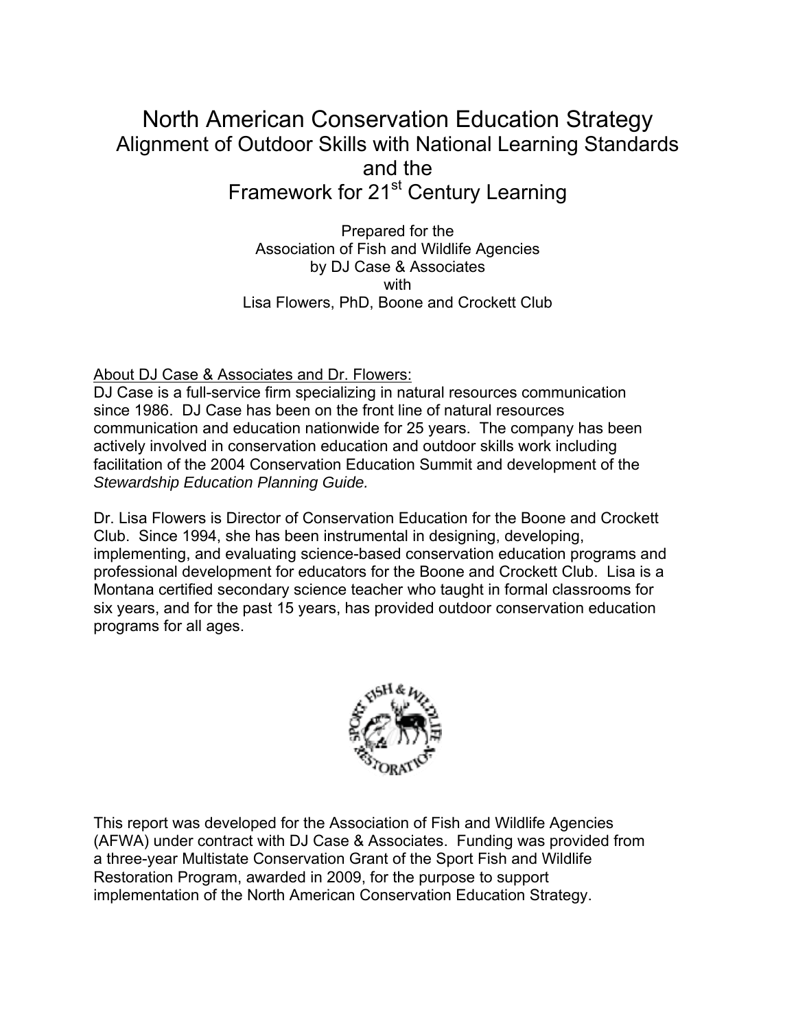# North American Conservation Education Strategy

## Alignment of Outdoor Skills with National Learning Standards and the Framework for 21st Century Learning

Prepared for the
Association of Fish and Wildlife Agencies
by DJ Case & Associates
with
Lisa Flowers, PhD, Boone and Crockett Club

About DJ Case & Associates and Dr. Flowers:

DJ Case is a full-service firm specializing in natural resources communication since 1986. DJ Case has been on the front line of natural resources communication and education nationwide for 25 years. The company has been actively involved in conservation education and outdoor skills work including facilitation of the 2004 Conservation Education Summit and development of the *Stewardship Education Planning Guide.*

Dr. Lisa Flowers is Director of Conservation Education for the Boone and Crockett Club. Since 1994, she has been instrumental in designing, developing, implementing, and evaluating science-based conservation education programs and professional development for educators for the Boone and Crockett Club. Lisa is a Montana certified secondary science teacher who taught in formal classrooms for six years, and for the past 15 years, has provided outdoor conservation education programs for all ages.

This report was developed for the Association of Fish and Wildlife Agencies (AFWA) under contract with DJ Case & Associates. Funding was provided from a three-year Multistate Conservation Grant of the Sport Fish and Wildlife Restoration Program, awarded in 2009, for the purpose to support implementation of the North American Conservation Education Strategy.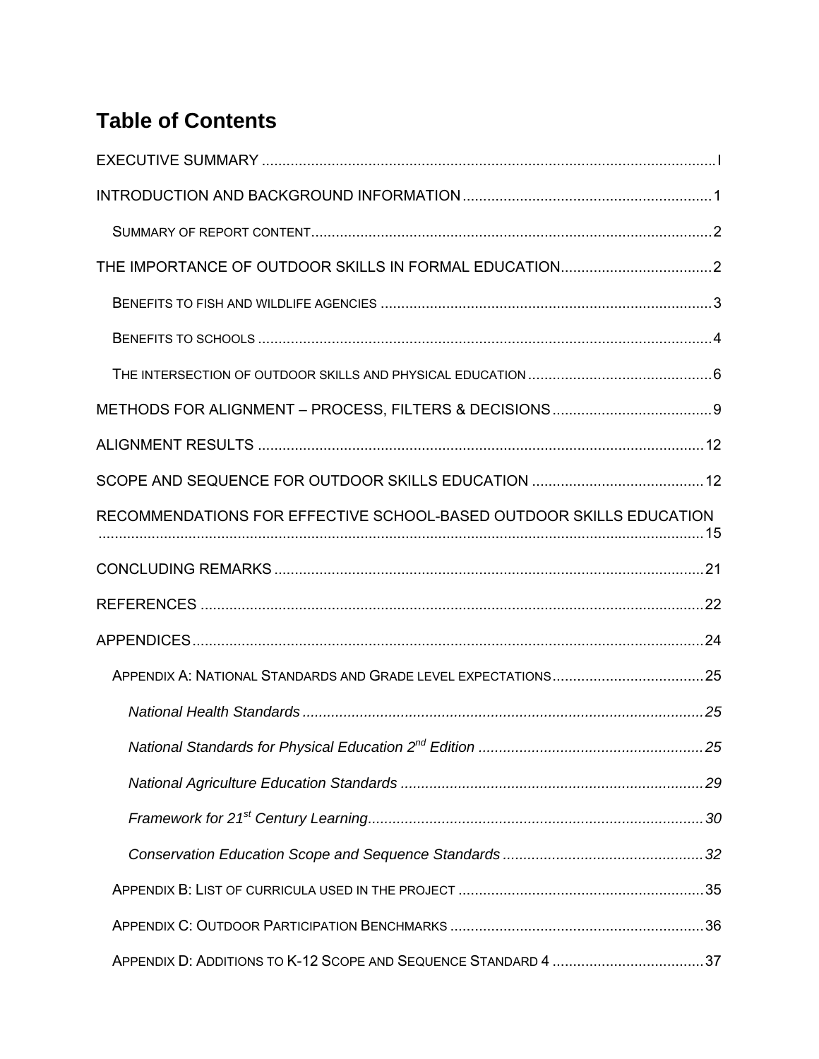# Table of Contents

EXECUTIVE SUMMARY ..... I

INTRODUCTION AND BACKGROUND INFORMATION ..... 1

- SUMMARY OF REPORT CONTENT ..... 2

THE IMPORTANCE OF OUTDOOR SKILLS IN FORMAL EDUCATION ..... 2

- BENEFITS TO FISH AND WILDLIFE AGENCIES ..... 3
- BENEFITS TO SCHOOLS ..... 4
- THE INTERSECTION OF OUTDOOR SKILLS AND PHYSICAL EDUCATION ..... 6

METHODS FOR ALIGNMENT – PROCESS, FILTERS & DECISIONS ..... 9

ALIGNMENT RESULTS ..... 12

SCOPE AND SEQUENCE FOR OUTDOOR SKILLS EDUCATION ..... 12

RECOMMENDATIONS FOR EFFECTIVE SCHOOL-BASED OUTDOOR SKILLS EDUCATION ..... 15

CONCLUDING REMARKS ..... 21

REFERENCES ..... 22

APPENDICES ..... 24

- APPENDIX A: NATIONAL STANDARDS AND GRADE LEVEL EXPECTATIONS ..... 25
  - *National Health Standards* ..... 25
  - *National Standards for Physical Education 2nd Edition* ..... 25
  - *National Agriculture Education Standards* ..... 29
  - *Framework for 21st Century Learning* ..... 30
  - *Conservation Education Scope and Sequence Standards* ..... 32
- APPENDIX B: LIST OF CURRICULA USED IN THE PROJECT ..... 35
- APPENDIX C: OUTDOOR PARTICIPATION BENCHMARKS ..... 36
- APPENDIX D: ADDITIONS TO K-12 SCOPE AND SEQUENCE STANDARD 4 ..... 37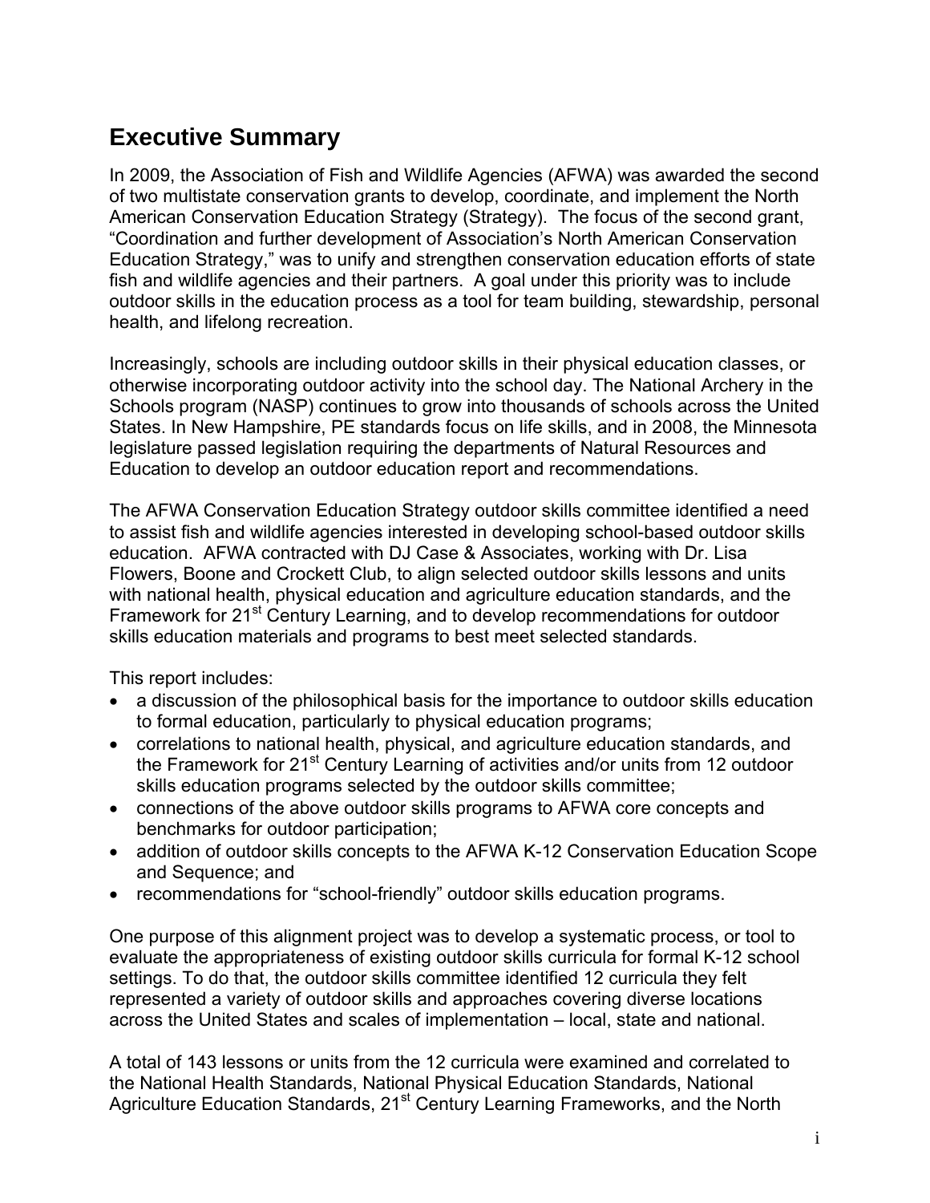# Executive Summary

In 2009, the Association of Fish and Wildlife Agencies (AFWA) was awarded the second of two multistate conservation grants to develop, coordinate, and implement the North American Conservation Education Strategy (Strategy). The focus of the second grant, "Coordination and further development of Association's North American Conservation Education Strategy," was to unify and strengthen conservation education efforts of state fish and wildlife agencies and their partners. A goal under this priority was to include outdoor skills in the education process as a tool for team building, stewardship, personal health, and lifelong recreation.

Increasingly, schools are including outdoor skills in their physical education classes, or otherwise incorporating outdoor activity into the school day. The National Archery in the Schools program (NASP) continues to grow into thousands of schools across the United States. In New Hampshire, PE standards focus on life skills, and in 2008, the Minnesota legislature passed legislation requiring the departments of Natural Resources and Education to develop an outdoor education report and recommendations.

The AFWA Conservation Education Strategy outdoor skills committee identified a need to assist fish and wildlife agencies interested in developing school-based outdoor skills education. AFWA contracted with DJ Case & Associates, working with Dr. Lisa Flowers, Boone and Crockett Club, to align selected outdoor skills lessons and units with national health, physical education and agriculture education standards, and the Framework for 21st Century Learning, and to develop recommendations for outdoor skills education materials and programs to best meet selected standards.

This report includes:

- a discussion of the philosophical basis for the importance to outdoor skills education to formal education, particularly to physical education programs;
- correlations to national health, physical, and agriculture education standards, and the Framework for 21st Century Learning of activities and/or units from 12 outdoor skills education programs selected by the outdoor skills committee;
- connections of the above outdoor skills programs to AFWA core concepts and benchmarks for outdoor participation;
- addition of outdoor skills concepts to the AFWA K-12 Conservation Education Scope and Sequence; and
- recommendations for "school-friendly" outdoor skills education programs.

One purpose of this alignment project was to develop a systematic process, or tool to evaluate the appropriateness of existing outdoor skills curricula for formal K-12 school settings. To do that, the outdoor skills committee identified 12 curricula they felt represented a variety of outdoor skills and approaches covering diverse locations across the United States and scales of implementation – local, state and national.

A total of 143 lessons or units from the 12 curricula were examined and correlated to the National Health Standards, National Physical Education Standards, National Agriculture Education Standards, 21st Century Learning Frameworks, and the North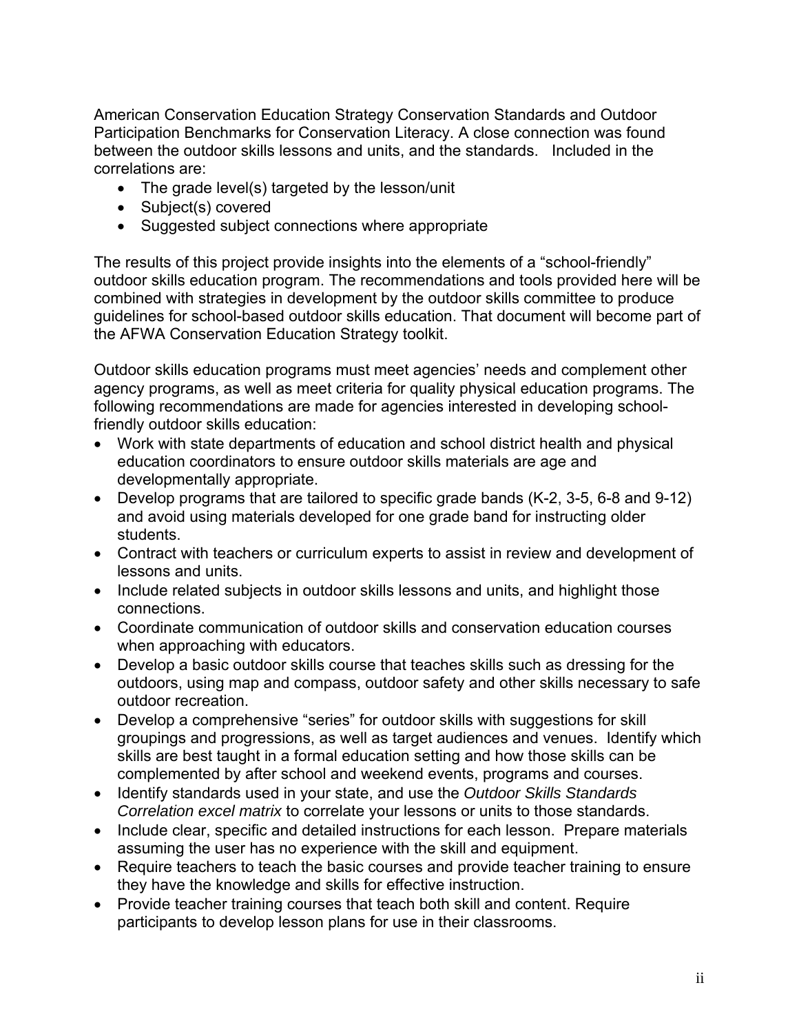American Conservation Education Strategy Conservation Standards and Outdoor Participation Benchmarks for Conservation Literacy. A close connection was found between the outdoor skills lessons and units, and the standards. Included in the correlations are:

- The grade level(s) targeted by the lesson/unit
- Subject(s) covered
- Suggested subject connections where appropriate

The results of this project provide insights into the elements of a "school-friendly" outdoor skills education program. The recommendations and tools provided here will be combined with strategies in development by the outdoor skills committee to produce guidelines for school-based outdoor skills education. That document will become part of the AFWA Conservation Education Strategy toolkit.

Outdoor skills education programs must meet agencies' needs and complement other agency programs, as well as meet criteria for quality physical education programs. The following recommendations are made for agencies interested in developing school-friendly outdoor skills education:

- Work with state departments of education and school district health and physical education coordinators to ensure outdoor skills materials are age and developmentally appropriate.
- Develop programs that are tailored to specific grade bands (K-2, 3-5, 6-8 and 9-12) and avoid using materials developed for one grade band for instructing older students.
- Contract with teachers or curriculum experts to assist in review and development of lessons and units.
- Include related subjects in outdoor skills lessons and units, and highlight those connections.
- Coordinate communication of outdoor skills and conservation education courses when approaching with educators.
- Develop a basic outdoor skills course that teaches skills such as dressing for the outdoors, using map and compass, outdoor safety and other skills necessary to safe outdoor recreation.
- Develop a comprehensive "series" for outdoor skills with suggestions for skill groupings and progressions, as well as target audiences and venues. Identify which skills are best taught in a formal education setting and how those skills can be complemented by after school and weekend events, programs and courses.
- Identify standards used in your state, and use the *Outdoor Skills Standards Correlation excel matrix* to correlate your lessons or units to those standards.
- Include clear, specific and detailed instructions for each lesson. Prepare materials assuming the user has no experience with the skill and equipment.
- Require teachers to teach the basic courses and provide teacher training to ensure they have the knowledge and skills for effective instruction.
- Provide teacher training courses that teach both skill and content. Require participants to develop lesson plans for use in their classrooms.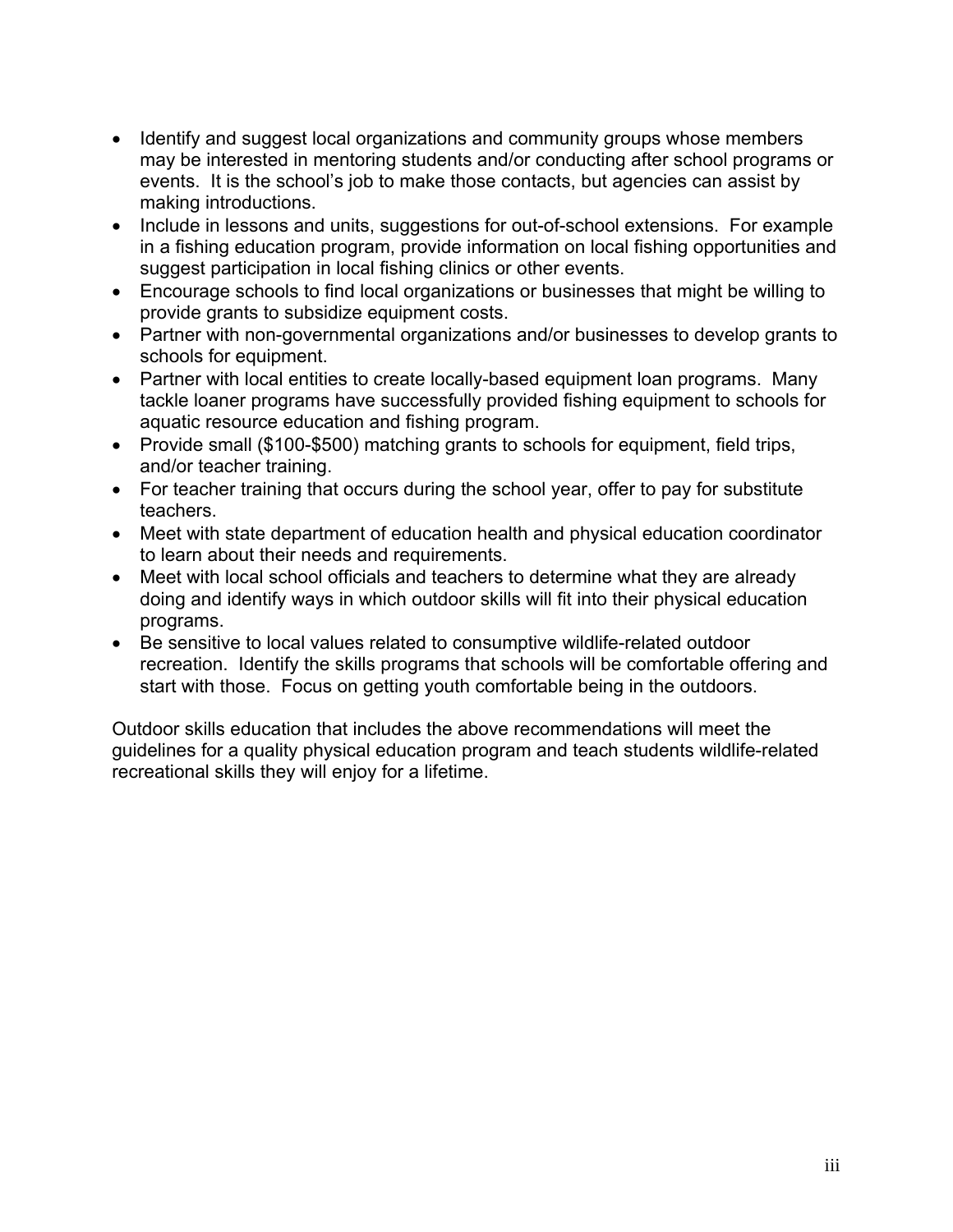- Identify and suggest local organizations and community groups whose members may be interested in mentoring students and/or conducting after school programs or events. It is the school's job to make those contacts, but agencies can assist by making introductions.
- Include in lessons and units, suggestions for out-of-school extensions. For example in a fishing education program, provide information on local fishing opportunities and suggest participation in local fishing clinics or other events.
- Encourage schools to find local organizations or businesses that might be willing to provide grants to subsidize equipment costs.
- Partner with non-governmental organizations and/or businesses to develop grants to schools for equipment.
- Partner with local entities to create locally-based equipment loan programs. Many tackle loaner programs have successfully provided fishing equipment to schools for aquatic resource education and fishing program.
- Provide small ($100-$500) matching grants to schools for equipment, field trips, and/or teacher training.
- For teacher training that occurs during the school year, offer to pay for substitute teachers.
- Meet with state department of education health and physical education coordinator to learn about their needs and requirements.
- Meet with local school officials and teachers to determine what they are already doing and identify ways in which outdoor skills will fit into their physical education programs.
- Be sensitive to local values related to consumptive wildlife-related outdoor recreation. Identify the skills programs that schools will be comfortable offering and start with those. Focus on getting youth comfortable being in the outdoors.

Outdoor skills education that includes the above recommendations will meet the guidelines for a quality physical education program and teach students wildlife-related recreational skills they will enjoy for a lifetime.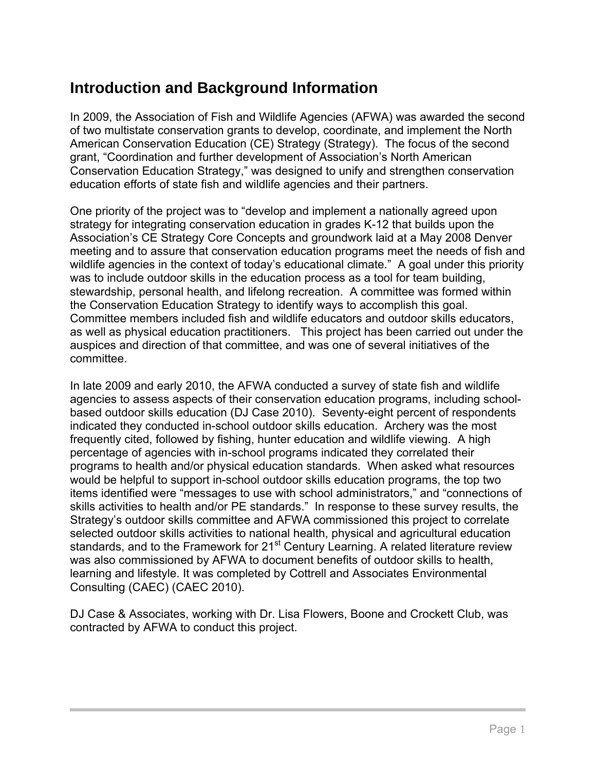## Introduction and Background Information

In 2009, the Association of Fish and Wildlife Agencies (AFWA) was awarded the second of two multistate conservation grants to develop, coordinate, and implement the North American Conservation Education (CE) Strategy (Strategy). The focus of the second grant, "Coordination and further development of Association's North American Conservation Education Strategy," was designed to unify and strengthen conservation education efforts of state fish and wildlife agencies and their partners.

One priority of the project was to "develop and implement a nationally agreed upon strategy for integrating conservation education in grades K-12 that builds upon the Association's CE Strategy Core Concepts and groundwork laid at a May 2008 Denver meeting and to assure that conservation education programs meet the needs of fish and wildlife agencies in the context of today's educational climate." A goal under this priority was to include outdoor skills in the education process as a tool for team building, stewardship, personal health, and lifelong recreation. A committee was formed within the Conservation Education Strategy to identify ways to accomplish this goal. Committee members included fish and wildlife educators and outdoor skills educators, as well as physical education practitioners. This project has been carried out under the auspices and direction of that committee, and was one of several initiatives of the committee.

In late 2009 and early 2010, the AFWA conducted a survey of state fish and wildlife agencies to assess aspects of their conservation education programs, including school-based outdoor skills education (DJ Case 2010). Seventy-eight percent of respondents indicated they conducted in-school outdoor skills education. Archery was the most frequently cited, followed by fishing, hunter education and wildlife viewing. A high percentage of agencies with in-school programs indicated they correlated their programs to health and/or physical education standards. When asked what resources would be helpful to support in-school outdoor skills education programs, the top two items identified were "messages to use with school administrators," and "connections of skills activities to health and/or PE standards." In response to these survey results, the Strategy's outdoor skills committee and AFWA commissioned this project to correlate selected outdoor skills activities to national health, physical and agricultural education standards, and to the Framework for 21st Century Learning. A related literature review was also commissioned by AFWA to document benefits of outdoor skills to health, learning and lifestyle. It was completed by Cottrell and Associates Environmental Consulting (CAEC) (CAEC 2010).

DJ Case & Associates, working with Dr. Lisa Flowers, Boone and Crockett Club, was contracted by AFWA to conduct this project.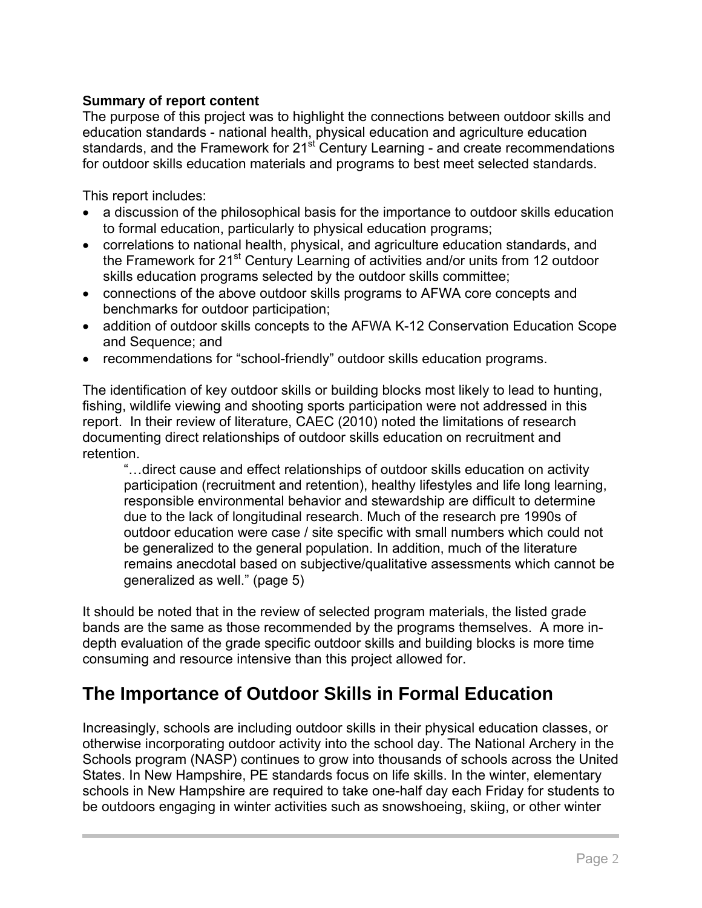**Summary of report content**

The purpose of this project was to highlight the connections between outdoor skills and education standards - national health, physical education and agriculture education standards, and the Framework for 21st Century Learning - and create recommendations for outdoor skills education materials and programs to best meet selected standards.

This report includes:

- a discussion of the philosophical basis for the importance to outdoor skills education to formal education, particularly to physical education programs;
- correlations to national health, physical, and agriculture education standards, and the Framework for 21st Century Learning of activities and/or units from 12 outdoor skills education programs selected by the outdoor skills committee;
- connections of the above outdoor skills programs to AFWA core concepts and benchmarks for outdoor participation;
- addition of outdoor skills concepts to the AFWA K-12 Conservation Education Scope and Sequence; and
- recommendations for "school-friendly" outdoor skills education programs.

The identification of key outdoor skills or building blocks most likely to lead to hunting, fishing, wildlife viewing and shooting sports participation were not addressed in this report. In their review of literature, CAEC (2010) noted the limitations of research documenting direct relationships of outdoor skills education on recruitment and retention.

> "…direct cause and effect relationships of outdoor skills education on activity participation (recruitment and retention), healthy lifestyles and life long learning, responsible environmental behavior and stewardship are difficult to determine due to the lack of longitudinal research. Much of the research pre 1990s of outdoor education were case / site specific with small numbers which could not be generalized to the general population. In addition, much of the literature remains anecdotal based on subjective/qualitative assessments which cannot be generalized as well." (page 5)

It should be noted that in the review of selected program materials, the listed grade bands are the same as those recommended by the programs themselves. A more in-depth evaluation of the grade specific outdoor skills and building blocks is more time consuming and resource intensive than this project allowed for.

# The Importance of Outdoor Skills in Formal Education

Increasingly, schools are including outdoor skills in their physical education classes, or otherwise incorporating outdoor activity into the school day. The National Archery in the Schools program (NASP) continues to grow into thousands of schools across the United States. In New Hampshire, PE standards focus on life skills. In the winter, elementary schools in New Hampshire are required to take one-half day each Friday for students to be outdoors engaging in winter activities such as snowshoeing, skiing, or other winter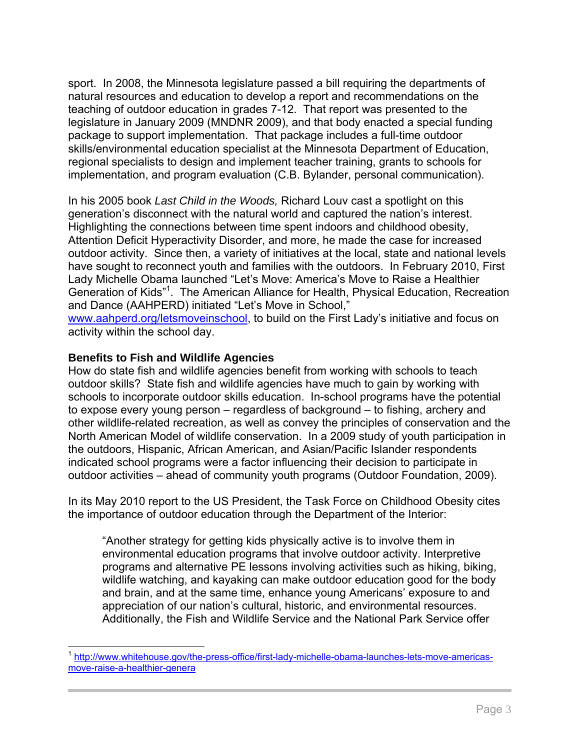sport. In 2008, the Minnesota legislature passed a bill requiring the departments of natural resources and education to develop a report and recommendations on the teaching of outdoor education in grades 7-12. That report was presented to the legislature in January 2009 (MNDNR 2009), and that body enacted a special funding package to support implementation. That package includes a full-time outdoor skills/environmental education specialist at the Minnesota Department of Education, regional specialists to design and implement teacher training, grants to schools for implementation, and program evaluation (C.B. Bylander, personal communication).

In his 2005 book *Last Child in the Woods,* Richard Louv cast a spotlight on this generation's disconnect with the natural world and captured the nation's interest. Highlighting the connections between time spent indoors and childhood obesity, Attention Deficit Hyperactivity Disorder, and more, he made the case for increased outdoor activity. Since then, a variety of initiatives at the local, state and national levels have sought to reconnect youth and families with the outdoors. In February 2010, First Lady Michelle Obama launched "Let's Move: America's Move to Raise a Healthier Generation of Kids"[1]. The American Alliance for Health, Physical Education, Recreation and Dance (AAHPERD) initiated "Let's Move in School," www.aahperd.org/letsmoveinschool, to build on the First Lady's initiative and focus on activity within the school day.

### Benefits to Fish and Wildlife Agencies

How do state fish and wildlife agencies benefit from working with schools to teach outdoor skills? State fish and wildlife agencies have much to gain by working with schools to incorporate outdoor skills education. In-school programs have the potential to expose every young person – regardless of background – to fishing, archery and other wildlife-related recreation, as well as convey the principles of conservation and the North American Model of wildlife conservation. In a 2009 study of youth participation in the outdoors, Hispanic, African American, and Asian/Pacific Islander respondents indicated school programs were a factor influencing their decision to participate in outdoor activities – ahead of community youth programs (Outdoor Foundation, 2009).

In its May 2010 report to the US President, the Task Force on Childhood Obesity cites the importance of outdoor education through the Department of the Interior:

> "Another strategy for getting kids physically active is to involve them in environmental education programs that involve outdoor activity. Interpretive programs and alternative PE lessons involving activities such as hiking, biking, wildlife watching, and kayaking can make outdoor education good for the body and brain, and at the same time, enhance young Americans' exposure to and appreciation of our nation's cultural, historic, and environmental resources. Additionally, the Fish and Wildlife Service and the National Park Service offer

---

[1] http://www.whitehouse.gov/the-press-office/first-lady-michelle-obama-launches-lets-move-americas-move-raise-a-healthier-genera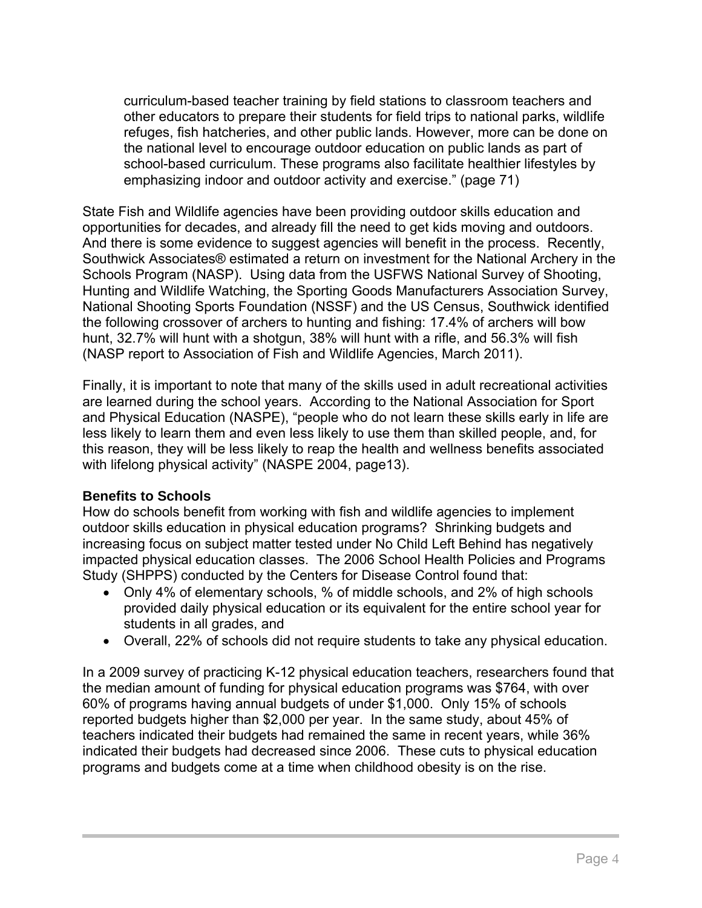> curriculum-based teacher training by field stations to classroom teachers and other educators to prepare their students for field trips to national parks, wildlife refuges, fish hatcheries, and other public lands. However, more can be done on the national level to encourage outdoor education on public lands as part of school-based curriculum. These programs also facilitate healthier lifestyles by emphasizing indoor and outdoor activity and exercise." (page 71)

State Fish and Wildlife agencies have been providing outdoor skills education and opportunities for decades, and already fill the need to get kids moving and outdoors. And there is some evidence to suggest agencies will benefit in the process. Recently, Southwick Associates® estimated a return on investment for the National Archery in the Schools Program (NASP). Using data from the USFWS National Survey of Shooting, Hunting and Wildlife Watching, the Sporting Goods Manufacturers Association Survey, National Shooting Sports Foundation (NSSF) and the US Census, Southwick identified the following crossover of archers to hunting and fishing: 17.4% of archers will bow hunt, 32.7% will hunt with a shotgun, 38% will hunt with a rifle, and 56.3% will fish (NASP report to Association of Fish and Wildlife Agencies, March 2011).

Finally, it is important to note that many of the skills used in adult recreational activities are learned during the school years. According to the National Association for Sport and Physical Education (NASPE), "people who do not learn these skills early in life are less likely to learn them and even less likely to use them than skilled people, and, for this reason, they will be less likely to reap the health and wellness benefits associated with lifelong physical activity" (NASPE 2004, page13).

**Benefits to Schools**

How do schools benefit from working with fish and wildlife agencies to implement outdoor skills education in physical education programs? Shrinking budgets and increasing focus on subject matter tested under No Child Left Behind has negatively impacted physical education classes. The 2006 School Health Policies and Programs Study (SHPPS) conducted by the Centers for Disease Control found that:

- Only 4% of elementary schools, % of middle schools, and 2% of high schools provided daily physical education or its equivalent for the entire school year for students in all grades, and
- Overall, 22% of schools did not require students to take any physical education.

In a 2009 survey of practicing K-12 physical education teachers, researchers found that the median amount of funding for physical education programs was $764, with over 60% of programs having annual budgets of under $1,000. Only 15% of schools reported budgets higher than $2,000 per year. In the same study, about 45% of teachers indicated their budgets had remained the same in recent years, while 36% indicated their budgets had decreased since 2006. These cuts to physical education programs and budgets come at a time when childhood obesity is on the rise.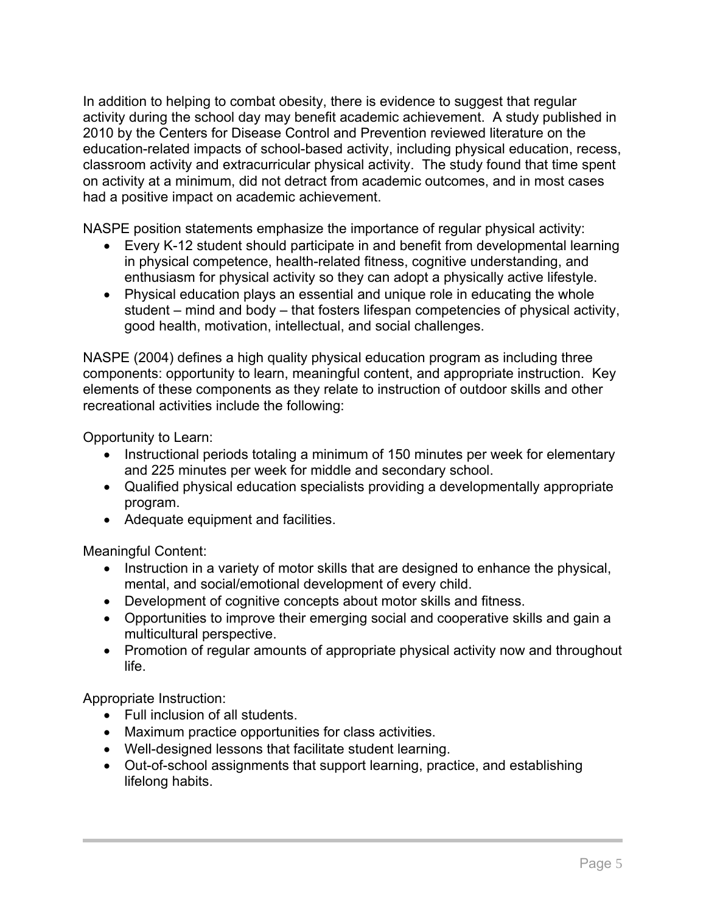In addition to helping to combat obesity, there is evidence to suggest that regular activity during the school day may benefit academic achievement. A study published in 2010 by the Centers for Disease Control and Prevention reviewed literature on the education-related impacts of school-based activity, including physical education, recess, classroom activity and extracurricular physical activity. The study found that time spent on activity at a minimum, did not detract from academic outcomes, and in most cases had a positive impact on academic achievement.

NASPE position statements emphasize the importance of regular physical activity:

- Every K-12 student should participate in and benefit from developmental learning in physical competence, health-related fitness, cognitive understanding, and enthusiasm for physical activity so they can adopt a physically active lifestyle.
- Physical education plays an essential and unique role in educating the whole student – mind and body – that fosters lifespan competencies of physical activity, good health, motivation, intellectual, and social challenges.

NASPE (2004) defines a high quality physical education program as including three components: opportunity to learn, meaningful content, and appropriate instruction. Key elements of these components as they relate to instruction of outdoor skills and other recreational activities include the following:

Opportunity to Learn:

- Instructional periods totaling a minimum of 150 minutes per week for elementary and 225 minutes per week for middle and secondary school.
- Qualified physical education specialists providing a developmentally appropriate program.
- Adequate equipment and facilities.

Meaningful Content:

- Instruction in a variety of motor skills that are designed to enhance the physical, mental, and social/emotional development of every child.
- Development of cognitive concepts about motor skills and fitness.
- Opportunities to improve their emerging social and cooperative skills and gain a multicultural perspective.
- Promotion of regular amounts of appropriate physical activity now and throughout life.

Appropriate Instruction:

- Full inclusion of all students.
- Maximum practice opportunities for class activities.
- Well-designed lessons that facilitate student learning.
- Out-of-school assignments that support learning, practice, and establishing lifelong habits.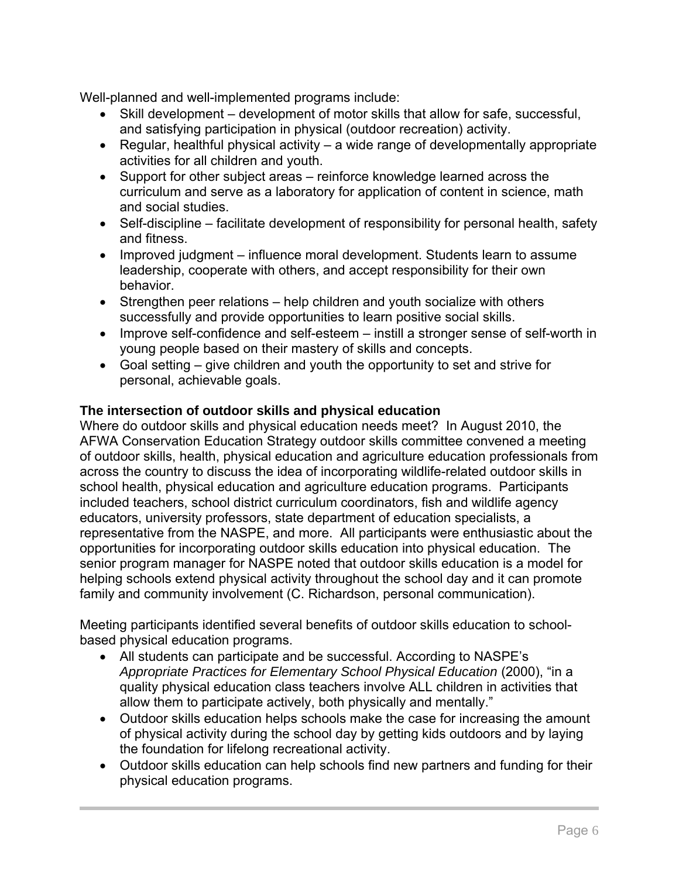Well-planned and well-implemented programs include:

- Skill development – development of motor skills that allow for safe, successful, and satisfying participation in physical (outdoor recreation) activity.
- Regular, healthful physical activity – a wide range of developmentally appropriate activities for all children and youth.
- Support for other subject areas – reinforce knowledge learned across the curriculum and serve as a laboratory for application of content in science, math and social studies.
- Self-discipline – facilitate development of responsibility for personal health, safety and fitness.
- Improved judgment – influence moral development. Students learn to assume leadership, cooperate with others, and accept responsibility for their own behavior.
- Strengthen peer relations – help children and youth socialize with others successfully and provide opportunities to learn positive social skills.
- Improve self-confidence and self-esteem – instill a stronger sense of self-worth in young people based on their mastery of skills and concepts.
- Goal setting – give children and youth the opportunity to set and strive for personal, achievable goals.

**The intersection of outdoor skills and physical education**

Where do outdoor skills and physical education needs meet? In August 2010, the AFWA Conservation Education Strategy outdoor skills committee convened a meeting of outdoor skills, health, physical education and agriculture education professionals from across the country to discuss the idea of incorporating wildlife-related outdoor skills in school health, physical education and agriculture education programs. Participants included teachers, school district curriculum coordinators, fish and wildlife agency educators, university professors, state department of education specialists, a representative from the NASPE, and more. All participants were enthusiastic about the opportunities for incorporating outdoor skills education into physical education. The senior program manager for NASPE noted that outdoor skills education is a model for helping schools extend physical activity throughout the school day and it can promote family and community involvement (C. Richardson, personal communication).

Meeting participants identified several benefits of outdoor skills education to school-based physical education programs.

- All students can participate and be successful. According to NASPE's *Appropriate Practices for Elementary School Physical Education* (2000), "in a quality physical education class teachers involve ALL children in activities that allow them to participate actively, both physically and mentally."
- Outdoor skills education helps schools make the case for increasing the amount of physical activity during the school day by getting kids outdoors and by laying the foundation for lifelong recreational activity.
- Outdoor skills education can help schools find new partners and funding for their physical education programs.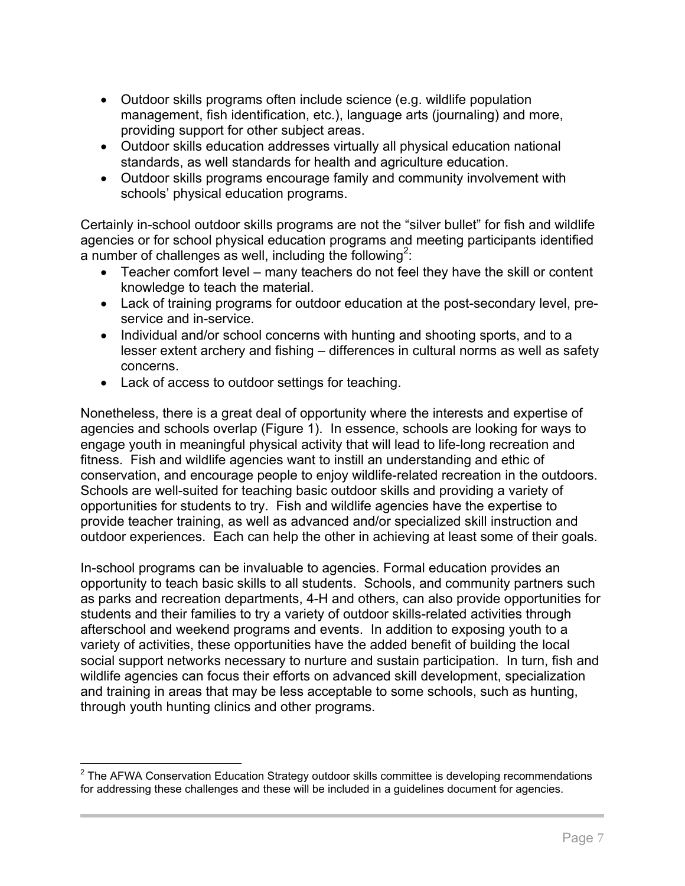- Outdoor skills programs often include science (e.g. wildlife population management, fish identification, etc.), language arts (journaling) and more, providing support for other subject areas.
- Outdoor skills education addresses virtually all physical education national standards, as well standards for health and agriculture education.
- Outdoor skills programs encourage family and community involvement with schools' physical education programs.

Certainly in-school outdoor skills programs are not the "silver bullet" for fish and wildlife agencies or for school physical education programs and meeting participants identified a number of challenges as well, including the following[2]:

- Teacher comfort level – many teachers do not feel they have the skill or content knowledge to teach the material.
- Lack of training programs for outdoor education at the post-secondary level, pre-service and in-service.
- Individual and/or school concerns with hunting and shooting sports, and to a lesser extent archery and fishing – differences in cultural norms as well as safety concerns.
- Lack of access to outdoor settings for teaching.

Nonetheless, there is a great deal of opportunity where the interests and expertise of agencies and schools overlap (Figure 1). In essence, schools are looking for ways to engage youth in meaningful physical activity that will lead to life-long recreation and fitness. Fish and wildlife agencies want to instill an understanding and ethic of conservation, and encourage people to enjoy wildlife-related recreation in the outdoors. Schools are well-suited for teaching basic outdoor skills and providing a variety of opportunities for students to try. Fish and wildlife agencies have the expertise to provide teacher training, as well as advanced and/or specialized skill instruction and outdoor experiences. Each can help the other in achieving at least some of their goals.

In-school programs can be invaluable to agencies. Formal education provides an opportunity to teach basic skills to all students. Schools, and community partners such as parks and recreation departments, 4-H and others, can also provide opportunities for students and their families to try a variety of outdoor skills-related activities through afterschool and weekend programs and events. In addition to exposing youth to a variety of activities, these opportunities have the added benefit of building the local social support networks necessary to nurture and sustain participation. In turn, fish and wildlife agencies can focus their efforts on advanced skill development, specialization and training in areas that may be less acceptable to some schools, such as hunting, through youth hunting clinics and other programs.

[2] The AFWA Conservation Education Strategy outdoor skills committee is developing recommendations for addressing these challenges and these will be included in a guidelines document for agencies.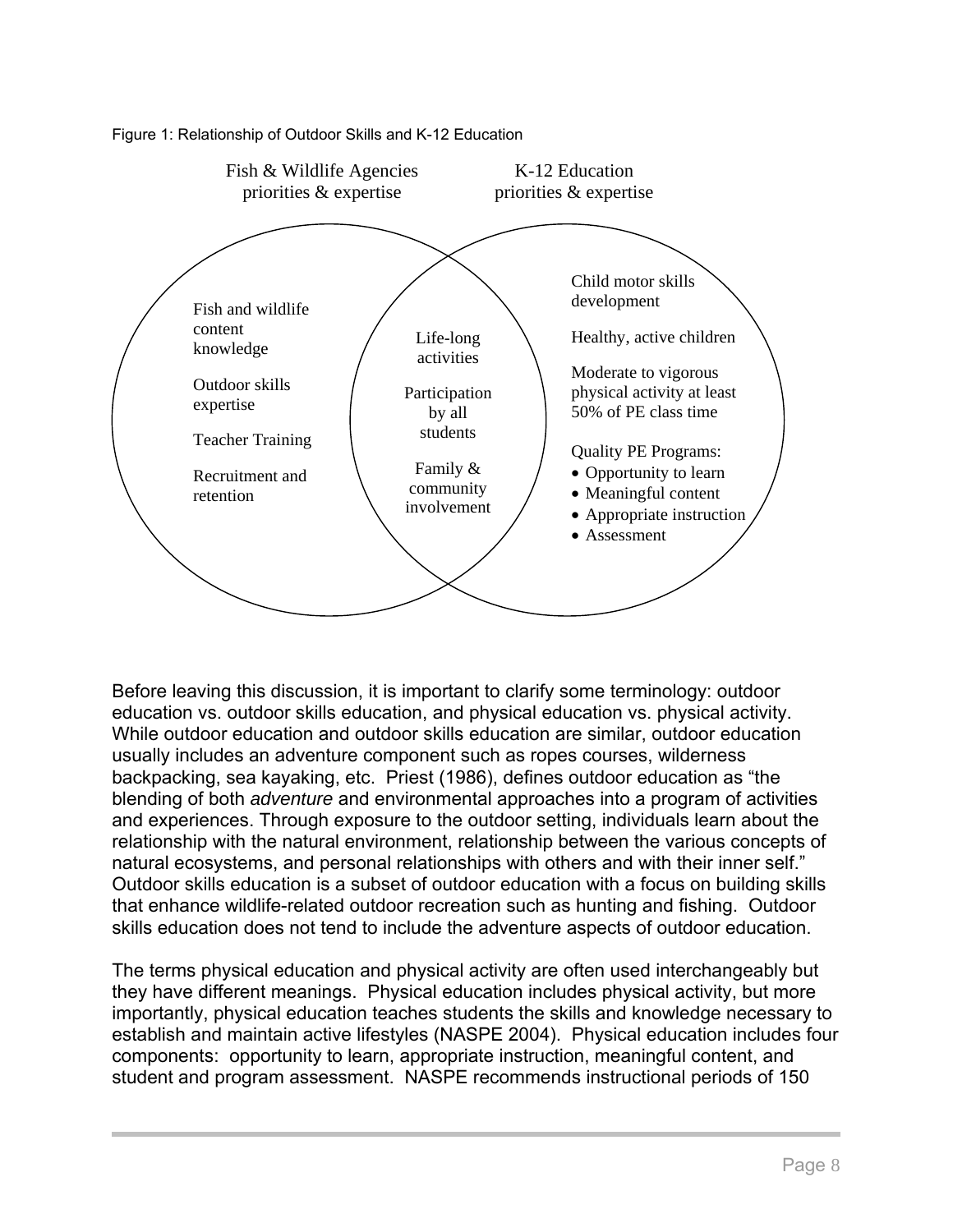Figure 1: Relationship of Outdoor Skills and K-12 Education

**Fish & Wildlife Agencies priorities & expertise**

- Fish and wildlife content knowledge
- Outdoor skills expertise
- Teacher Training
- Recruitment and retention

**Overlap**

- Life-long activities
- Participation by all students
- Family & community involvement

**K-12 Education priorities & expertise**

- Child motor skills development
- Healthy, active children
- Moderate to vigorous physical activity at least 50% of PE class time
- Quality PE Programs:
  - Opportunity to learn
  - Meaningful content
  - Appropriate instruction
  - Assessment

Before leaving this discussion, it is important to clarify some terminology: outdoor education vs. outdoor skills education, and physical education vs. physical activity. While outdoor education and outdoor skills education are similar, outdoor education usually includes an adventure component such as ropes courses, wilderness backpacking, sea kayaking, etc. Priest (1986), defines outdoor education as "the blending of both *adventure* and environmental approaches into a program of activities and experiences. Through exposure to the outdoor setting, individuals learn about the relationship with the natural environment, relationship between the various concepts of natural ecosystems, and personal relationships with others and with their inner self." Outdoor skills education is a subset of outdoor education with a focus on building skills that enhance wildlife-related outdoor recreation such as hunting and fishing. Outdoor skills education does not tend to include the adventure aspects of outdoor education.

The terms physical education and physical activity are often used interchangeably but they have different meanings. Physical education includes physical activity, but more importantly, physical education teaches students the skills and knowledge necessary to establish and maintain active lifestyles (NASPE 2004). Physical education includes four components: opportunity to learn, appropriate instruction, meaningful content, and student and program assessment. NASPE recommends instructional periods of 150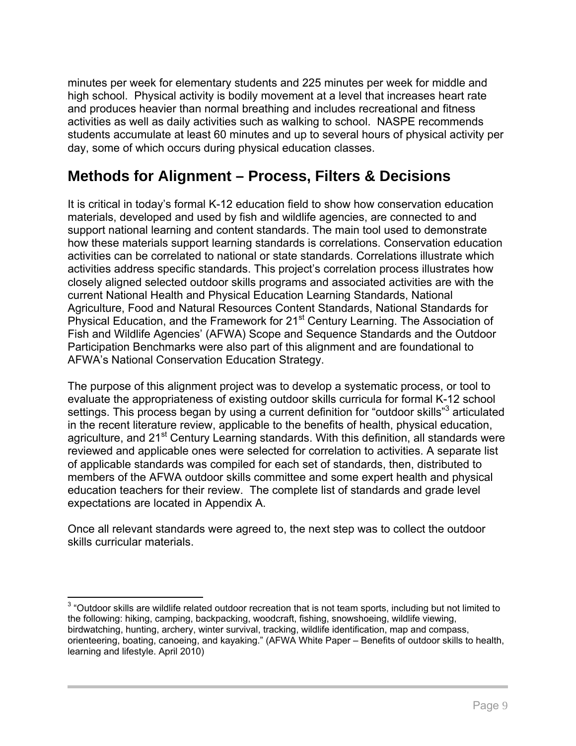minutes per week for elementary students and 225 minutes per week for middle and high school. Physical activity is bodily movement at a level that increases heart rate and produces heavier than normal breathing and includes recreational and fitness activities as well as daily activities such as walking to school. NASPE recommends students accumulate at least 60 minutes and up to several hours of physical activity per day, some of which occurs during physical education classes.

## Methods for Alignment – Process, Filters & Decisions

It is critical in today's formal K-12 education field to show how conservation education materials, developed and used by fish and wildlife agencies, are connected to and support national learning and content standards. The main tool used to demonstrate how these materials support learning standards is correlations. Conservation education activities can be correlated to national or state standards. Correlations illustrate which activities address specific standards. This project's correlation process illustrates how closely aligned selected outdoor skills programs and associated activities are with the current National Health and Physical Education Learning Standards, National Agriculture, Food and Natural Resources Content Standards, National Standards for Physical Education, and the Framework for 21st Century Learning. The Association of Fish and Wildlife Agencies' (AFWA) Scope and Sequence Standards and the Outdoor Participation Benchmarks were also part of this alignment and are foundational to AFWA's National Conservation Education Strategy.

The purpose of this alignment project was to develop a systematic process, or tool to evaluate the appropriateness of existing outdoor skills curricula for formal K-12 school settings. This process began by using a current definition for "outdoor skills"[3] articulated in the recent literature review, applicable to the benefits of health, physical education, agriculture, and 21st Century Learning standards. With this definition, all standards were reviewed and applicable ones were selected for correlation to activities. A separate list of applicable standards was compiled for each set of standards, then, distributed to members of the AFWA outdoor skills committee and some expert health and physical education teachers for their review. The complete list of standards and grade level expectations are located in Appendix A.

Once all relevant standards were agreed to, the next step was to collect the outdoor skills curricular materials.

---

[3] "Outdoor skills are wildlife related outdoor recreation that is not team sports, including but not limited to the following: hiking, camping, backpacking, woodcraft, fishing, snowshoeing, wildlife viewing, birdwatching, hunting, archery, winter survival, tracking, wildlife identification, map and compass, orienteering, boating, canoeing, and kayaking." (AFWA White Paper – Benefits of outdoor skills to health, learning and lifestyle. April 2010)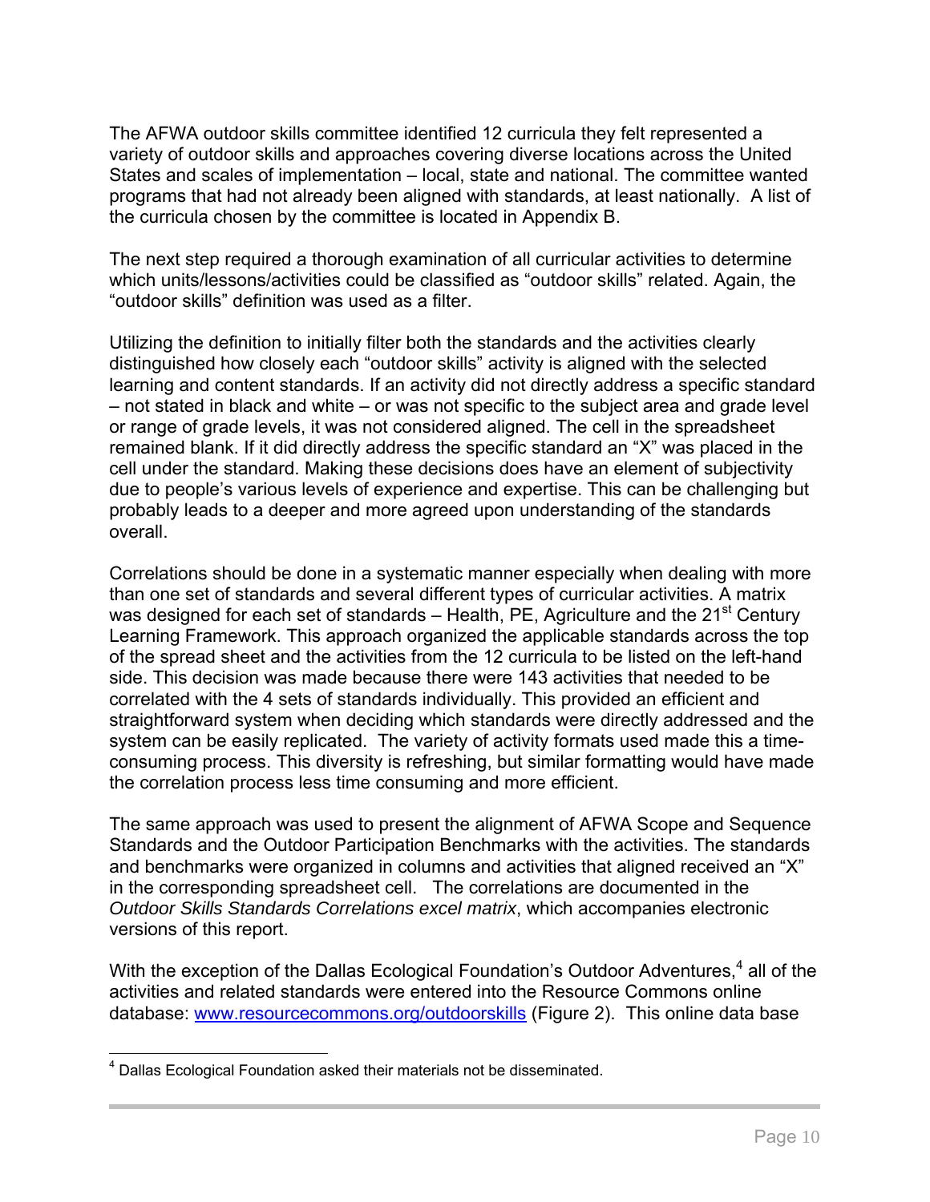The AFWA outdoor skills committee identified 12 curricula they felt represented a variety of outdoor skills and approaches covering diverse locations across the United States and scales of implementation – local, state and national. The committee wanted programs that had not already been aligned with standards, at least nationally. A list of the curricula chosen by the committee is located in Appendix B.

The next step required a thorough examination of all curricular activities to determine which units/lessons/activities could be classified as "outdoor skills" related. Again, the "outdoor skills" definition was used as a filter.

Utilizing the definition to initially filter both the standards and the activities clearly distinguished how closely each "outdoor skills" activity is aligned with the selected learning and content standards. If an activity did not directly address a specific standard – not stated in black and white – or was not specific to the subject area and grade level or range of grade levels, it was not considered aligned. The cell in the spreadsheet remained blank. If it did directly address the specific standard an "X" was placed in the cell under the standard. Making these decisions does have an element of subjectivity due to people's various levels of experience and expertise. This can be challenging but probably leads to a deeper and more agreed upon understanding of the standards overall.

Correlations should be done in a systematic manner especially when dealing with more than one set of standards and several different types of curricular activities. A matrix was designed for each set of standards – Health, PE, Agriculture and the 21st Century Learning Framework. This approach organized the applicable standards across the top of the spread sheet and the activities from the 12 curricula to be listed on the left-hand side. This decision was made because there were 143 activities that needed to be correlated with the 4 sets of standards individually. This provided an efficient and straightforward system when deciding which standards were directly addressed and the system can be easily replicated. The variety of activity formats used made this a time-consuming process. This diversity is refreshing, but similar formatting would have made the correlation process less time consuming and more efficient.

The same approach was used to present the alignment of AFWA Scope and Sequence Standards and the Outdoor Participation Benchmarks with the activities. The standards and benchmarks were organized in columns and activities that aligned received an "X" in the corresponding spreadsheet cell. The correlations are documented in the *Outdoor Skills Standards Correlations excel matrix*, which accompanies electronic versions of this report.

With the exception of the Dallas Ecological Foundation's Outdoor Adventures,[4] all of the activities and related standards were entered into the Resource Commons online database: www.resourcecommons.org/outdoorskills (Figure 2). This online data base

[4] Dallas Ecological Foundation asked their materials not be disseminated.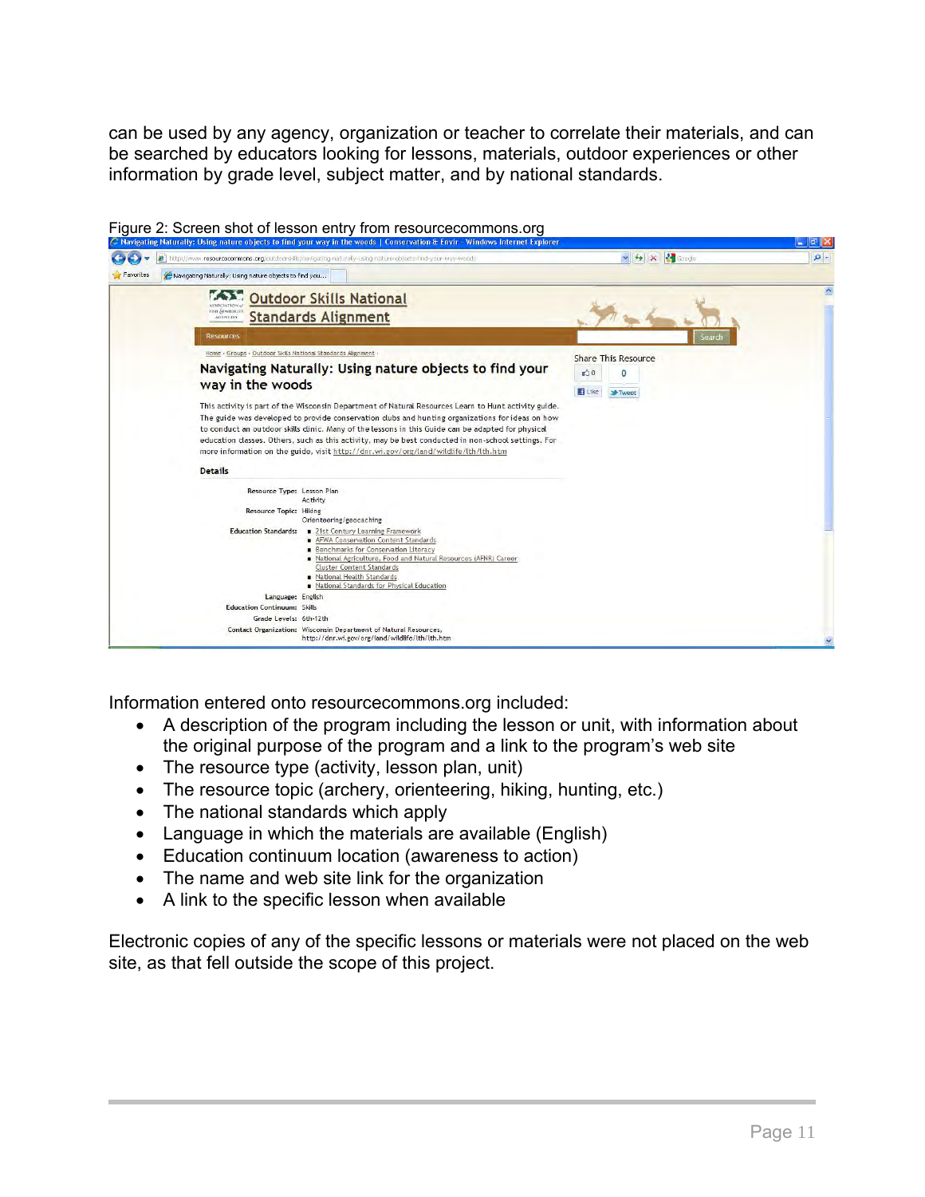can be used by any agency, organization or teacher to correlate their materials, and can be searched by educators looking for lessons, materials, outdoor experiences or other information by grade level, subject matter, and by national standards.

Figure 2: Screen shot of lesson entry from resourcecommons.org

Information entered onto resourcecommons.org included:

- A description of the program including the lesson or unit, with information about the original purpose of the program and a link to the program's web site
- The resource type (activity, lesson plan, unit)
- The resource topic (archery, orienteering, hiking, hunting, etc.)
- The national standards which apply
- Language in which the materials are available (English)
- Education continuum location (awareness to action)
- The name and web site link for the organization
- A link to the specific lesson when available

Electronic copies of any of the specific lessons or materials were not placed on the web site, as that fell outside the scope of this project.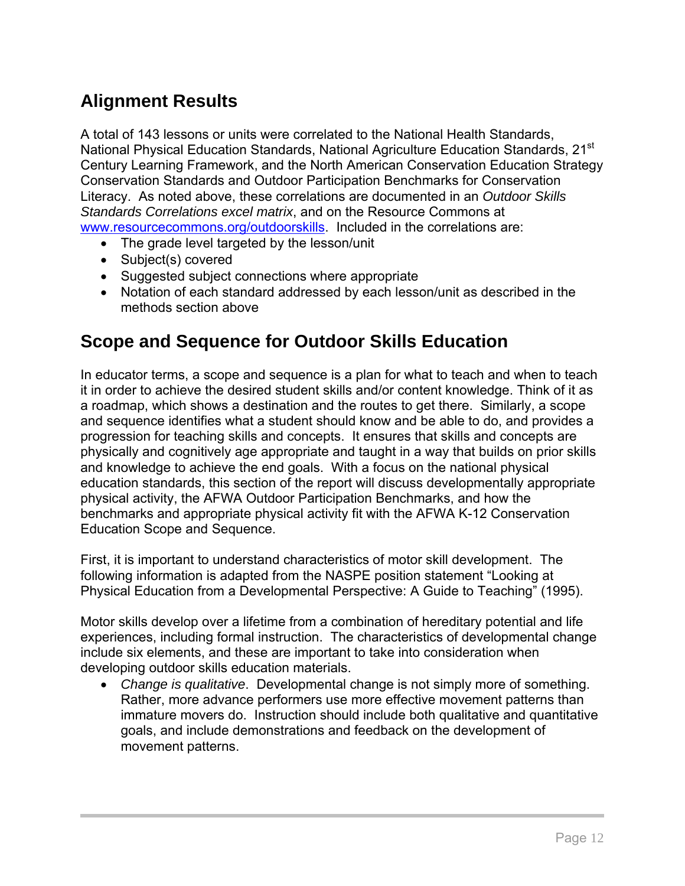## Alignment Results

A total of 143 lessons or units were correlated to the National Health Standards, National Physical Education Standards, National Agriculture Education Standards, 21st Century Learning Framework, and the North American Conservation Education Strategy Conservation Standards and Outdoor Participation Benchmarks for Conservation Literacy. As noted above, these correlations are documented in an *Outdoor Skills Standards Correlations excel matrix*, and on the Resource Commons at www.resourcecommons.org/outdoorskills. Included in the correlations are:

- The grade level targeted by the lesson/unit
- Subject(s) covered
- Suggested subject connections where appropriate
- Notation of each standard addressed by each lesson/unit as described in the methods section above

## Scope and Sequence for Outdoor Skills Education

In educator terms, a scope and sequence is a plan for what to teach and when to teach it in order to achieve the desired student skills and/or content knowledge. Think of it as a roadmap, which shows a destination and the routes to get there. Similarly, a scope and sequence identifies what a student should know and be able to do, and provides a progression for teaching skills and concepts. It ensures that skills and concepts are physically and cognitively age appropriate and taught in a way that builds on prior skills and knowledge to achieve the end goals. With a focus on the national physical education standards, this section of the report will discuss developmentally appropriate physical activity, the AFWA Outdoor Participation Benchmarks, and how the benchmarks and appropriate physical activity fit with the AFWA K-12 Conservation Education Scope and Sequence.

First, it is important to understand characteristics of motor skill development. The following information is adapted from the NASPE position statement "Looking at Physical Education from a Developmental Perspective: A Guide to Teaching" (1995).

Motor skills develop over a lifetime from a combination of hereditary potential and life experiences, including formal instruction. The characteristics of developmental change include six elements, and these are important to take into consideration when developing outdoor skills education materials.

- *Change is qualitative*. Developmental change is not simply more of something. Rather, more advance performers use more effective movement patterns than immature movers do. Instruction should include both qualitative and quantitative goals, and include demonstrations and feedback on the development of movement patterns.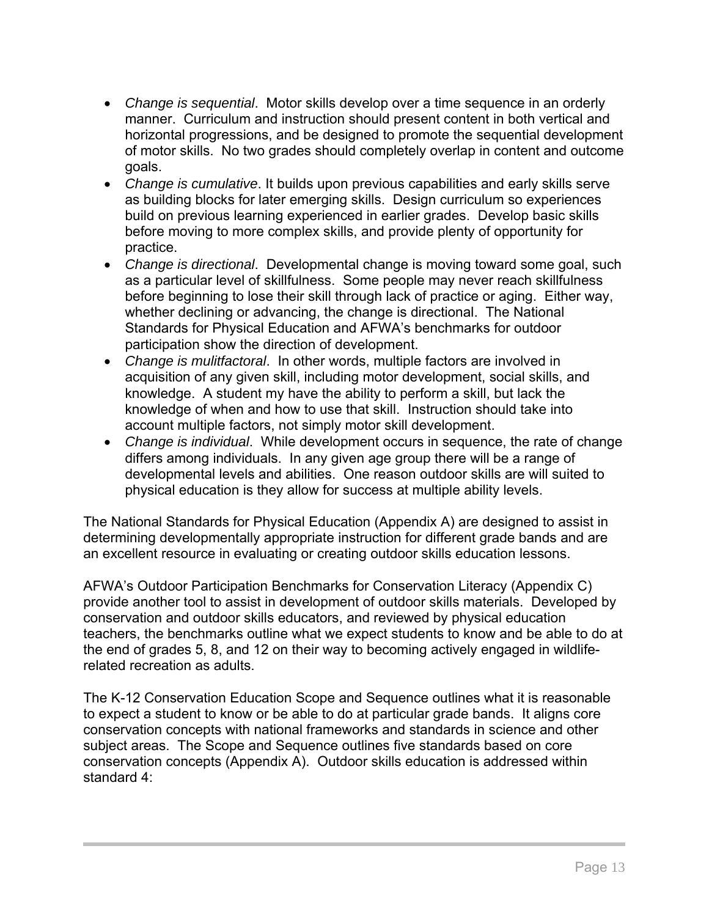- *Change is sequential*. Motor skills develop over a time sequence in an orderly manner. Curriculum and instruction should present content in both vertical and horizontal progressions, and be designed to promote the sequential development of motor skills. No two grades should completely overlap in content and outcome goals.
- *Change is cumulative*. It builds upon previous capabilities and early skills serve as building blocks for later emerging skills. Design curriculum so experiences build on previous learning experienced in earlier grades. Develop basic skills before moving to more complex skills, and provide plenty of opportunity for practice.
- *Change is directional*. Developmental change is moving toward some goal, such as a particular level of skillfulness. Some people may never reach skillfulness before beginning to lose their skill through lack of practice or aging. Either way, whether declining or advancing, the change is directional. The National Standards for Physical Education and AFWA's benchmarks for outdoor participation show the direction of development.
- *Change is mulitfactoral*. In other words, multiple factors are involved in acquisition of any given skill, including motor development, social skills, and knowledge. A student my have the ability to perform a skill, but lack the knowledge of when and how to use that skill. Instruction should take into account multiple factors, not simply motor skill development.
- *Change is individual*. While development occurs in sequence, the rate of change differs among individuals. In any given age group there will be a range of developmental levels and abilities. One reason outdoor skills are will suited to physical education is they allow for success at multiple ability levels.

The National Standards for Physical Education (Appendix A) are designed to assist in determining developmentally appropriate instruction for different grade bands and are an excellent resource in evaluating or creating outdoor skills education lessons.

AFWA's Outdoor Participation Benchmarks for Conservation Literacy (Appendix C) provide another tool to assist in development of outdoor skills materials. Developed by conservation and outdoor skills educators, and reviewed by physical education teachers, the benchmarks outline what we expect students to know and be able to do at the end of grades 5, 8, and 12 on their way to becoming actively engaged in wildlife-related recreation as adults.

The K-12 Conservation Education Scope and Sequence outlines what it is reasonable to expect a student to know or be able to do at particular grade bands. It aligns core conservation concepts with national frameworks and standards in science and other subject areas. The Scope and Sequence outlines five standards based on core conservation concepts (Appendix A). Outdoor skills education is addressed within standard 4: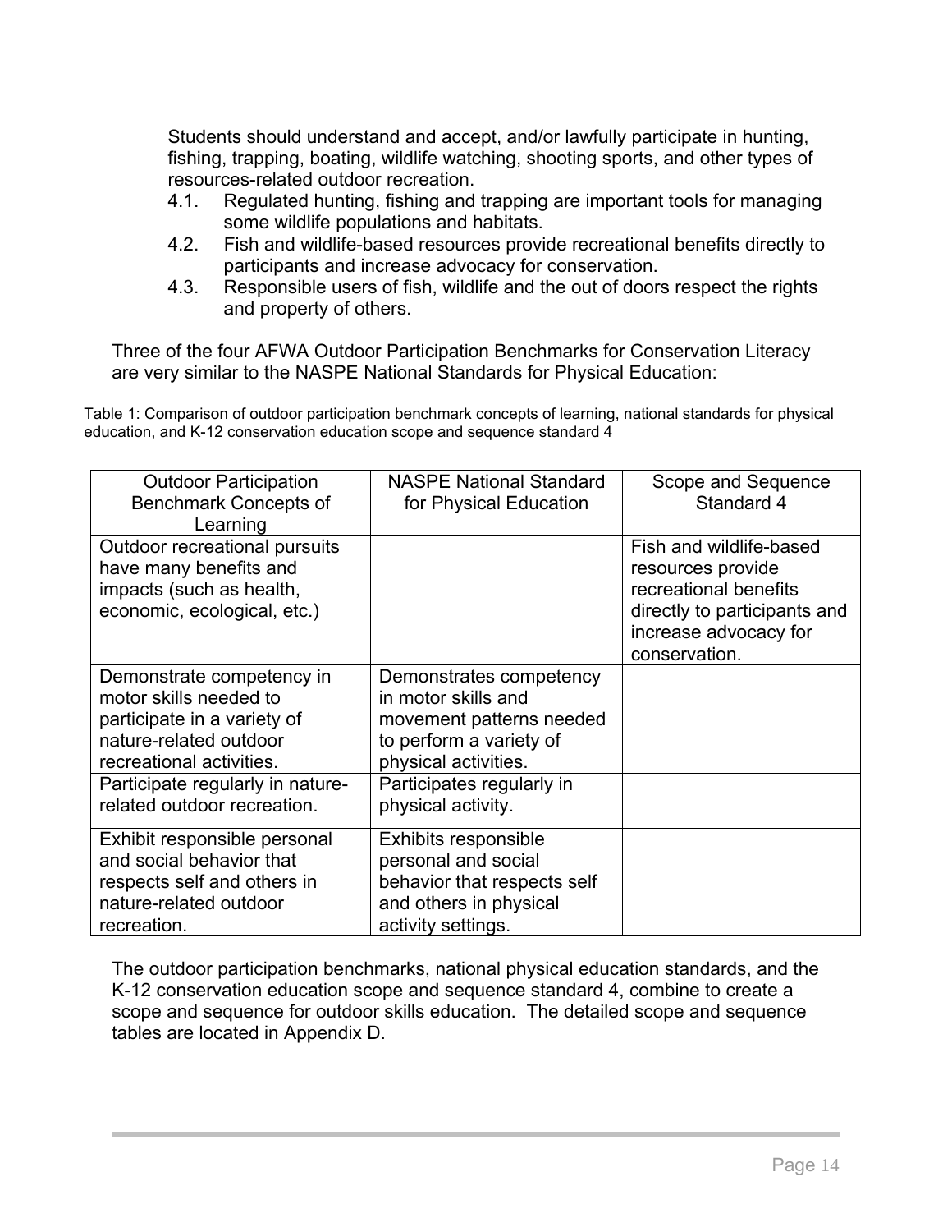Students should understand and accept, and/or lawfully participate in hunting, fishing, trapping, boating, wildlife watching, shooting sports, and other types of resources-related outdoor recreation.

4.1. Regulated hunting, fishing and trapping are important tools for managing some wildlife populations and habitats.
4.2. Fish and wildlife-based resources provide recreational benefits directly to participants and increase advocacy for conservation.
4.3. Responsible users of fish, wildlife and the out of doors respect the rights and property of others.

Three of the four AFWA Outdoor Participation Benchmarks for Conservation Literacy are very similar to the NASPE National Standards for Physical Education:

Table 1: Comparison of outdoor participation benchmark concepts of learning, national standards for physical education, and K-12 conservation education scope and sequence standard 4

| Outdoor Participation Benchmark Concepts of Learning | NASPE National Standard for Physical Education | Scope and Sequence Standard 4 |
|---|---|---|
| Outdoor recreational pursuits have many benefits and impacts (such as health, economic, ecological, etc.) | | Fish and wildlife-based resources provide recreational benefits directly to participants and increase advocacy for conservation. |
| Demonstrate competency in motor skills needed to participate in a variety of nature-related outdoor recreational activities. | Demonstrates competency in motor skills and movement patterns needed to perform a variety of physical activities. | |
| Participate regularly in nature-related outdoor recreation. | Participates regularly in physical activity. | |
| Exhibit responsible personal and social behavior that respects self and others in nature-related outdoor recreation. | Exhibits responsible personal and social behavior that respects self and others in physical activity settings. | |

The outdoor participation benchmarks, national physical education standards, and the K-12 conservation education scope and sequence standard 4, combine to create a scope and sequence for outdoor skills education. The detailed scope and sequence tables are located in Appendix D.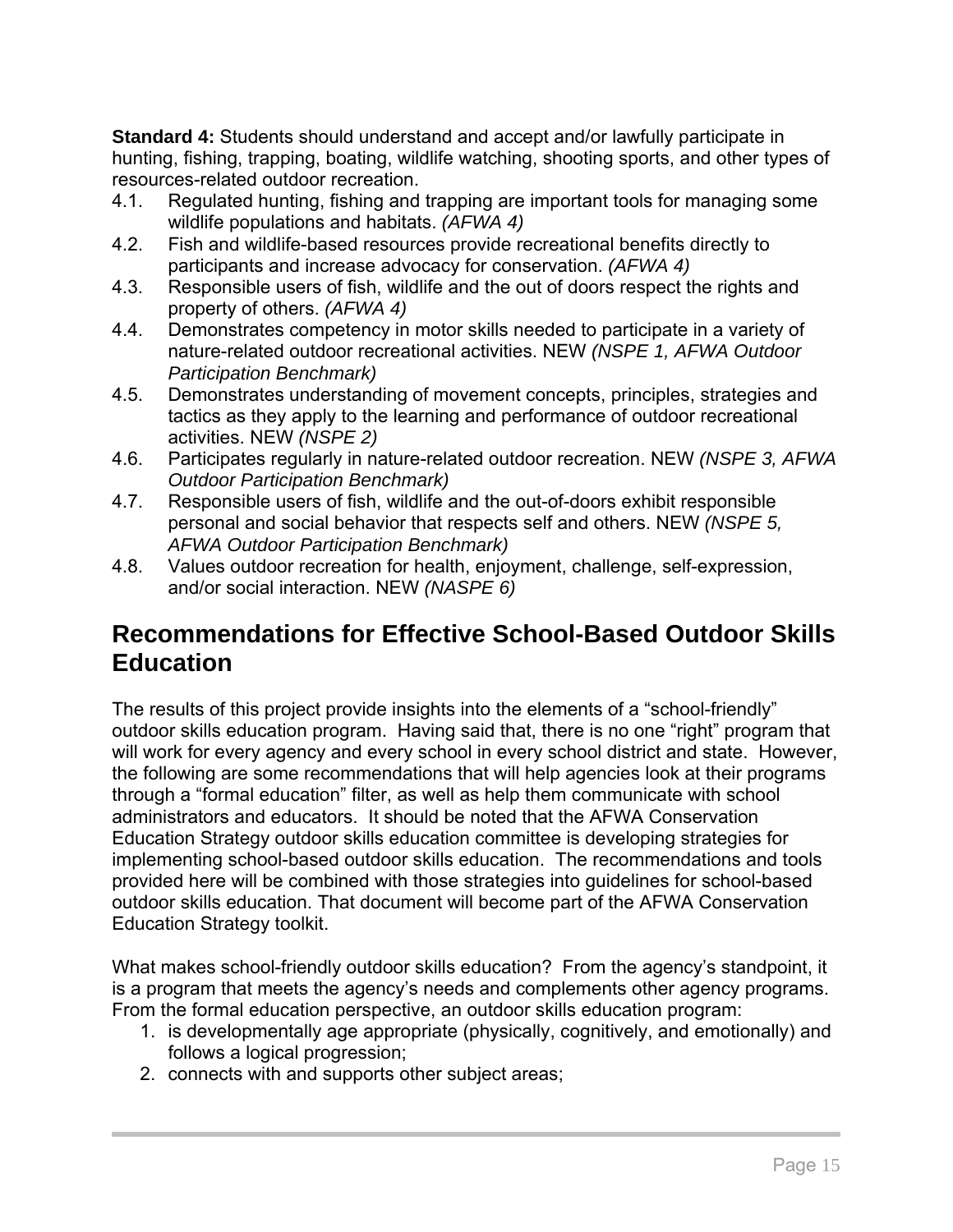**Standard 4:** Students should understand and accept and/or lawfully participate in hunting, fishing, trapping, boating, wildlife watching, shooting sports, and other types of resources-related outdoor recreation.

4.1. Regulated hunting, fishing and trapping are important tools for managing some wildlife populations and habitats. *(AFWA 4)*
4.2. Fish and wildlife-based resources provide recreational benefits directly to participants and increase advocacy for conservation. *(AFWA 4)*
4.3. Responsible users of fish, wildlife and the out of doors respect the rights and property of others. *(AFWA 4)*
4.4. Demonstrates competency in motor skills needed to participate in a variety of nature-related outdoor recreational activities. NEW *(NSPE 1, AFWA Outdoor Participation Benchmark)*
4.5. Demonstrates understanding of movement concepts, principles, strategies and tactics as they apply to the learning and performance of outdoor recreational activities. NEW *(NSPE 2)*
4.6. Participates regularly in nature-related outdoor recreation. NEW *(NSPE 3, AFWA Outdoor Participation Benchmark)*
4.7. Responsible users of fish, wildlife and the out-of-doors exhibit responsible personal and social behavior that respects self and others. NEW *(NSPE 5, AFWA Outdoor Participation Benchmark)*
4.8. Values outdoor recreation for health, enjoyment, challenge, self-expression, and/or social interaction. NEW *(NASPE 6)*

## Recommendations for Effective School-Based Outdoor Skills Education

The results of this project provide insights into the elements of a “school-friendly” outdoor skills education program. Having said that, there is no one “right” program that will work for every agency and every school in every school district and state. However, the following are some recommendations that will help agencies look at their programs through a “formal education” filter, as well as help them communicate with school administrators and educators. It should be noted that the AFWA Conservation Education Strategy outdoor skills education committee is developing strategies for implementing school-based outdoor skills education. The recommendations and tools provided here will be combined with those strategies into guidelines for school-based outdoor skills education. That document will become part of the AFWA Conservation Education Strategy toolkit.

What makes school-friendly outdoor skills education? From the agency’s standpoint, it is a program that meets the agency’s needs and complements other agency programs. From the formal education perspective, an outdoor skills education program:

1. is developmentally age appropriate (physically, cognitively, and emotionally) and follows a logical progression;
2. connects with and supports other subject areas;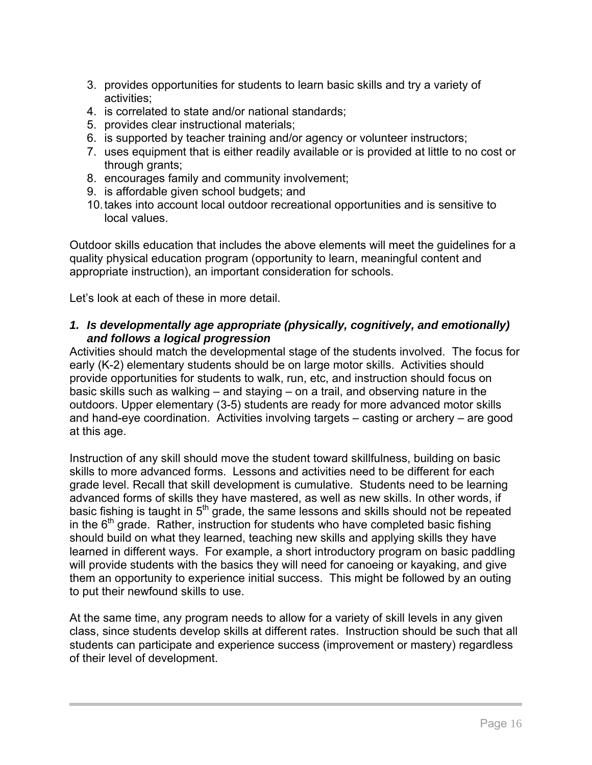3. provides opportunities for students to learn basic skills and try a variety of activities;
4. is correlated to state and/or national standards;
5. provides clear instructional materials;
6. is supported by teacher training and/or agency or volunteer instructors;
7. uses equipment that is either readily available or is provided at little to no cost or through grants;
8. encourages family and community involvement;
9. is affordable given school budgets; and
10. takes into account local outdoor recreational opportunities and is sensitive to local values.

Outdoor skills education that includes the above elements will meet the guidelines for a quality physical education program (opportunity to learn, meaningful content and appropriate instruction), an important consideration for schools.

Let's look at each of these in more detail.

### *1. Is developmentally age appropriate (physically, cognitively, and emotionally) and follows a logical progression*

Activities should match the developmental stage of the students involved. The focus for early (K-2) elementary students should be on large motor skills. Activities should provide opportunities for students to walk, run, etc, and instruction should focus on basic skills such as walking – and staying – on a trail, and observing nature in the outdoors. Upper elementary (3-5) students are ready for more advanced motor skills and hand-eye coordination. Activities involving targets – casting or archery – are good at this age.

Instruction of any skill should move the student toward skillfulness, building on basic skills to more advanced forms. Lessons and activities need to be different for each grade level. Recall that skill development is cumulative. Students need to be learning advanced forms of skills they have mastered, as well as new skills. In other words, if basic fishing is taught in 5th grade, the same lessons and skills should not be repeated in the 6th grade. Rather, instruction for students who have completed basic fishing should build on what they learned, teaching new skills and applying skills they have learned in different ways. For example, a short introductory program on basic paddling will provide students with the basics they will need for canoeing or kayaking, and give them an opportunity to experience initial success. This might be followed by an outing to put their newfound skills to use.

At the same time, any program needs to allow for a variety of skill levels in any given class, since students develop skills at different rates. Instruction should be such that all students can participate and experience success (improvement or mastery) regardless of their level of development.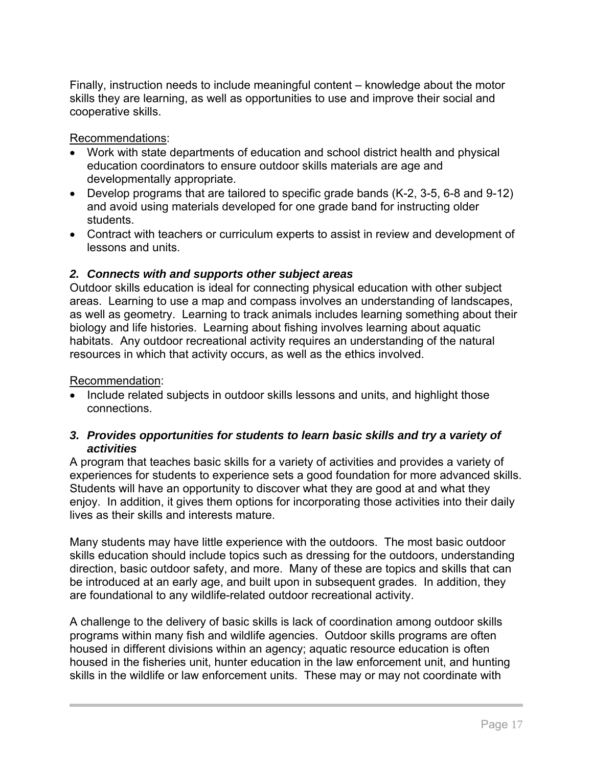Finally, instruction needs to include meaningful content – knowledge about the motor skills they are learning, as well as opportunities to use and improve their social and cooperative skills.

Recommendations:

- Work with state departments of education and school district health and physical education coordinators to ensure outdoor skills materials are age and developmentally appropriate.
- Develop programs that are tailored to specific grade bands (K-2, 3-5, 6-8 and 9-12) and avoid using materials developed for one grade band for instructing older students.
- Contract with teachers or curriculum experts to assist in review and development of lessons and units.

### *2. Connects with and supports other subject areas*

Outdoor skills education is ideal for connecting physical education with other subject areas. Learning to use a map and compass involves an understanding of landscapes, as well as geometry. Learning to track animals includes learning something about their biology and life histories. Learning about fishing involves learning about aquatic habitats. Any outdoor recreational activity requires an understanding of the natural resources in which that activity occurs, as well as the ethics involved.

Recommendation:

- Include related subjects in outdoor skills lessons and units, and highlight those connections.

### *3. Provides opportunities for students to learn basic skills and try a variety of activities*

A program that teaches basic skills for a variety of activities and provides a variety of experiences for students to experience sets a good foundation for more advanced skills. Students will have an opportunity to discover what they are good at and what they enjoy. In addition, it gives them options for incorporating those activities into their daily lives as their skills and interests mature.

Many students may have little experience with the outdoors. The most basic outdoor skills education should include topics such as dressing for the outdoors, understanding direction, basic outdoor safety, and more. Many of these are topics and skills that can be introduced at an early age, and built upon in subsequent grades. In addition, they are foundational to any wildlife-related outdoor recreational activity.

A challenge to the delivery of basic skills is lack of coordination among outdoor skills programs within many fish and wildlife agencies. Outdoor skills programs are often housed in different divisions within an agency; aquatic resource education is often housed in the fisheries unit, hunter education in the law enforcement unit, and hunting skills in the wildlife or law enforcement units. These may or may not coordinate with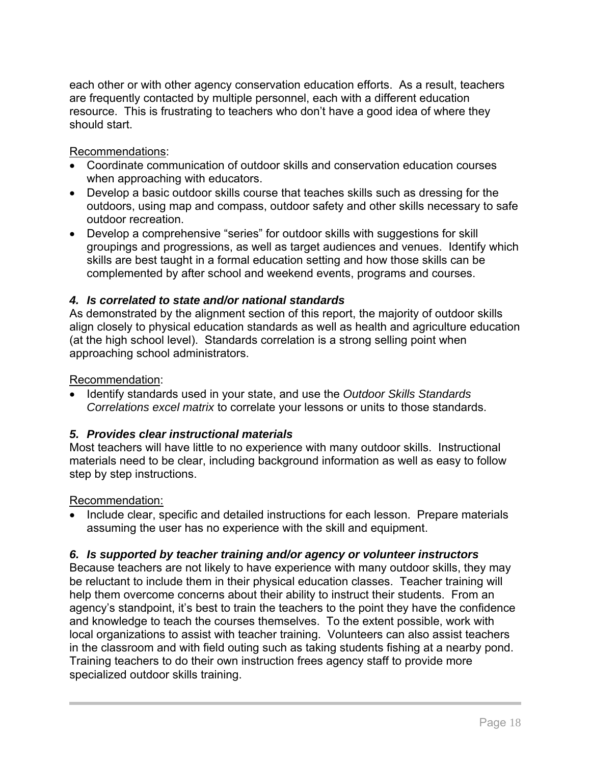each other or with other agency conservation education efforts. As a result, teachers are frequently contacted by multiple personnel, each with a different education resource. This is frustrating to teachers who don't have a good idea of where they should start.

Recommendations:

- Coordinate communication of outdoor skills and conservation education courses when approaching with educators.
- Develop a basic outdoor skills course that teaches skills such as dressing for the outdoors, using map and compass, outdoor safety and other skills necessary to safe outdoor recreation.
- Develop a comprehensive "series" for outdoor skills with suggestions for skill groupings and progressions, as well as target audiences and venues. Identify which skills are best taught in a formal education setting and how those skills can be complemented by after school and weekend events, programs and courses.

### *4. Is correlated to state and/or national standards*

As demonstrated by the alignment section of this report, the majority of outdoor skills align closely to physical education standards as well as health and agriculture education (at the high school level). Standards correlation is a strong selling point when approaching school administrators.

Recommendation:

- Identify standards used in your state, and use the *Outdoor Skills Standards Correlations excel matrix* to correlate your lessons or units to those standards.

### *5. Provides clear instructional materials*

Most teachers will have little to no experience with many outdoor skills. Instructional materials need to be clear, including background information as well as easy to follow step by step instructions.

Recommendation:

- Include clear, specific and detailed instructions for each lesson. Prepare materials assuming the user has no experience with the skill and equipment.

### *6. Is supported by teacher training and/or agency or volunteer instructors*

Because teachers are not likely to have experience with many outdoor skills, they may be reluctant to include them in their physical education classes. Teacher training will help them overcome concerns about their ability to instruct their students. From an agency's standpoint, it's best to train the teachers to the point they have the confidence and knowledge to teach the courses themselves. To the extent possible, work with local organizations to assist with teacher training. Volunteers can also assist teachers in the classroom and with field outing such as taking students fishing at a nearby pond. Training teachers to do their own instruction frees agency staff to provide more specialized outdoor skills training.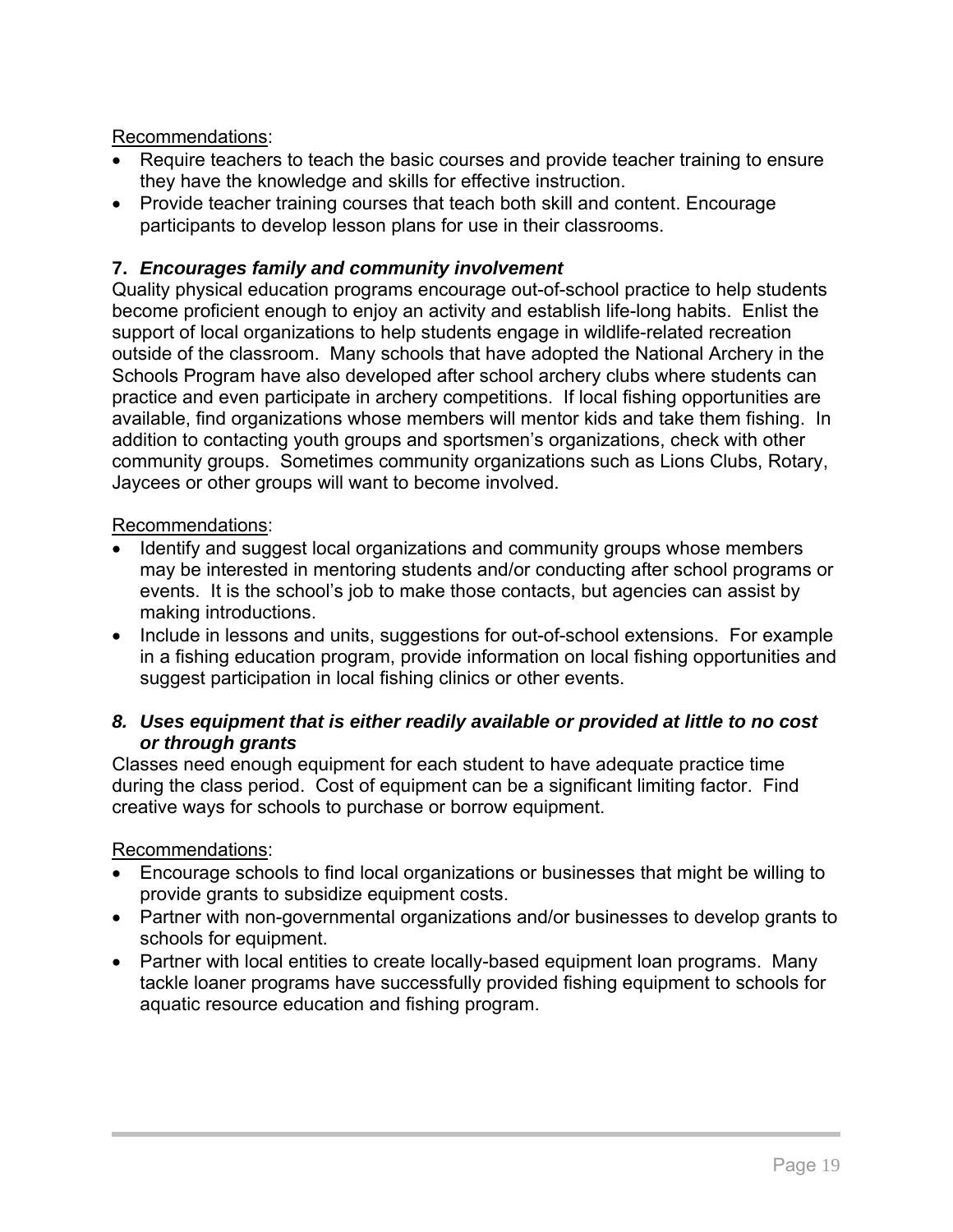Recommendations:

- Require teachers to teach the basic courses and provide teacher training to ensure they have the knowledge and skills for effective instruction.
- Provide teacher training courses that teach both skill and content. Encourage participants to develop lesson plans for use in their classrooms.

### 7. *Encourages family and community involvement*

Quality physical education programs encourage out-of-school practice to help students become proficient enough to enjoy an activity and establish life-long habits. Enlist the support of local organizations to help students engage in wildlife-related recreation outside of the classroom. Many schools that have adopted the National Archery in the Schools Program have also developed after school archery clubs where students can practice and even participate in archery competitions. If local fishing opportunities are available, find organizations whose members will mentor kids and take them fishing. In addition to contacting youth groups and sportsmen's organizations, check with other community groups. Sometimes community organizations such as Lions Clubs, Rotary, Jaycees or other groups will want to become involved.

Recommendations:

- Identify and suggest local organizations and community groups whose members may be interested in mentoring students and/or conducting after school programs or events. It is the school's job to make those contacts, but agencies can assist by making introductions.
- Include in lessons and units, suggestions for out-of-school extensions. For example in a fishing education program, provide information on local fishing opportunities and suggest participation in local fishing clinics or other events.

### *8. Uses equipment that is either readily available or provided at little to no cost or through grants*

Classes need enough equipment for each student to have adequate practice time during the class period. Cost of equipment can be a significant limiting factor. Find creative ways for schools to purchase or borrow equipment.

Recommendations:

- Encourage schools to find local organizations or businesses that might be willing to provide grants to subsidize equipment costs.
- Partner with non-governmental organizations and/or businesses to develop grants to schools for equipment.
- Partner with local entities to create locally-based equipment loan programs. Many tackle loaner programs have successfully provided fishing equipment to schools for aquatic resource education and fishing program.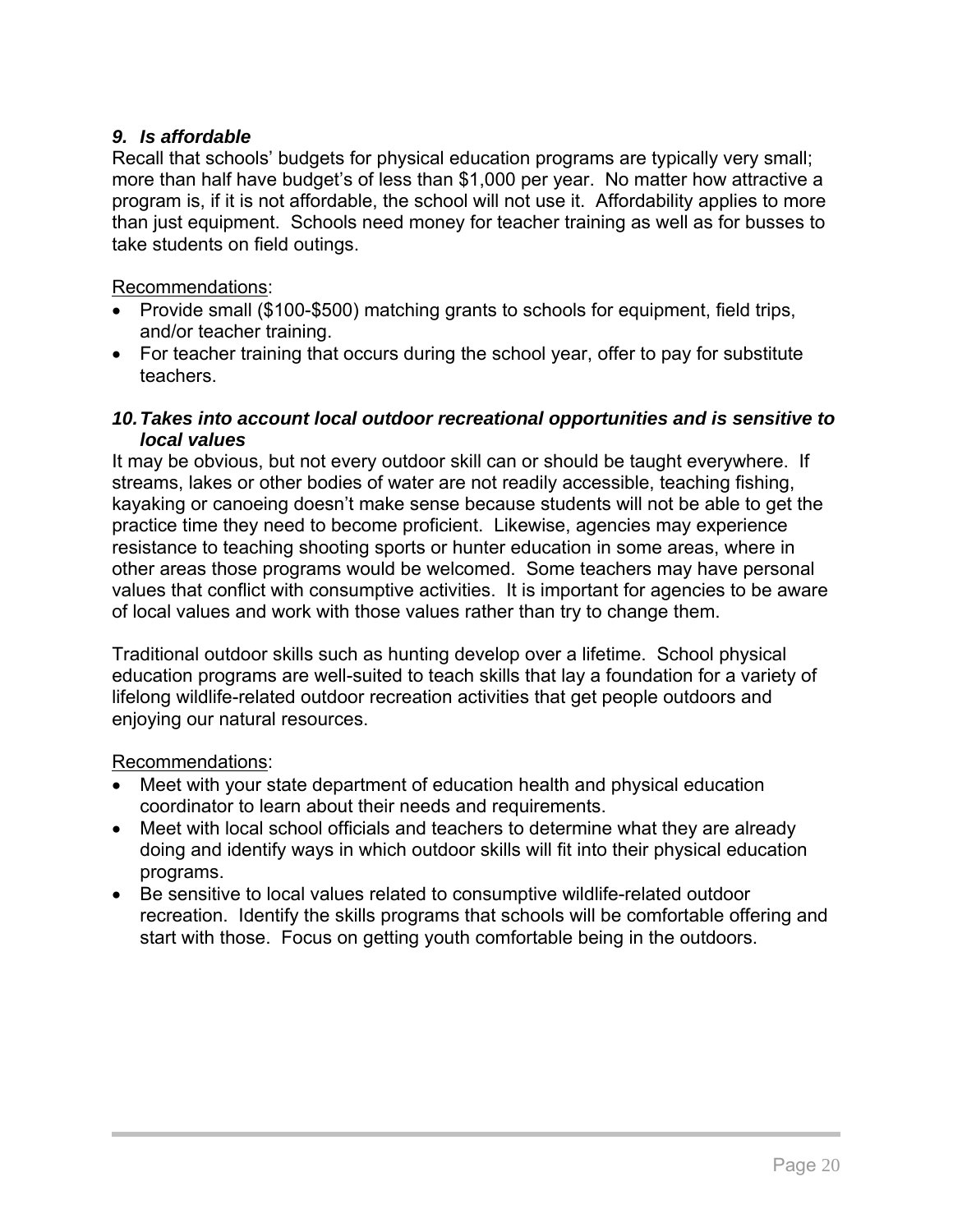### *9. Is affordable*

Recall that schools' budgets for physical education programs are typically very small; more than half have budget's of less than $1,000 per year. No matter how attractive a program is, if it is not affordable, the school will not use it. Affordability applies to more than just equipment. Schools need money for teacher training as well as for busses to take students on field outings.

Recommendations:

- Provide small ($100-$500) matching grants to schools for equipment, field trips, and/or teacher training.
- For teacher training that occurs during the school year, offer to pay for substitute teachers.

### *10. Takes into account local outdoor recreational opportunities and is sensitive to local values*

It may be obvious, but not every outdoor skill can or should be taught everywhere. If streams, lakes or other bodies of water are not readily accessible, teaching fishing, kayaking or canoeing doesn't make sense because students will not be able to get the practice time they need to become proficient. Likewise, agencies may experience resistance to teaching shooting sports or hunter education in some areas, where in other areas those programs would be welcomed. Some teachers may have personal values that conflict with consumptive activities. It is important for agencies to be aware of local values and work with those values rather than try to change them.

Traditional outdoor skills such as hunting develop over a lifetime. School physical education programs are well-suited to teach skills that lay a foundation for a variety of lifelong wildlife-related outdoor recreation activities that get people outdoors and enjoying our natural resources.

Recommendations:

- Meet with your state department of education health and physical education coordinator to learn about their needs and requirements.
- Meet with local school officials and teachers to determine what they are already doing and identify ways in which outdoor skills will fit into their physical education programs.
- Be sensitive to local values related to consumptive wildlife-related outdoor recreation. Identify the skills programs that schools will be comfortable offering and start with those. Focus on getting youth comfortable being in the outdoors.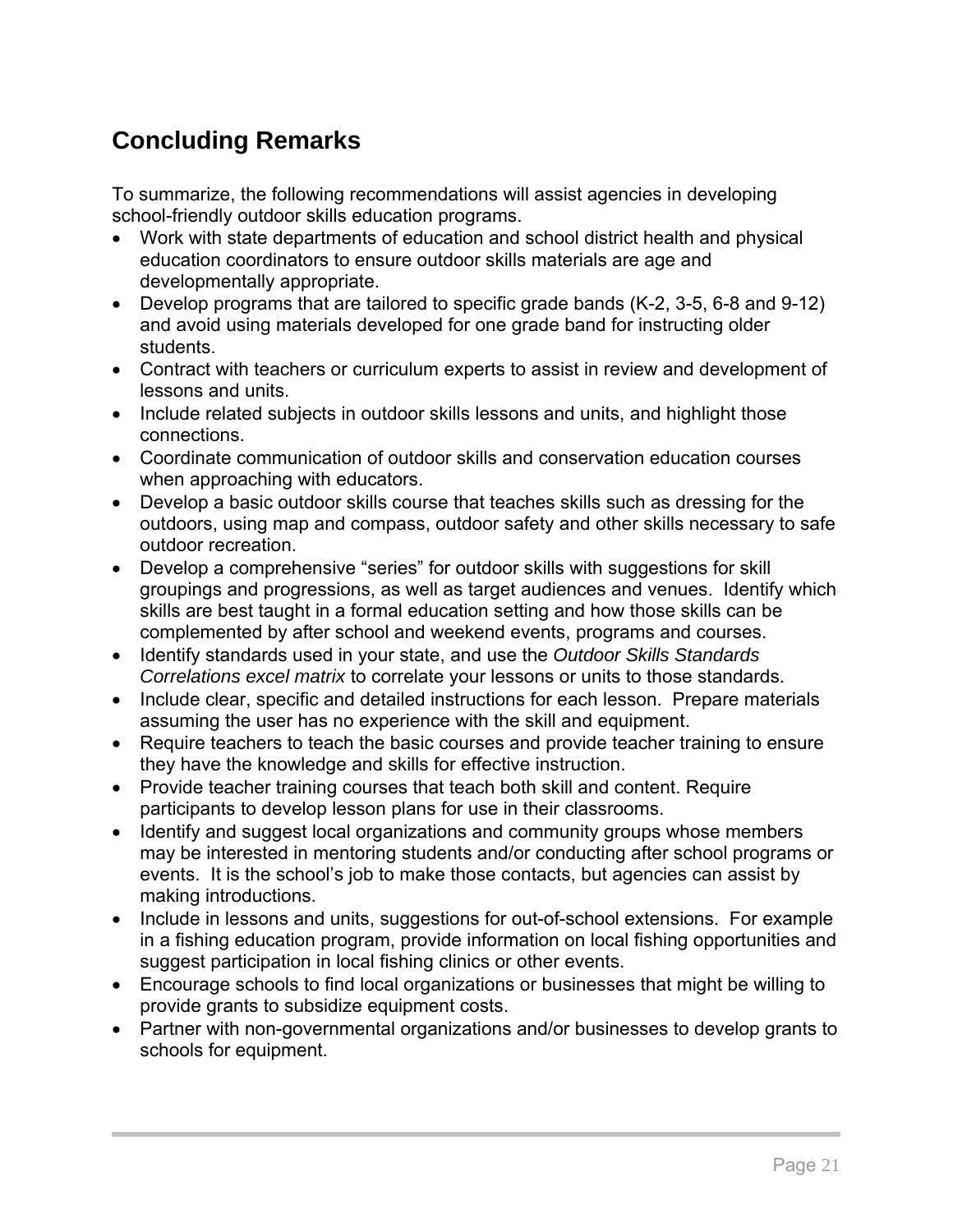## Concluding Remarks

To summarize, the following recommendations will assist agencies in developing school-friendly outdoor skills education programs.

- Work with state departments of education and school district health and physical education coordinators to ensure outdoor skills materials are age and developmentally appropriate.
- Develop programs that are tailored to specific grade bands (K-2, 3-5, 6-8 and 9-12) and avoid using materials developed for one grade band for instructing older students.
- Contract with teachers or curriculum experts to assist in review and development of lessons and units.
- Include related subjects in outdoor skills lessons and units, and highlight those connections.
- Coordinate communication of outdoor skills and conservation education courses when approaching with educators.
- Develop a basic outdoor skills course that teaches skills such as dressing for the outdoors, using map and compass, outdoor safety and other skills necessary to safe outdoor recreation.
- Develop a comprehensive "series" for outdoor skills with suggestions for skill groupings and progressions, as well as target audiences and venues. Identify which skills are best taught in a formal education setting and how those skills can be complemented by after school and weekend events, programs and courses.
- Identify standards used in your state, and use the *Outdoor Skills Standards Correlations excel matrix* to correlate your lessons or units to those standards.
- Include clear, specific and detailed instructions for each lesson. Prepare materials assuming the user has no experience with the skill and equipment.
- Require teachers to teach the basic courses and provide teacher training to ensure they have the knowledge and skills for effective instruction.
- Provide teacher training courses that teach both skill and content. Require participants to develop lesson plans for use in their classrooms.
- Identify and suggest local organizations and community groups whose members may be interested in mentoring students and/or conducting after school programs or events. It is the school's job to make those contacts, but agencies can assist by making introductions.
- Include in lessons and units, suggestions for out-of-school extensions. For example in a fishing education program, provide information on local fishing opportunities and suggest participation in local fishing clinics or other events.
- Encourage schools to find local organizations or businesses that might be willing to provide grants to subsidize equipment costs.
- Partner with non-governmental organizations and/or businesses to develop grants to schools for equipment.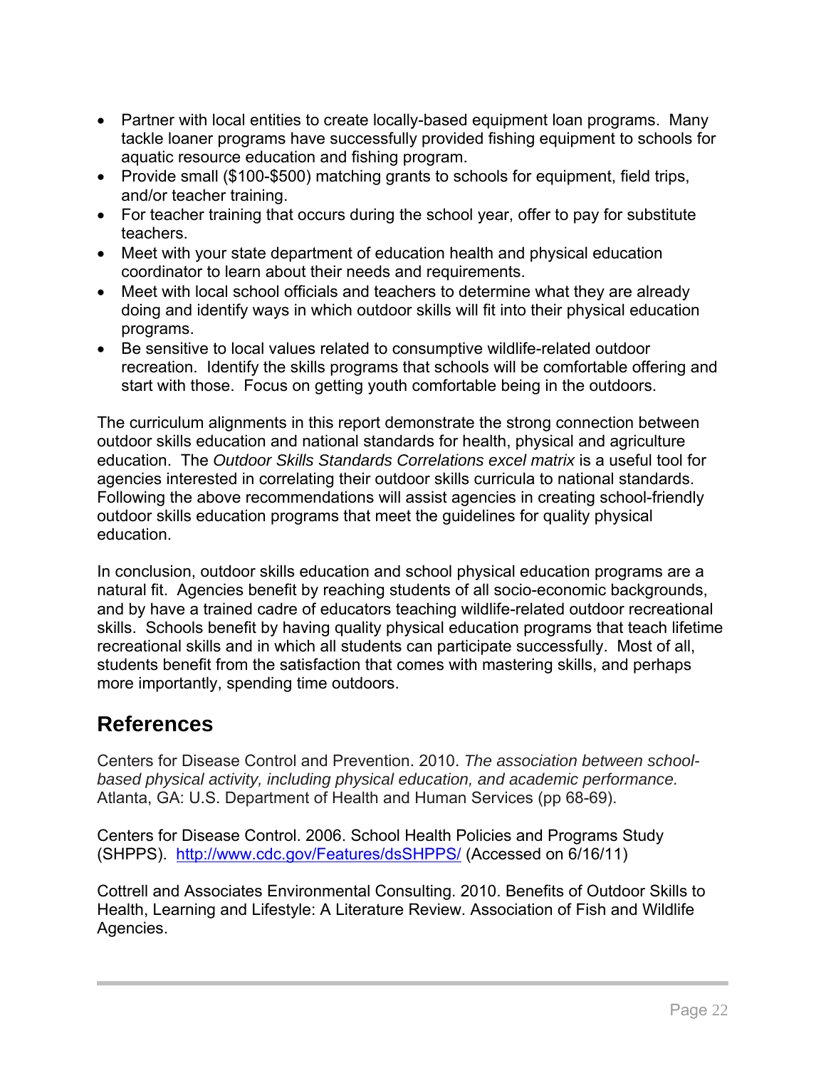- Partner with local entities to create locally-based equipment loan programs. Many tackle loaner programs have successfully provided fishing equipment to schools for aquatic resource education and fishing program.
- Provide small ($100-$500) matching grants to schools for equipment, field trips, and/or teacher training.
- For teacher training that occurs during the school year, offer to pay for substitute teachers.
- Meet with your state department of education health and physical education coordinator to learn about their needs and requirements.
- Meet with local school officials and teachers to determine what they are already doing and identify ways in which outdoor skills will fit into their physical education programs.
- Be sensitive to local values related to consumptive wildlife-related outdoor recreation. Identify the skills programs that schools will be comfortable offering and start with those. Focus on getting youth comfortable being in the outdoors.

The curriculum alignments in this report demonstrate the strong connection between outdoor skills education and national standards for health, physical and agriculture education. The *Outdoor Skills Standards Correlations excel matrix* is a useful tool for agencies interested in correlating their outdoor skills curricula to national standards. Following the above recommendations will assist agencies in creating school-friendly outdoor skills education programs that meet the guidelines for quality physical education.

In conclusion, outdoor skills education and school physical education programs are a natural fit. Agencies benefit by reaching students of all socio-economic backgrounds, and by have a trained cadre of educators teaching wildlife-related outdoor recreational skills. Schools benefit by having quality physical education programs that teach lifetime recreational skills and in which all students can participate successfully. Most of all, students benefit from the satisfaction that comes with mastering skills, and perhaps more importantly, spending time outdoors.

## References

Centers for Disease Control and Prevention. 2010. *The association between school-based physical activity, including physical education, and academic performance.* Atlanta, GA: U.S. Department of Health and Human Services (pp 68-69).

Centers for Disease Control. 2006. School Health Policies and Programs Study (SHPPS). http://www.cdc.gov/Features/dsSHPPS/ (Accessed on 6/16/11)

Cottrell and Associates Environmental Consulting. 2010. Benefits of Outdoor Skills to Health, Learning and Lifestyle: A Literature Review. Association of Fish and Wildlife Agencies.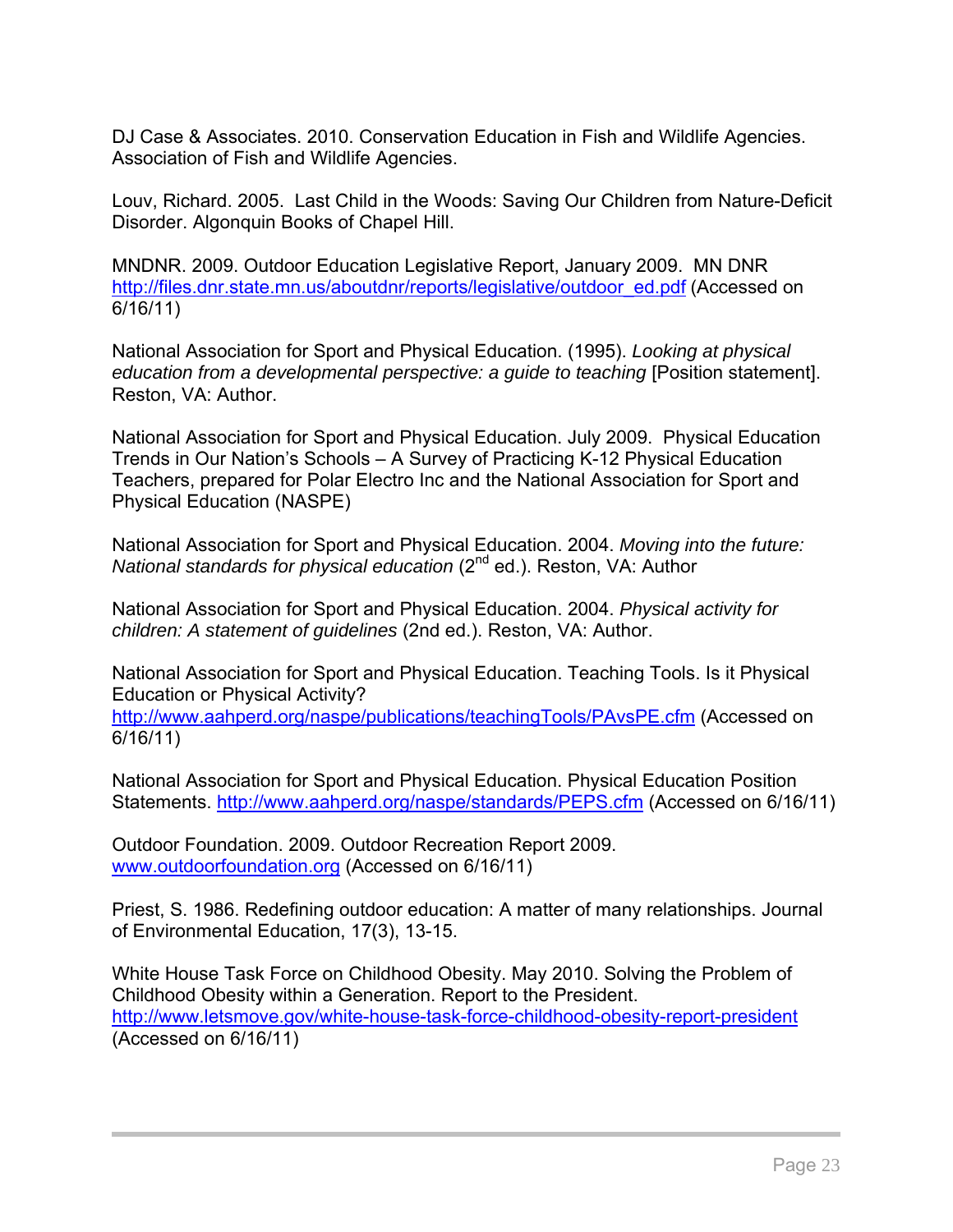DJ Case & Associates. 2010. Conservation Education in Fish and Wildlife Agencies. Association of Fish and Wildlife Agencies.

Louv, Richard. 2005. Last Child in the Woods: Saving Our Children from Nature-Deficit Disorder. Algonquin Books of Chapel Hill.

MNDNR. 2009. Outdoor Education Legislative Report, January 2009. MN DNR http://files.dnr.state.mn.us/aboutdnr/reports/legislative/outdoor_ed.pdf (Accessed on 6/16/11)

National Association for Sport and Physical Education. (1995). *Looking at physical education from a developmental perspective: a guide to teaching* [Position statement]. Reston, VA: Author.

National Association for Sport and Physical Education. July 2009. Physical Education Trends in Our Nation's Schools – A Survey of Practicing K-12 Physical Education Teachers, prepared for Polar Electro Inc and the National Association for Sport and Physical Education (NASPE)

National Association for Sport and Physical Education. 2004. *Moving into the future: National standards for physical education* (2nd ed.). Reston, VA: Author

National Association for Sport and Physical Education. 2004. *Physical activity for children: A statement of guidelines* (2nd ed.). Reston, VA: Author.

National Association for Sport and Physical Education. Teaching Tools. Is it Physical Education or Physical Activity? http://www.aahperd.org/naspe/publications/teachingTools/PAvsPE.cfm (Accessed on 6/16/11)

National Association for Sport and Physical Education. Physical Education Position Statements. http://www.aahperd.org/naspe/standards/PEPS.cfm (Accessed on 6/16/11)

Outdoor Foundation. 2009. Outdoor Recreation Report 2009. www.outdoorfoundation.org (Accessed on 6/16/11)

Priest, S. 1986. Redefining outdoor education: A matter of many relationships. Journal of Environmental Education, 17(3), 13-15.

White House Task Force on Childhood Obesity. May 2010. Solving the Problem of Childhood Obesity within a Generation. Report to the President. http://www.letsmove.gov/white-house-task-force-childhood-obesity-report-president (Accessed on 6/16/11)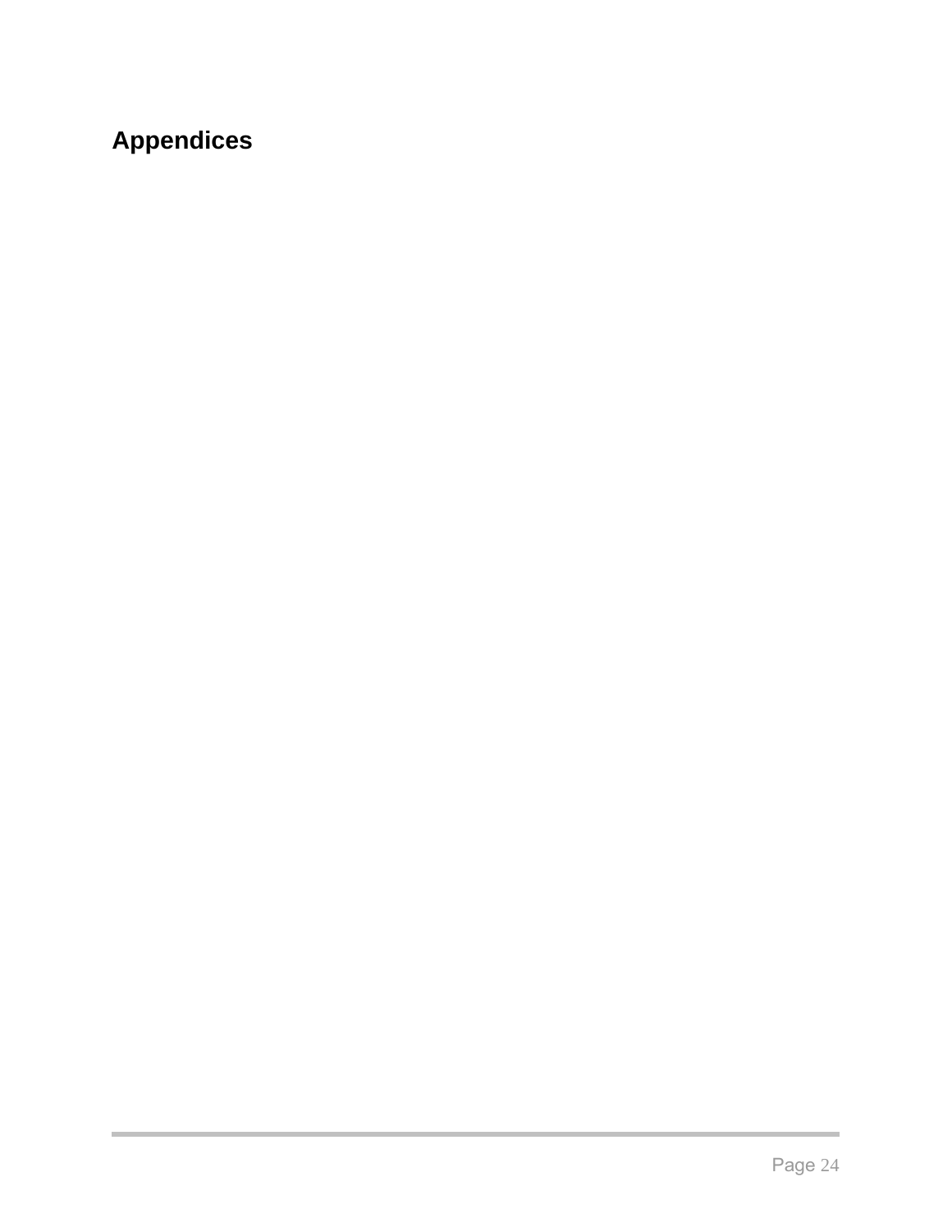# Appendices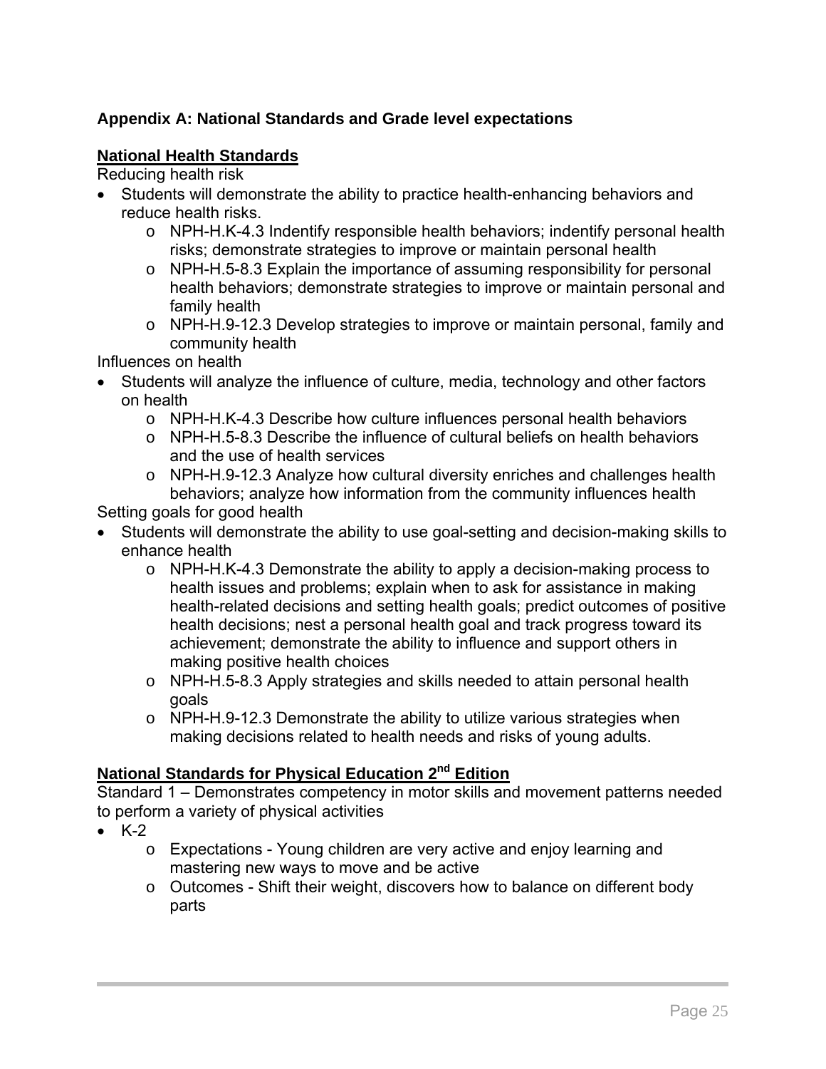## Appendix A: National Standards and Grade level expectations

### National Health Standards

Reducing health risk

- Students will demonstrate the ability to practice health-enhancing behaviors and reduce health risks.
  - NPH-H.K-4.3 Indentify responsible health behaviors; indentify personal health risks; demonstrate strategies to improve or maintain personal health
  - NPH-H.5-8.3 Explain the importance of assuming responsibility for personal health behaviors; demonstrate strategies to improve or maintain personal and family health
  - NPH-H.9-12.3 Develop strategies to improve or maintain personal, family and community health

Influences on health

- Students will analyze the influence of culture, media, technology and other factors on health
  - NPH-H.K-4.3 Describe how culture influences personal health behaviors
  - NPH-H.5-8.3 Describe the influence of cultural beliefs on health behaviors and the use of health services
  - NPH-H.9-12.3 Analyze how cultural diversity enriches and challenges health behaviors; analyze how information from the community influences health

Setting goals for good health

- Students will demonstrate the ability to use goal-setting and decision-making skills to enhance health
  - NPH-H.K-4.3 Demonstrate the ability to apply a decision-making process to health issues and problems; explain when to ask for assistance in making health-related decisions and setting health goals; predict outcomes of positive health decisions; nest a personal health goal and track progress toward its achievement; demonstrate the ability to influence and support others in making positive health choices
  - NPH-H.5-8.3 Apply strategies and skills needed to attain personal health goals
  - NPH-H.9-12.3 Demonstrate the ability to utilize various strategies when making decisions related to health needs and risks of young adults.

### National Standards for Physical Education 2nd Edition

Standard 1 – Demonstrates competency in motor skills and movement patterns needed to perform a variety of physical activities

- K-2
  - Expectations - Young children are very active and enjoy learning and mastering new ways to move and be active
  - Outcomes - Shift their weight, discovers how to balance on different body parts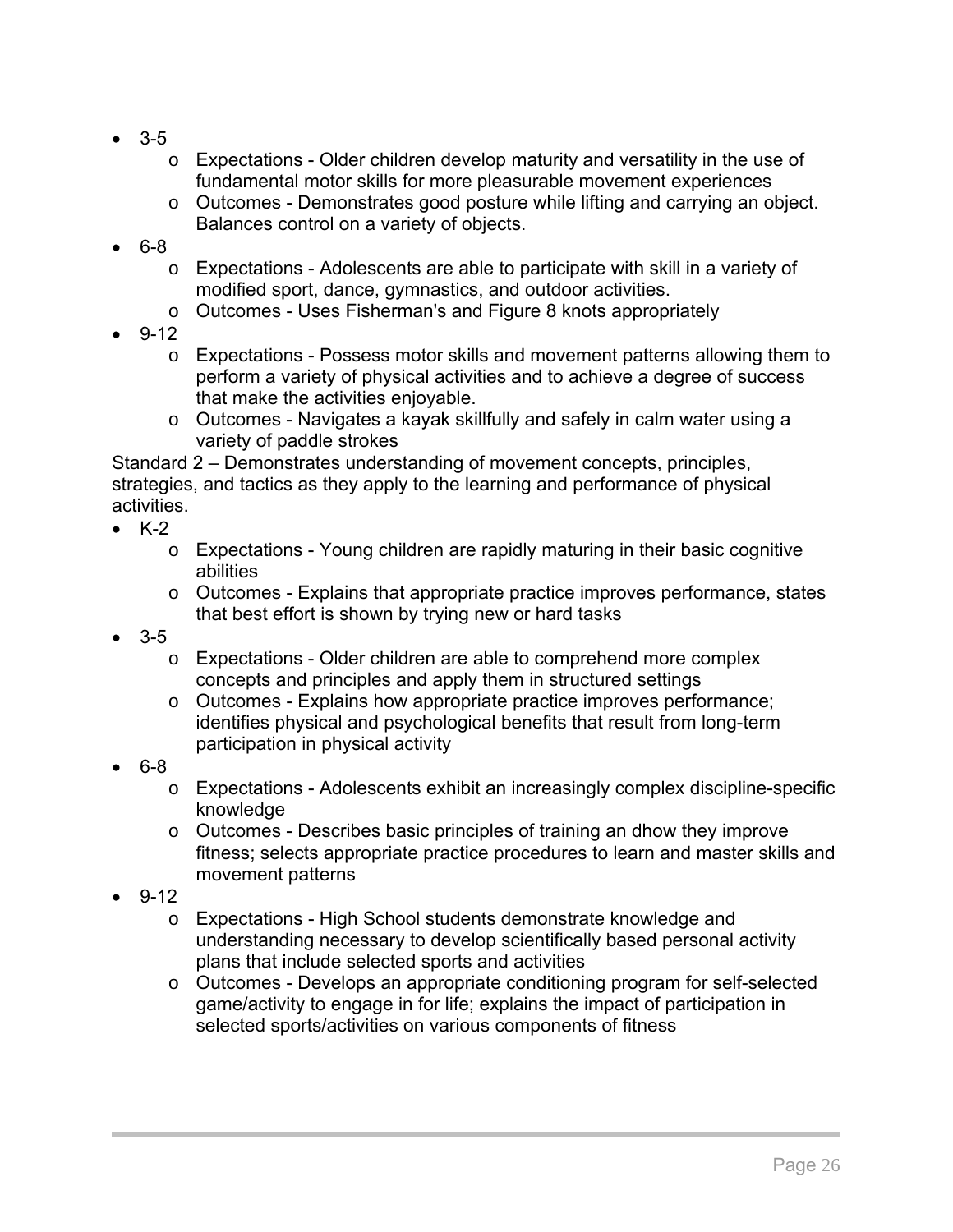- 3-5
  - Expectations - Older children develop maturity and versatility in the use of fundamental motor skills for more pleasurable movement experiences
  - Outcomes - Demonstrates good posture while lifting and carrying an object. Balances control on a variety of objects.
- 6-8
  - Expectations - Adolescents are able to participate with skill in a variety of modified sport, dance, gymnastics, and outdoor activities.
  - Outcomes - Uses Fisherman's and Figure 8 knots appropriately
- 9-12
  - Expectations - Possess motor skills and movement patterns allowing them to perform a variety of physical activities and to achieve a degree of success that make the activities enjoyable.
  - Outcomes - Navigates a kayak skillfully and safely in calm water using a variety of paddle strokes

Standard 2 – Demonstrates understanding of movement concepts, principles, strategies, and tactics as they apply to the learning and performance of physical activities.

- K-2
  - Expectations - Young children are rapidly maturing in their basic cognitive abilities
  - Outcomes - Explains that appropriate practice improves performance, states that best effort is shown by trying new or hard tasks
- 3-5
  - Expectations - Older children are able to comprehend more complex concepts and principles and apply them in structured settings
  - Outcomes - Explains how appropriate practice improves performance; identifies physical and psychological benefits that result from long-term participation in physical activity
- 6-8
  - Expectations - Adolescents exhibit an increasingly complex discipline-specific knowledge
  - Outcomes - Describes basic principles of training an dhow they improve fitness; selects appropriate practice procedures to learn and master skills and movement patterns
- 9-12
  - Expectations - High School students demonstrate knowledge and understanding necessary to develop scientifically based personal activity plans that include selected sports and activities
  - Outcomes - Develops an appropriate conditioning program for self-selected game/activity to engage in for life; explains the impact of participation in selected sports/activities on various components of fitness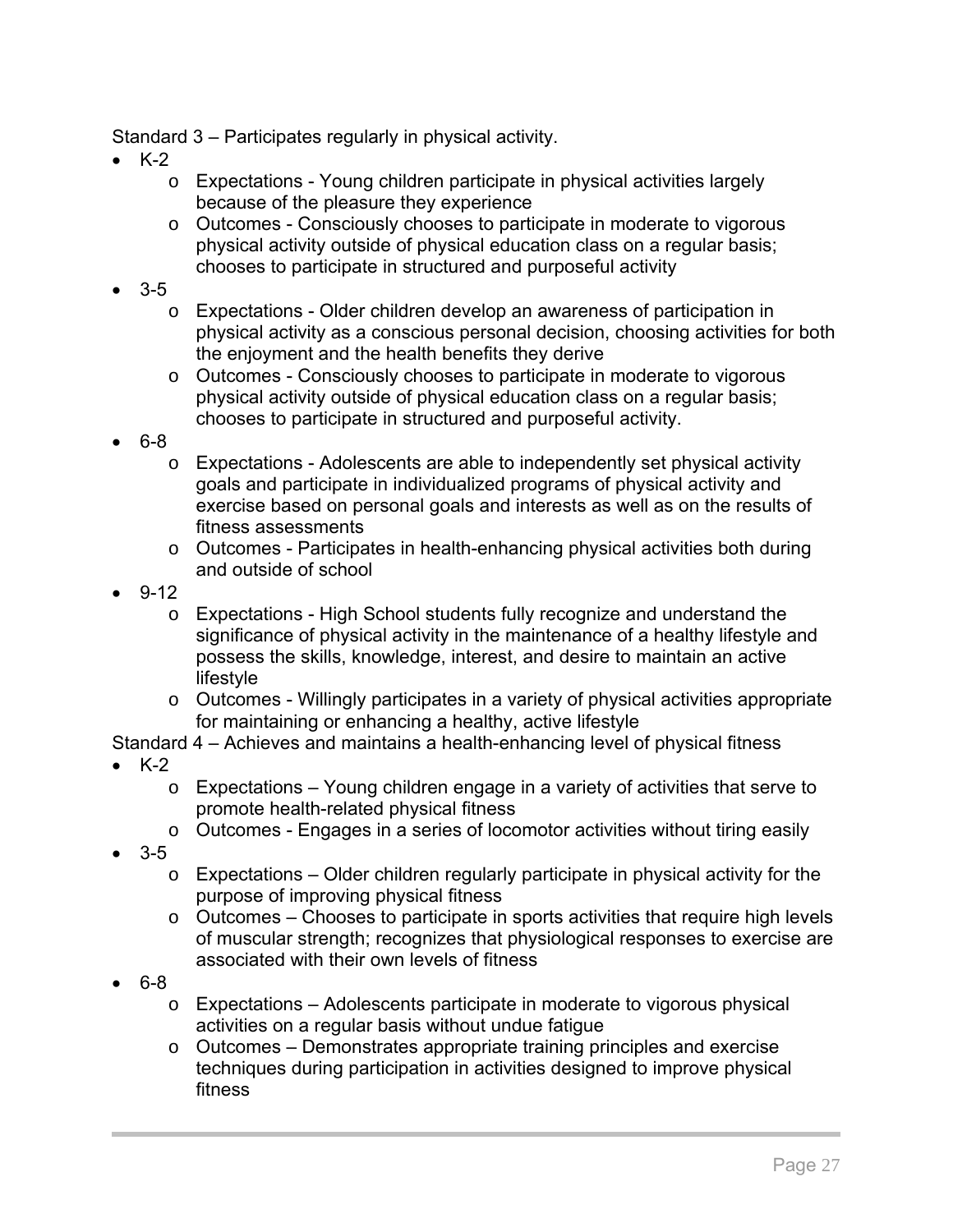Standard 3 – Participates regularly in physical activity.

- K-2
  - Expectations - Young children participate in physical activities largely because of the pleasure they experience
  - Outcomes - Consciously chooses to participate in moderate to vigorous physical activity outside of physical education class on a regular basis; chooses to participate in structured and purposeful activity
- 3-5
  - Expectations - Older children develop an awareness of participation in physical activity as a conscious personal decision, choosing activities for both the enjoyment and the health benefits they derive
  - Outcomes - Consciously chooses to participate in moderate to vigorous physical activity outside of physical education class on a regular basis; chooses to participate in structured and purposeful activity.
- 6-8
  - Expectations - Adolescents are able to independently set physical activity goals and participate in individualized programs of physical activity and exercise based on personal goals and interests as well as on the results of fitness assessments
  - Outcomes - Participates in health-enhancing physical activities both during and outside of school
- 9-12
  - Expectations - High School students fully recognize and understand the significance of physical activity in the maintenance of a healthy lifestyle and possess the skills, knowledge, interest, and desire to maintain an active lifestyle
  - Outcomes - Willingly participates in a variety of physical activities appropriate for maintaining or enhancing a healthy, active lifestyle

Standard 4 – Achieves and maintains a health-enhancing level of physical fitness

- K-2
  - Expectations – Young children engage in a variety of activities that serve to promote health-related physical fitness
  - Outcomes - Engages in a series of locomotor activities without tiring easily
- 3-5
  - Expectations – Older children regularly participate in physical activity for the purpose of improving physical fitness
  - Outcomes – Chooses to participate in sports activities that require high levels of muscular strength; recognizes that physiological responses to exercise are associated with their own levels of fitness
- 6-8
  - Expectations – Adolescents participate in moderate to vigorous physical activities on a regular basis without undue fatigue
  - Outcomes – Demonstrates appropriate training principles and exercise techniques during participation in activities designed to improve physical fitness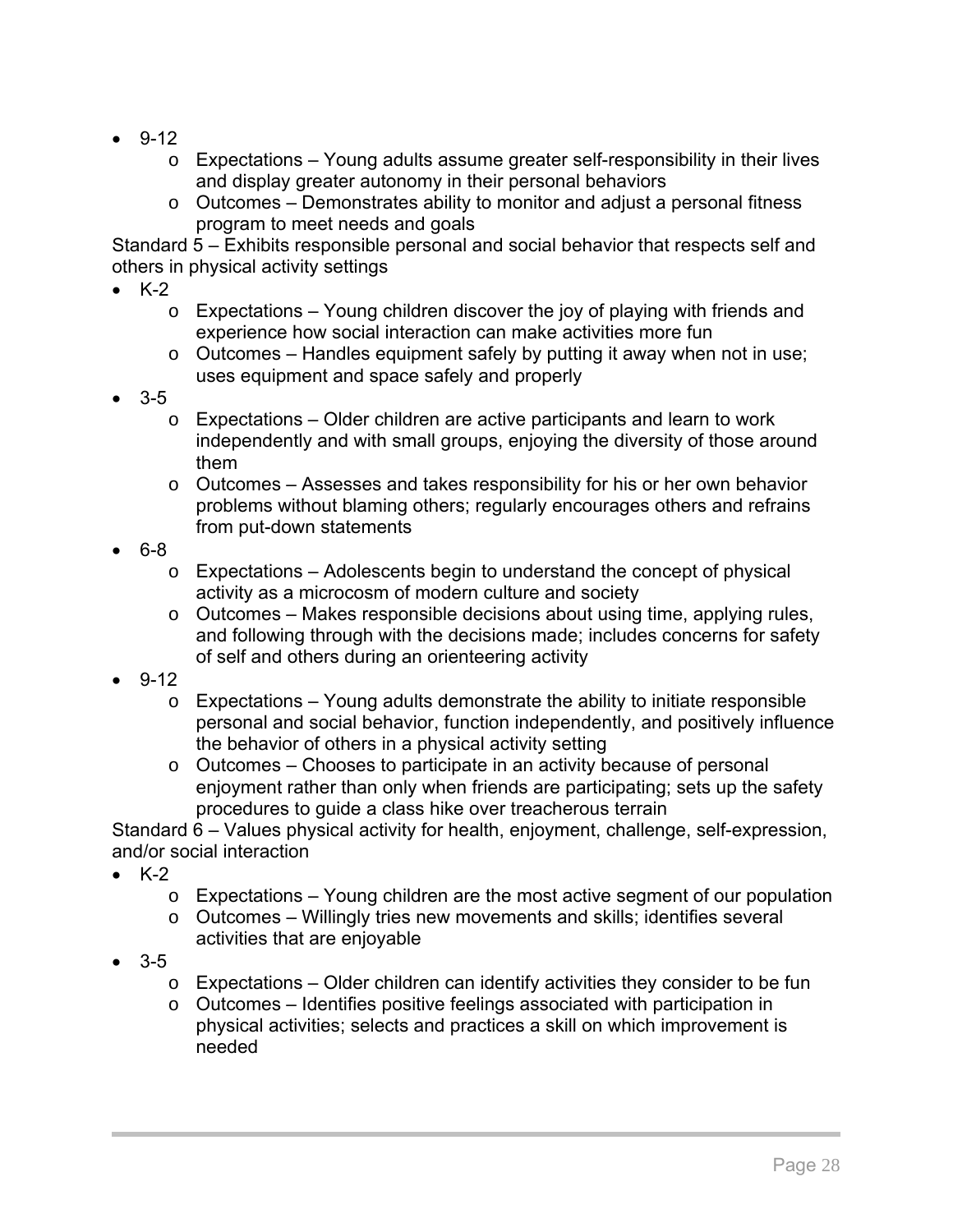- 9-12
  - Expectations – Young adults assume greater self-responsibility in their lives and display greater autonomy in their personal behaviors
  - Outcomes – Demonstrates ability to monitor and adjust a personal fitness program to meet needs and goals

Standard 5 – Exhibits responsible personal and social behavior that respects self and others in physical activity settings

- K-2
  - Expectations – Young children discover the joy of playing with friends and experience how social interaction can make activities more fun
  - Outcomes – Handles equipment safely by putting it away when not in use; uses equipment and space safely and properly
- 3-5
  - Expectations – Older children are active participants and learn to work independently and with small groups, enjoying the diversity of those around them
  - Outcomes – Assesses and takes responsibility for his or her own behavior problems without blaming others; regularly encourages others and refrains from put-down statements
- 6-8
  - Expectations – Adolescents begin to understand the concept of physical activity as a microcosm of modern culture and society
  - Outcomes – Makes responsible decisions about using time, applying rules, and following through with the decisions made; includes concerns for safety of self and others during an orienteering activity
- 9-12
  - Expectations – Young adults demonstrate the ability to initiate responsible personal and social behavior, function independently, and positively influence the behavior of others in a physical activity setting
  - Outcomes – Chooses to participate in an activity because of personal enjoyment rather than only when friends are participating; sets up the safety procedures to guide a class hike over treacherous terrain

Standard 6 – Values physical activity for health, enjoyment, challenge, self-expression, and/or social interaction

- K-2
  - Expectations – Young children are the most active segment of our population
  - Outcomes – Willingly tries new movements and skills; identifies several activities that are enjoyable
- 3-5
  - Expectations – Older children can identify activities they consider to be fun
  - Outcomes – Identifies positive feelings associated with participation in physical activities; selects and practices a skill on which improvement is needed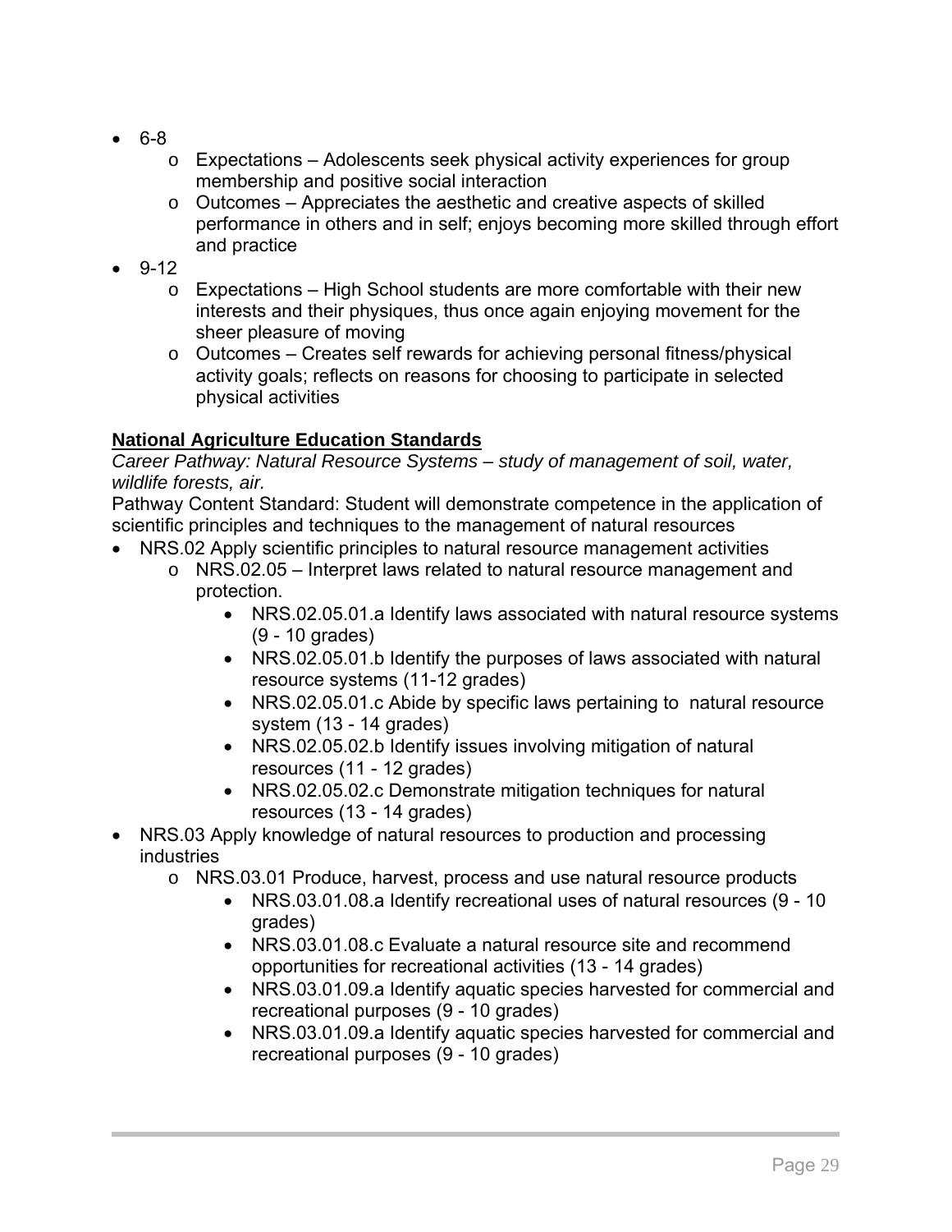- 6-8
    - Expectations – Adolescents seek physical activity experiences for group membership and positive social interaction
    - Outcomes – Appreciates the aesthetic and creative aspects of skilled performance in others and in self; enjoys becoming more skilled through effort and practice
- 9-12
    - Expectations – High School students are more comfortable with their new interests and their physiques, thus once again enjoying movement for the sheer pleasure of moving
    - Outcomes – Creates self rewards for achieving personal fitness/physical activity goals; reflects on reasons for choosing to participate in selected physical activities

**National Agriculture Education Standards**

*Career Pathway: Natural Resource Systems – study of management of soil, water, wildlife forests, air.*

Pathway Content Standard: Student will demonstrate competence in the application of scientific principles and techniques to the management of natural resources

- NRS.02 Apply scientific principles to natural resource management activities
    - NRS.02.05 – Interpret laws related to natural resource management and protection.
        - NRS.02.05.01.a Identify laws associated with natural resource systems (9 - 10 grades)
        - NRS.02.05.01.b Identify the purposes of laws associated with natural resource systems (11-12 grades)
        - NRS.02.05.01.c Abide by specific laws pertaining to natural resource system (13 - 14 grades)
        - NRS.02.05.02.b Identify issues involving mitigation of natural resources (11 - 12 grades)
        - NRS.02.05.02.c Demonstrate mitigation techniques for natural resources (13 - 14 grades)
- NRS.03 Apply knowledge of natural resources to production and processing industries
    - NRS.03.01 Produce, harvest, process and use natural resource products
        - NRS.03.01.08.a Identify recreational uses of natural resources (9 - 10 grades)
        - NRS.03.01.08.c Evaluate a natural resource site and recommend opportunities for recreational activities (13 - 14 grades)
        - NRS.03.01.09.a Identify aquatic species harvested for commercial and recreational purposes (9 - 10 grades)
        - NRS.03.01.09.a Identify aquatic species harvested for commercial and recreational purposes (9 - 10 grades)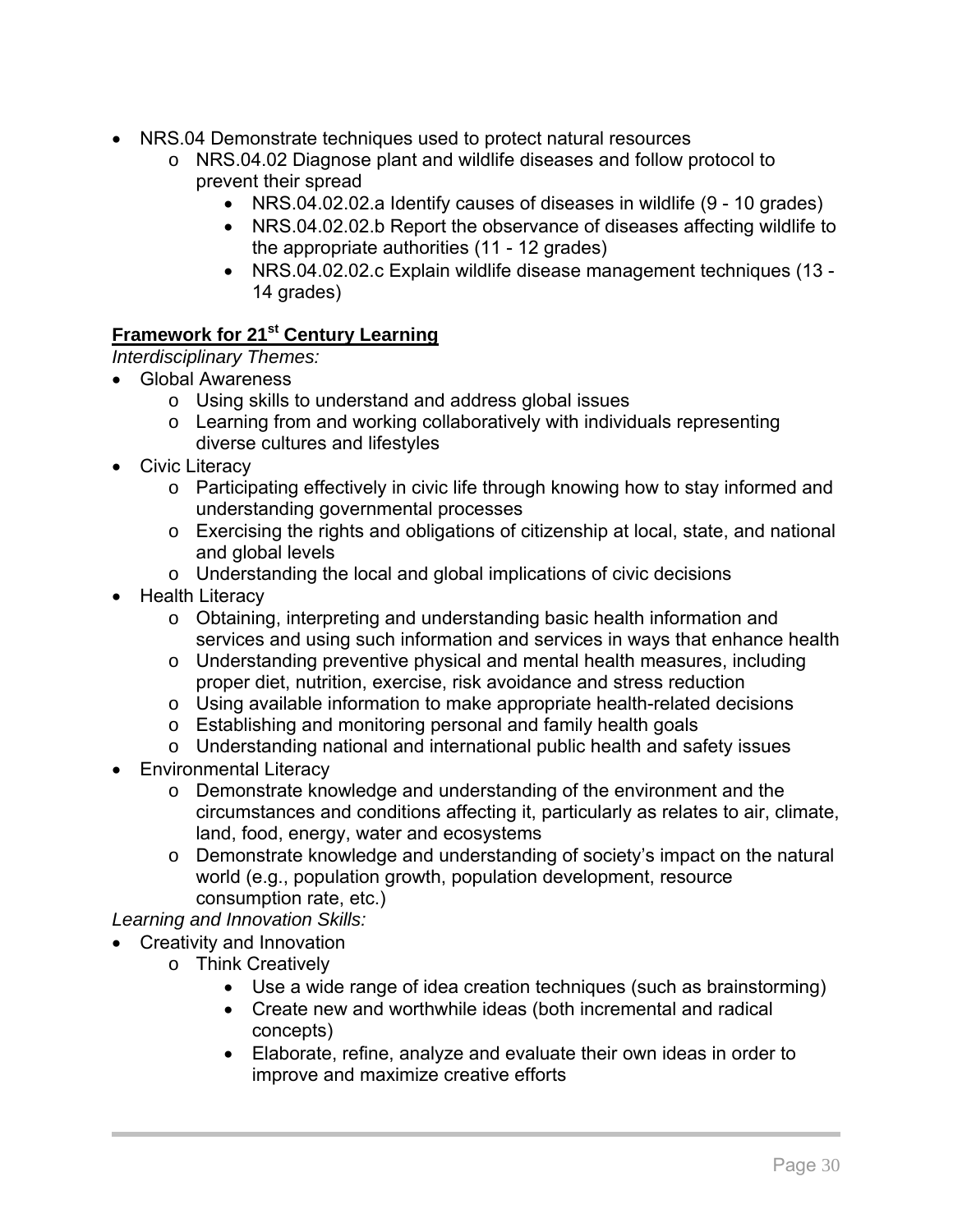- NRS.04 Demonstrate techniques used to protect natural resources
  - NRS.04.02 Diagnose plant and wildlife diseases and follow protocol to prevent their spread
    - NRS.04.02.02.a Identify causes of diseases in wildlife (9 - 10 grades)
    - NRS.04.02.02.b Report the observance of diseases affecting wildlife to the appropriate authorities (11 - 12 grades)
    - NRS.04.02.02.c Explain wildlife disease management techniques (13 - 14 grades)

**Framework for 21st Century Learning**

*Interdisciplinary Themes:*

- Global Awareness
  - Using skills to understand and address global issues
  - Learning from and working collaboratively with individuals representing diverse cultures and lifestyles
- Civic Literacy
  - Participating effectively in civic life through knowing how to stay informed and understanding governmental processes
  - Exercising the rights and obligations of citizenship at local, state, and national and global levels
  - Understanding the local and global implications of civic decisions
- Health Literacy
  - Obtaining, interpreting and understanding basic health information and services and using such information and services in ways that enhance health
  - Understanding preventive physical and mental health measures, including proper diet, nutrition, exercise, risk avoidance and stress reduction
  - Using available information to make appropriate health-related decisions
  - Establishing and monitoring personal and family health goals
  - Understanding national and international public health and safety issues
- Environmental Literacy
  - Demonstrate knowledge and understanding of the environment and the circumstances and conditions affecting it, particularly as relates to air, climate, land, food, energy, water and ecosystems
  - Demonstrate knowledge and understanding of society's impact on the natural world (e.g., population growth, population development, resource consumption rate, etc.)

*Learning and Innovation Skills:*

- Creativity and Innovation
  - Think Creatively
    - Use a wide range of idea creation techniques (such as brainstorming)
    - Create new and worthwhile ideas (both incremental and radical concepts)
    - Elaborate, refine, analyze and evaluate their own ideas in order to improve and maximize creative efforts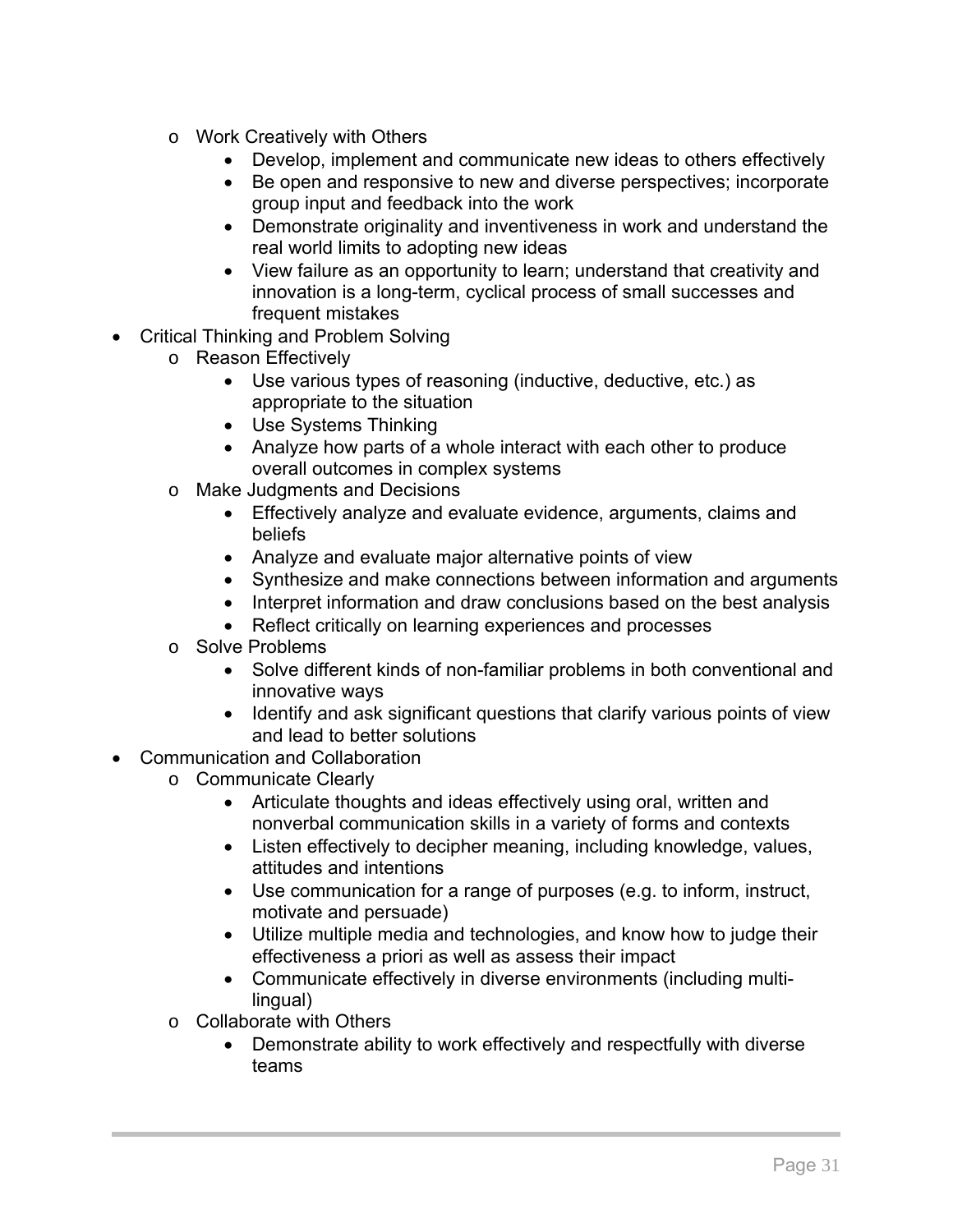- Work Creatively with Others
    - Develop, implement and communicate new ideas to others effectively
    - Be open and responsive to new and diverse perspectives; incorporate group input and feedback into the work
    - Demonstrate originality and inventiveness in work and understand the real world limits to adopting new ideas
    - View failure as an opportunity to learn; understand that creativity and innovation is a long-term, cyclical process of small successes and frequent mistakes
- Critical Thinking and Problem Solving
  - Reason Effectively
    - Use various types of reasoning (inductive, deductive, etc.) as appropriate to the situation
    - Use Systems Thinking
    - Analyze how parts of a whole interact with each other to produce overall outcomes in complex systems
  - Make Judgments and Decisions
    - Effectively analyze and evaluate evidence, arguments, claims and beliefs
    - Analyze and evaluate major alternative points of view
    - Synthesize and make connections between information and arguments
    - Interpret information and draw conclusions based on the best analysis
    - Reflect critically on learning experiences and processes
  - Solve Problems
    - Solve different kinds of non-familiar problems in both conventional and innovative ways
    - Identify and ask significant questions that clarify various points of view and lead to better solutions
- Communication and Collaboration
  - Communicate Clearly
    - Articulate thoughts and ideas effectively using oral, written and nonverbal communication skills in a variety of forms and contexts
    - Listen effectively to decipher meaning, including knowledge, values, attitudes and intentions
    - Use communication for a range of purposes (e.g. to inform, instruct, motivate and persuade)
    - Utilize multiple media and technologies, and know how to judge their effectiveness a priori as well as assess their impact
    - Communicate effectively in diverse environments (including multi-lingual)
  - Collaborate with Others
    - Demonstrate ability to work effectively and respectfully with diverse teams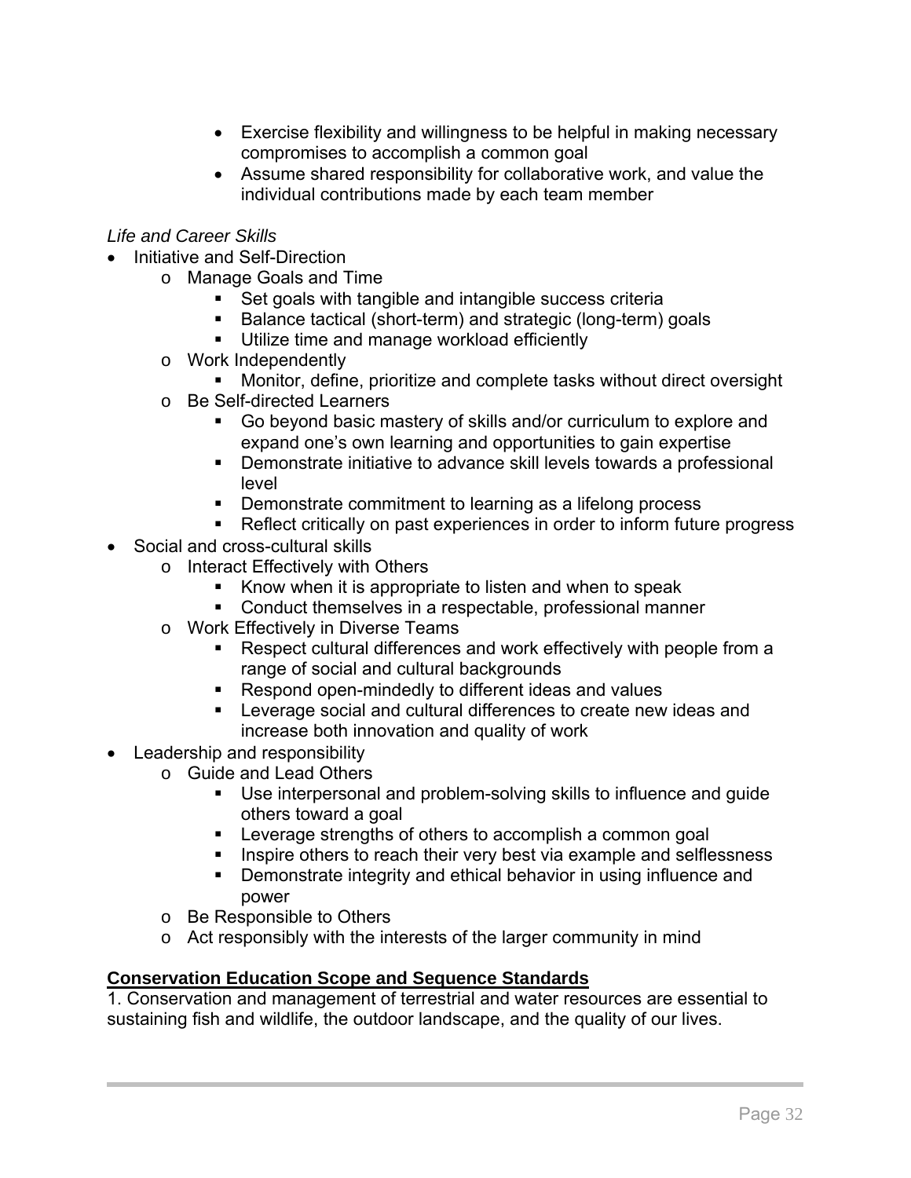- Exercise flexibility and willingness to be helpful in making necessary compromises to accomplish a common goal
    - Assume shared responsibility for collaborative work, and value the individual contributions made by each team member

*Life and Career Skills*

- Initiative and Self-Direction
  - Manage Goals and Time
    - Set goals with tangible and intangible success criteria
    - Balance tactical (short-term) and strategic (long-term) goals
    - Utilize time and manage workload efficiently
  - Work Independently
    - Monitor, define, prioritize and complete tasks without direct oversight
  - Be Self-directed Learners
    - Go beyond basic mastery of skills and/or curriculum to explore and expand one's own learning and opportunities to gain expertise
    - Demonstrate initiative to advance skill levels towards a professional level
    - Demonstrate commitment to learning as a lifelong process
    - Reflect critically on past experiences in order to inform future progress
- Social and cross-cultural skills
  - Interact Effectively with Others
    - Know when it is appropriate to listen and when to speak
    - Conduct themselves in a respectable, professional manner
  - Work Effectively in Diverse Teams
    - Respect cultural differences and work effectively with people from a range of social and cultural backgrounds
    - Respond open-mindedly to different ideas and values
    - Leverage social and cultural differences to create new ideas and increase both innovation and quality of work
- Leadership and responsibility
  - Guide and Lead Others
    - Use interpersonal and problem-solving skills to influence and guide others toward a goal
    - Leverage strengths of others to accomplish a common goal
    - Inspire others to reach their very best via example and selflessness
    - Demonstrate integrity and ethical behavior in using influence and power
  - Be Responsible to Others
  - Act responsibly with the interests of the larger community in mind

**Conservation Education Scope and Sequence Standards**

1. Conservation and management of terrestrial and water resources are essential to sustaining fish and wildlife, the outdoor landscape, and the quality of our lives.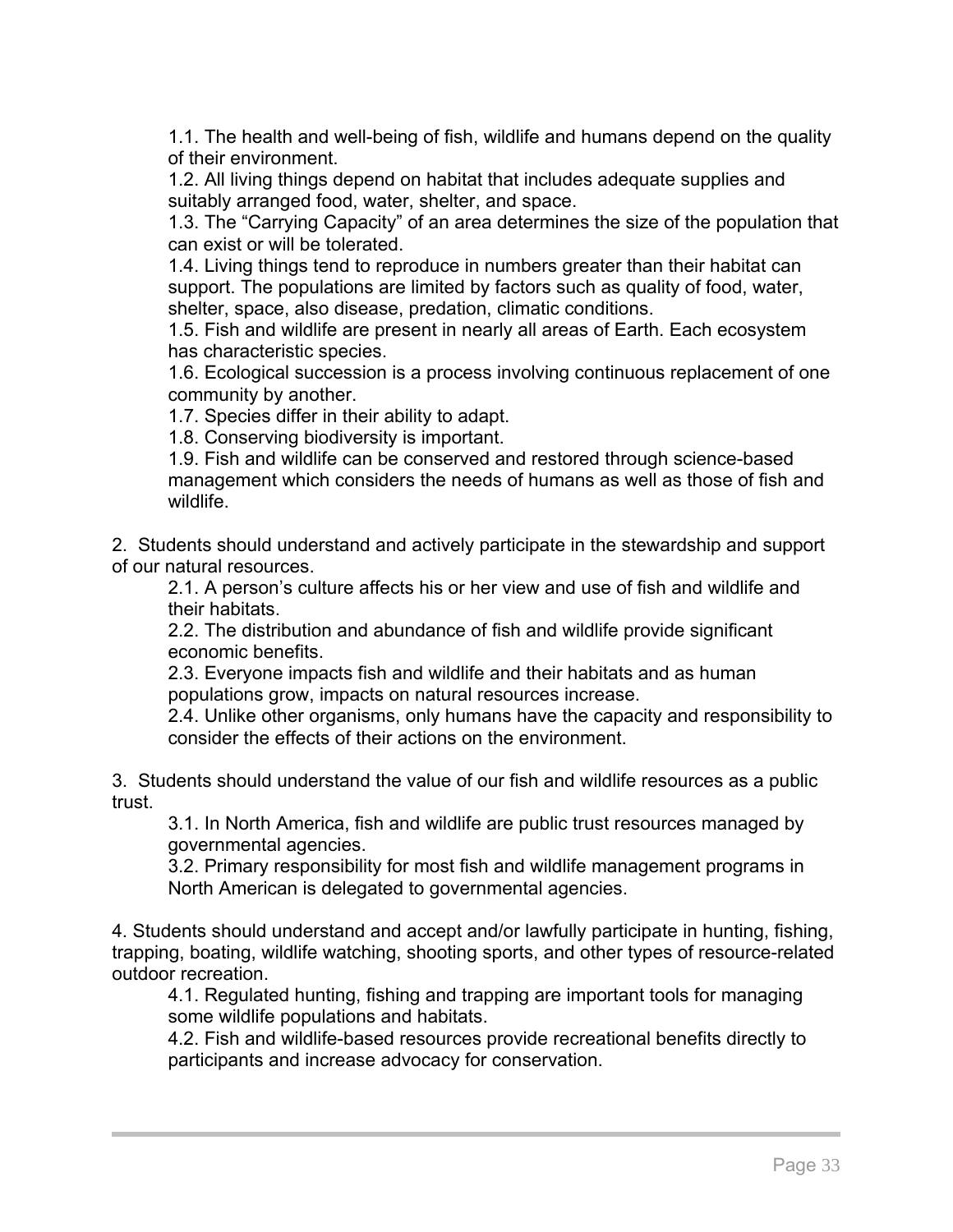- 1.1. The health and well-being of fish, wildlife and humans depend on the quality of their environment.
- 1.2. All living things depend on habitat that includes adequate supplies and suitably arranged food, water, shelter, and space.
- 1.3. The “Carrying Capacity” of an area determines the size of the population that can exist or will be tolerated.
- 1.4. Living things tend to reproduce in numbers greater than their habitat can support. The populations are limited by factors such as quality of food, water, shelter, space, also disease, predation, climatic conditions.
- 1.5. Fish and wildlife are present in nearly all areas of Earth. Each ecosystem has characteristic species.
- 1.6. Ecological succession is a process involving continuous replacement of one community by another.
- 1.7. Species differ in their ability to adapt.
- 1.8. Conserving biodiversity is important.
- 1.9. Fish and wildlife can be conserved and restored through science-based management which considers the needs of humans as well as those of fish and wildlife.

2. Students should understand and actively participate in the stewardship and support of our natural resources.

- 2.1. A person’s culture affects his or her view and use of fish and wildlife and their habitats.
- 2.2. The distribution and abundance of fish and wildlife provide significant economic benefits.
- 2.3. Everyone impacts fish and wildlife and their habitats and as human populations grow, impacts on natural resources increase.
- 2.4. Unlike other organisms, only humans have the capacity and responsibility to consider the effects of their actions on the environment.

3. Students should understand the value of our fish and wildlife resources as a public trust.

- 3.1. In North America, fish and wildlife are public trust resources managed by governmental agencies.
- 3.2. Primary responsibility for most fish and wildlife management programs in North American is delegated to governmental agencies.

4. Students should understand and accept and/or lawfully participate in hunting, fishing, trapping, boating, wildlife watching, shooting sports, and other types of resource-related outdoor recreation.

- 4.1. Regulated hunting, fishing and trapping are important tools for managing some wildlife populations and habitats.
- 4.2. Fish and wildlife-based resources provide recreational benefits directly to participants and increase advocacy for conservation.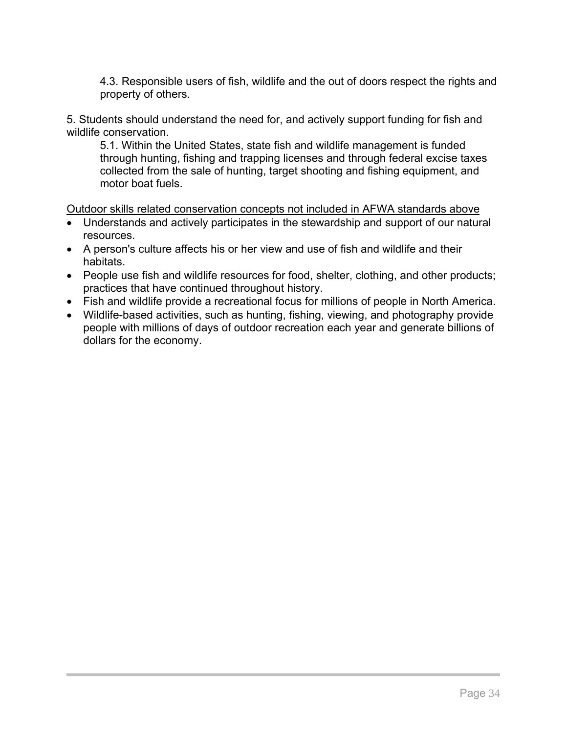4.3. Responsible users of fish, wildlife and the out of doors respect the rights and property of others.

5. Students should understand the need for, and actively support funding for fish and wildlife conservation.

5.1. Within the United States, state fish and wildlife management is funded through hunting, fishing and trapping licenses and through federal excise taxes collected from the sale of hunting, target shooting and fishing equipment, and motor boat fuels.

<u>Outdoor skills related conservation concepts not included in AFWA standards above</u>

- Understands and actively participates in the stewardship and support of our natural resources.
- A person's culture affects his or her view and use of fish and wildlife and their habitats.
- People use fish and wildlife resources for food, shelter, clothing, and other products; practices that have continued throughout history.
- Fish and wildlife provide a recreational focus for millions of people in North America.
- Wildlife-based activities, such as hunting, fishing, viewing, and photography provide people with millions of days of outdoor recreation each year and generate billions of dollars for the economy.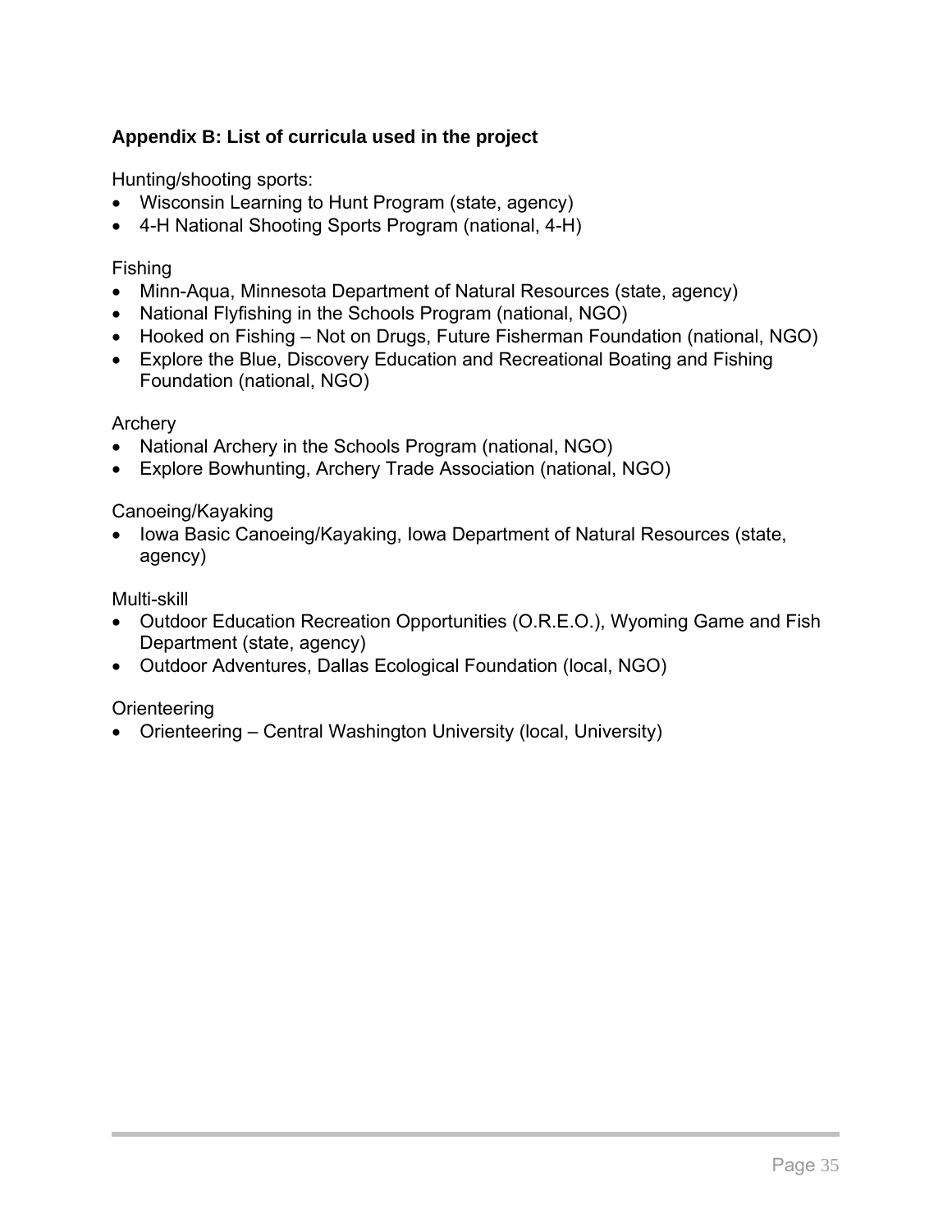## Appendix B: List of curricula used in the project

Hunting/shooting sports:

- Wisconsin Learning to Hunt Program (state, agency)
- 4-H National Shooting Sports Program (national, 4-H)

Fishing

- Minn-Aqua, Minnesota Department of Natural Resources (state, agency)
- National Flyfishing in the Schools Program (national, NGO)
- Hooked on Fishing – Not on Drugs, Future Fisherman Foundation (national, NGO)
- Explore the Blue, Discovery Education and Recreational Boating and Fishing Foundation (national, NGO)

Archery

- National Archery in the Schools Program (national, NGO)
- Explore Bowhunting, Archery Trade Association (national, NGO)

Canoeing/Kayaking

- Iowa Basic Canoeing/Kayaking, Iowa Department of Natural Resources (state, agency)

Multi-skill

- Outdoor Education Recreation Opportunities (O.R.E.O.), Wyoming Game and Fish Department (state, agency)
- Outdoor Adventures, Dallas Ecological Foundation (local, NGO)

Orienteering

- Orienteering – Central Washington University (local, University)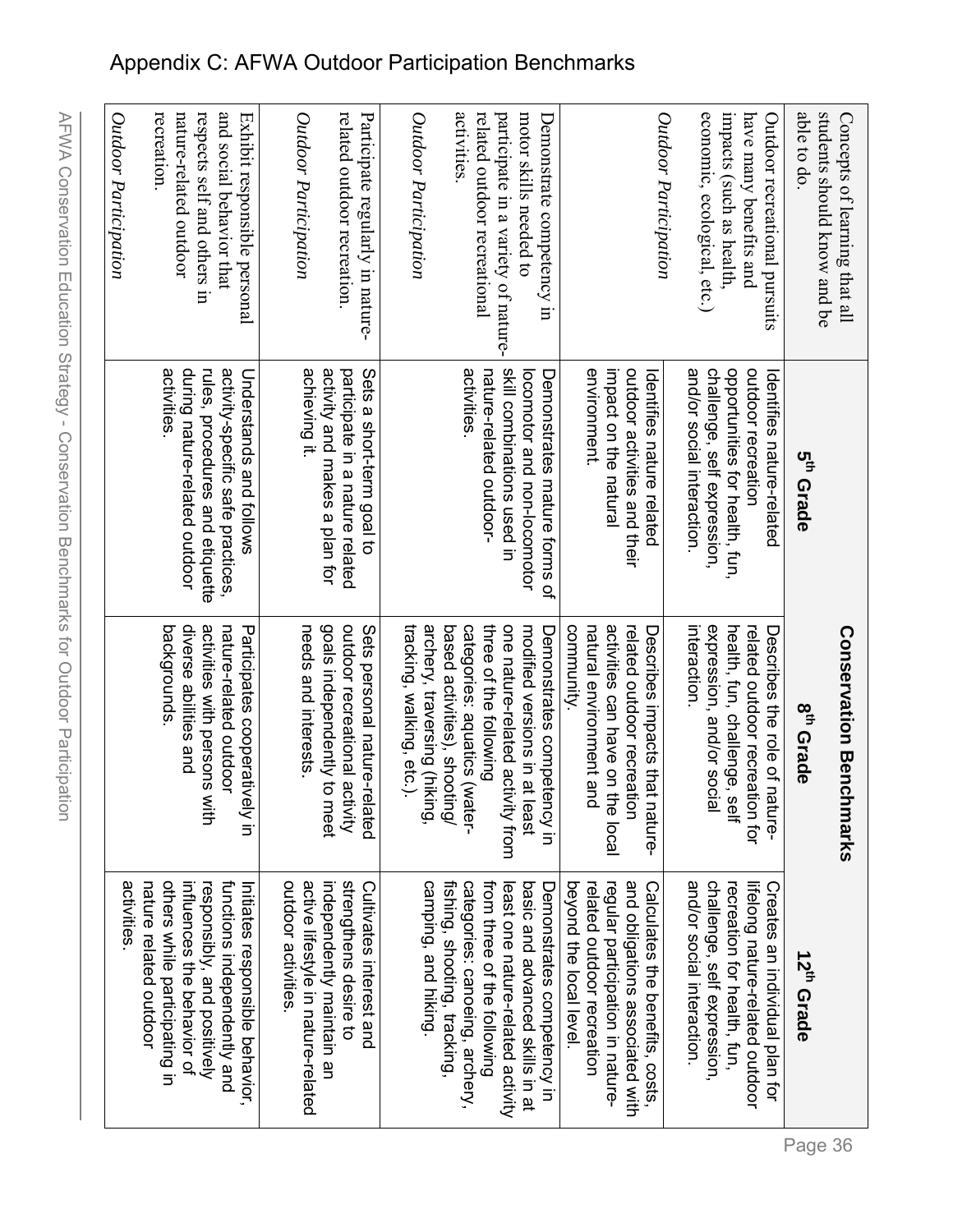# Appendix C: AFWA Outdoor Participation Benchmarks

| Concepts of learning that all students should know and be able to do. | Conservation Benchmarks 5th Grade | 8th Grade | 12th Grade |
|---|---|---|---|
| Outdoor recreational pursuits have many benefits and impacts (such as health, economic, ecological, etc.) *Outdoor Participation* | Identifies nature-related outdoor recreation opportunities for health, fun, challenge, self expression, and/or social interaction. | Describes the role of nature-related outdoor recreation for health, fun, challenge, self expression, and/or social interaction. | Creates an individual plan for lifelong nature-related outdoor recreation for health, fun, challenge, self expression, and/or social interaction. |
| | Identifies nature related outdoor activities and their impact on the natural environment. | Describes impacts that nature-related outdoor recreation activities can have on the local natural environment and community. | Calculates the benefits, costs, and obligations associated with regular participation in nature-related outdoor recreation beyond the local level. |
| Demonstrate competency in motor skills needed to participate in a variety of nature-related outdoor recreational activities. *Outdoor Participation* | Demonstrates mature forms of locomotor and non-locomotor skill combinations used in nature-related outdoor-activities. | Demonstrates competency in modified versions in at least one nature-related activity from three of the following categories: aquatics (water-based activities), shooting/archery, traversing (hiking, tracking, walking, etc.). | Demonstrates competency in basic and advanced skills in at least one nature-related activity from three of the following categories: canoeing, archery, fishing, shooting, tracking, camping, and hiking. |
| Participate regularly in nature-related outdoor recreation. *Outdoor Participation* | Sets a short-term goal to participate in a nature related activity and makes a plan for achieving it. | Sets personal nature-related outdoor recreational activity goals independently to meet needs and interests. | Cultivates interest and strengthens desire to independently maintain an active lifestyle in nature-related outdoor activities. |
| Exhibit responsible personal and social behavior that respects self and others in nature-related outdoor recreation. *Outdoor Participation* | Understands and follows activity-specific safe practices, rules, procedures and etiquette during nature-related outdoor activities. | Participates cooperatively in nature-related outdoor activities with persons with diverse abilities and backgrounds. | Initiates responsible behavior, functions independently and responsibly, and positively influences the behavior of others while participating in nature related outdoor activities. |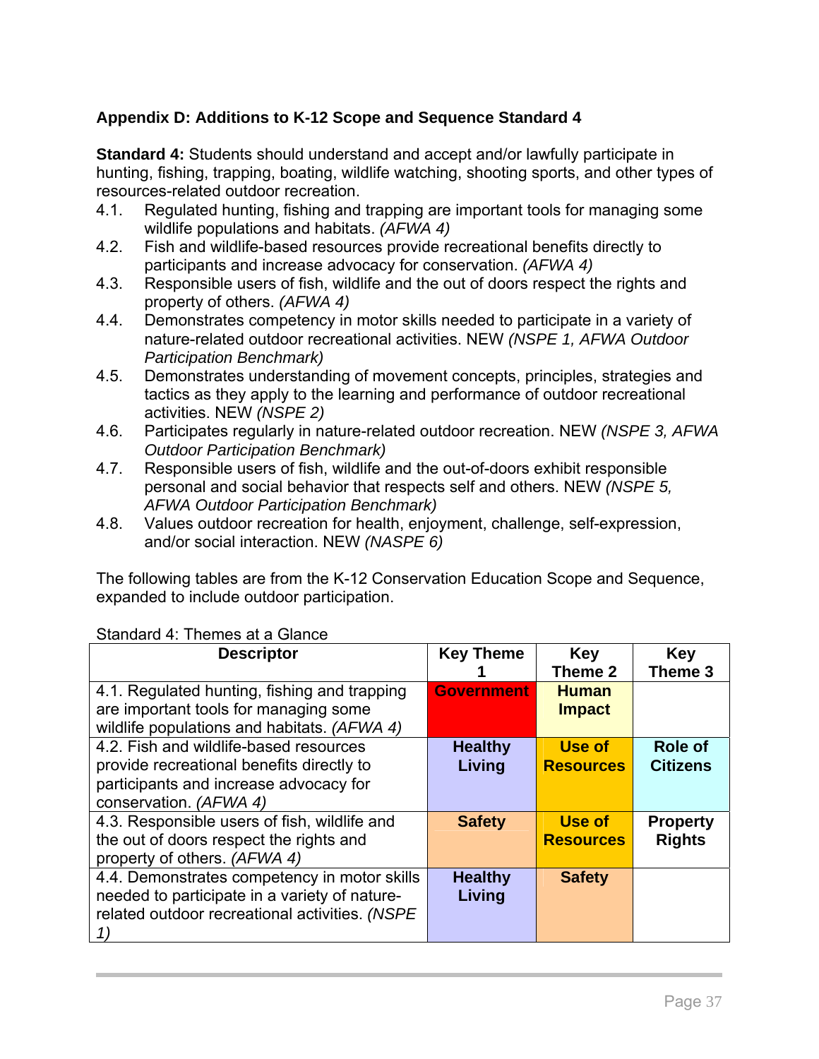**Appendix D: Additions to K-12 Scope and Sequence Standard 4**

**Standard 4:** Students should understand and accept and/or lawfully participate in hunting, fishing, trapping, boating, wildlife watching, shooting sports, and other types of resources-related outdoor recreation.

4.1. Regulated hunting, fishing and trapping are important tools for managing some wildlife populations and habitats. *(AFWA 4)*

4.2. Fish and wildlife-based resources provide recreational benefits directly to participants and increase advocacy for conservation. *(AFWA 4)*

4.3. Responsible users of fish, wildlife and the out of doors respect the rights and property of others. *(AFWA 4)*

4.4. Demonstrates competency in motor skills needed to participate in a variety of nature-related outdoor recreational activities. NEW *(NSPE 1, AFWA Outdoor Participation Benchmark)*

4.5. Demonstrates understanding of movement concepts, principles, strategies and tactics as they apply to the learning and performance of outdoor recreational activities. NEW *(NSPE 2)*

4.6. Participates regularly in nature-related outdoor recreation. NEW *(NSPE 3, AFWA Outdoor Participation Benchmark)*

4.7. Responsible users of fish, wildlife and the out-of-doors exhibit responsible personal and social behavior that respects self and others. NEW *(NSPE 5, AFWA Outdoor Participation Benchmark)*

4.8. Values outdoor recreation for health, enjoyment, challenge, self-expression, and/or social interaction. NEW *(NASPE 6)*

The following tables are from the K-12 Conservation Education Scope and Sequence, expanded to include outdoor participation.

Standard 4: Themes at a Glance

| Descriptor | Key Theme 1 | Key Theme 2 | Key Theme 3 |
|---|---|---|---|
| 4.1. Regulated hunting, fishing and trapping are important tools for managing some wildlife populations and habitats. *(AFWA 4)* | **Government** | **Human Impact** | |
| 4.2. Fish and wildlife-based resources provide recreational benefits directly to participants and increase advocacy for conservation. *(AFWA 4)* | **Healthy Living** | **Use of Resources** | **Role of Citizens** |
| 4.3. Responsible users of fish, wildlife and the out of doors respect the rights and property of others. *(AFWA 4)* | **Safety** | **Use of Resources** | **Property Rights** |
| 4.4. Demonstrates competency in motor skills needed to participate in a variety of nature-related outdoor recreational activities. *(NSPE 1)* | **Healthy Living** | **Safety** | |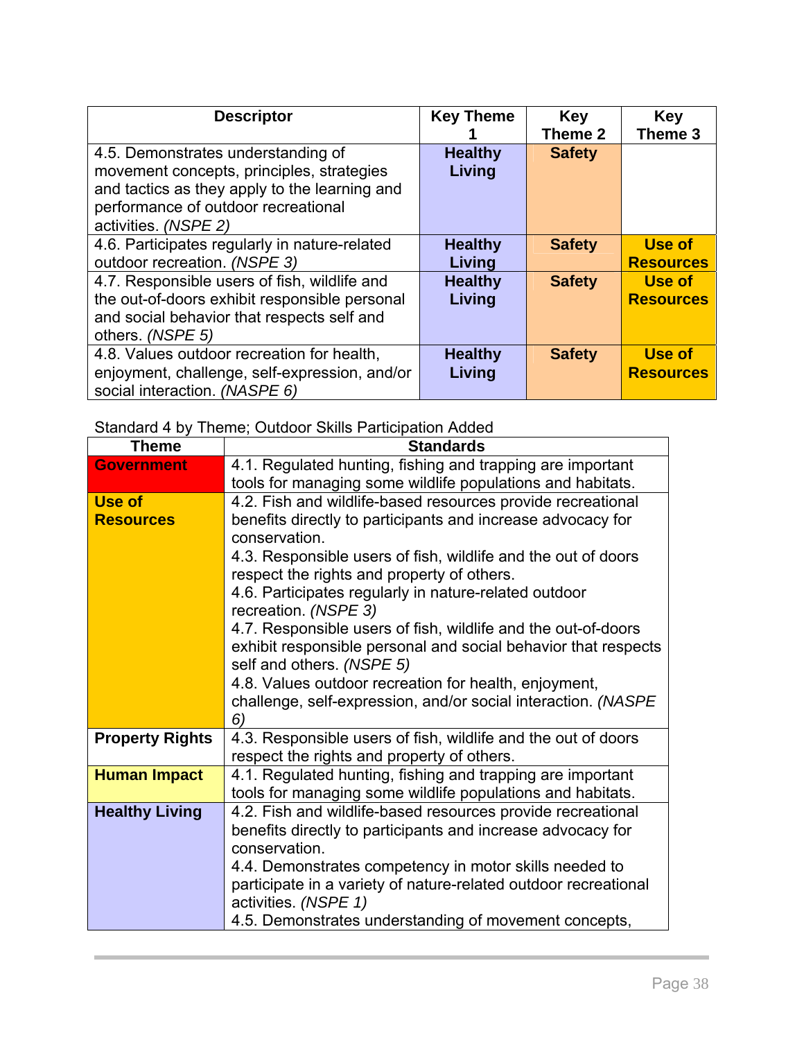| Descriptor | Key Theme 1 | Key Theme 2 | Key Theme 3 |
|---|---|---|---|
| 4.5. Demonstrates understanding of movement concepts, principles, strategies and tactics as they apply to the learning and performance of outdoor recreational activities. *(NSPE 2)* | **Healthy Living** | **Safety** | |
| 4.6. Participates regularly in nature-related outdoor recreation. *(NSPE 3)* | **Healthy Living** | **Safety** | **Use of Resources** |
| 4.7. Responsible users of fish, wildlife and the out-of-doors exhibit responsible personal and social behavior that respects self and others. *(NSPE 5)* | **Healthy Living** | **Safety** | **Use of Resources** |
| 4.8. Values outdoor recreation for health, enjoyment, challenge, self-expression, and/or social interaction. *(NASPE 6)* | **Healthy Living** | **Safety** | **Use of Resources** |

Standard 4 by Theme; Outdoor Skills Participation Added

| Theme | Standards |
|---|---|
| **Government** | 4.1. Regulated hunting, fishing and trapping are important tools for managing some wildlife populations and habitats. |
| **Use of Resources** | 4.2. Fish and wildlife-based resources provide recreational benefits directly to participants and increase advocacy for conservation.<br>4.3. Responsible users of fish, wildlife and the out of doors respect the rights and property of others.<br>4.6. Participates regularly in nature-related outdoor recreation. *(NSPE 3)*<br>4.7. Responsible users of fish, wildlife and the out-of-doors exhibit responsible personal and social behavior that respects self and others. *(NSPE 5)*<br>4.8. Values outdoor recreation for health, enjoyment, challenge, self-expression, and/or social interaction. *(NASPE 6)* |
| **Property Rights** | 4.3. Responsible users of fish, wildlife and the out of doors respect the rights and property of others. |
| **Human Impact** | 4.1. Regulated hunting, fishing and trapping are important tools for managing some wildlife populations and habitats. |
| **Healthy Living** | 4.2. Fish and wildlife-based resources provide recreational benefits directly to participants and increase advocacy for conservation.<br>4.4. Demonstrates competency in motor skills needed to participate in a variety of nature-related outdoor recreational activities. *(NSPE 1)*<br>4.5. Demonstrates understanding of movement concepts, |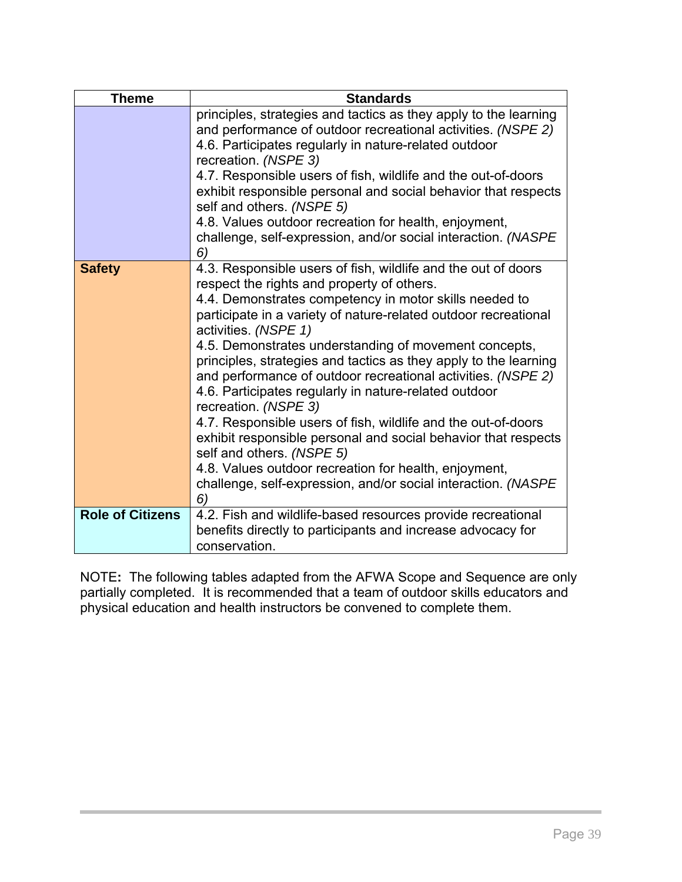| Theme | Standards |
|---|---|
| | principles, strategies and tactics as they apply to the learning and performance of outdoor recreational activities. *(NSPE 2)*<br>4.6. Participates regularly in nature-related outdoor recreation. *(NSPE 3)*<br>4.7. Responsible users of fish, wildlife and the out-of-doors exhibit responsible personal and social behavior that respects self and others. *(NSPE 5)*<br>4.8. Values outdoor recreation for health, enjoyment, challenge, self-expression, and/or social interaction. *(NASPE 6)* |
| **Safety** | 4.3. Responsible users of fish, wildlife and the out of doors respect the rights and property of others.<br>4.4. Demonstrates competency in motor skills needed to participate in a variety of nature-related outdoor recreational activities. *(NSPE 1)*<br>4.5. Demonstrates understanding of movement concepts, principles, strategies and tactics as they apply to the learning and performance of outdoor recreational activities. *(NSPE 2)*<br>4.6. Participates regularly in nature-related outdoor recreation. *(NSPE 3)*<br>4.7. Responsible users of fish, wildlife and the out-of-doors exhibit responsible personal and social behavior that respects self and others. *(NSPE 5)*<br>4.8. Values outdoor recreation for health, enjoyment, challenge, self-expression, and/or social interaction. *(NASPE 6)* |
| **Role of Citizens** | 4.2. Fish and wildlife-based resources provide recreational benefits directly to participants and increase advocacy for conservation. |

NOTE**:** The following tables adapted from the AFWA Scope and Sequence are only partially completed. It is recommended that a team of outdoor skills educators and physical education and health instructors be convened to complete them.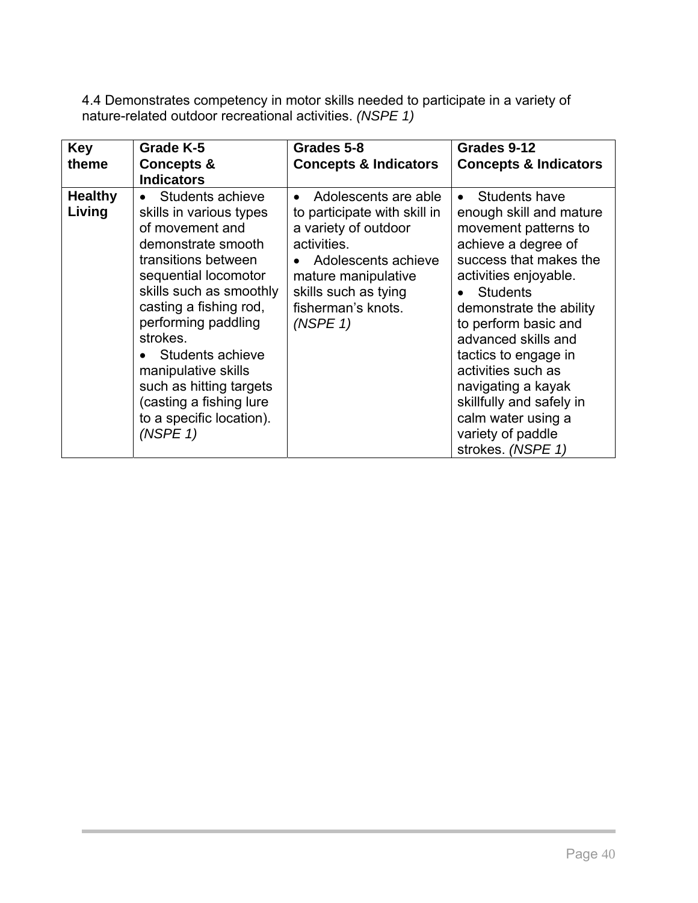4.4 Demonstrates competency in motor skills needed to participate in a variety of nature-related outdoor recreational activities. *(NSPE 1)*

| Key theme | Grade K-5 Concepts & Indicators | Grades 5-8 Concepts & Indicators | Grades 9-12 Concepts & Indicators |
|---|---|---|---|
| **Healthy Living** | • Students achieve skills in various types of movement and demonstrate smooth transitions between sequential locomotor skills such as smoothly casting a fishing rod, performing paddling strokes.<br>• Students achieve manipulative skills such as hitting targets (casting a fishing lure to a specific location). *(NSPE 1)* | • Adolescents are able to participate with skill in a variety of outdoor activities.<br>• Adolescents achieve mature manipulative skills such as tying fisherman's knots. *(NSPE 1)* | • Students have enough skill and mature movement patterns to achieve a degree of success that makes the activities enjoyable.<br>• Students demonstrate the ability to perform basic and advanced skills and tactics to engage in activities such as navigating a kayak skillfully and safely in calm water using a variety of paddle strokes. *(NSPE 1)* |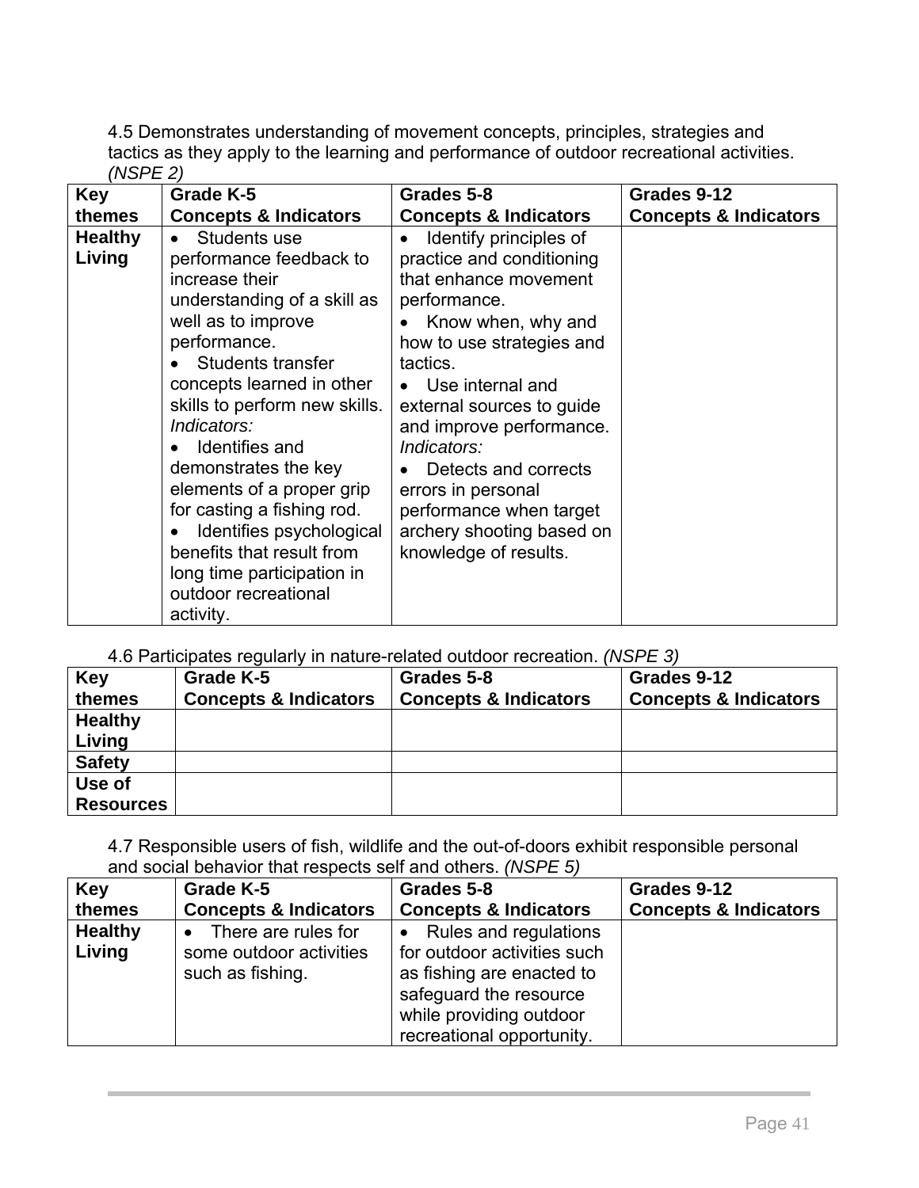4.5 Demonstrates understanding of movement concepts, principles, strategies and tactics as they apply to the learning and performance of outdoor recreational activities. *(NSPE 2)*

| Key themes | Grade K-5 Concepts & Indicators | Grades 5-8 Concepts & Indicators | Grades 9-12 Concepts & Indicators |
|---|---|---|---|
| **Healthy Living** | • Students use performance feedback to increase their understanding of a skill as well as to improve performance.<br>• Students transfer concepts learned in other skills to perform new skills.<br>*Indicators:*<br>• Identifies and demonstrates the key elements of a proper grip for casting a fishing rod.<br>• Identifies psychological benefits that result from long time participation in outdoor recreational activity. | • Identify principles of practice and conditioning that enhance movement performance.<br>• Know when, why and how to use strategies and tactics.<br>• Use internal and external sources to guide and improve performance.<br>*Indicators:*<br>• Detects and corrects errors in personal performance when target archery shooting based on knowledge of results. | |

4.6 Participates regularly in nature-related outdoor recreation. *(NSPE 3)*

| Key themes | Grade K-5 Concepts & Indicators | Grades 5-8 Concepts & Indicators | Grades 9-12 Concepts & Indicators |
|---|---|---|---|
| **Healthy Living** | | | |
| **Safety** | | | |
| **Use of Resources** | | | |

4.7 Responsible users of fish, wildlife and the out-of-doors exhibit responsible personal and social behavior that respects self and others. *(NSPE 5)*

| Key themes | Grade K-5 Concepts & Indicators | Grades 5-8 Concepts & Indicators | Grades 9-12 Concepts & Indicators |
|---|---|---|---|
| **Healthy Living** | • There are rules for some outdoor activities such as fishing. | • Rules and regulations for outdoor activities such as fishing are enacted to safeguard the resource while providing outdoor recreational opportunity. | |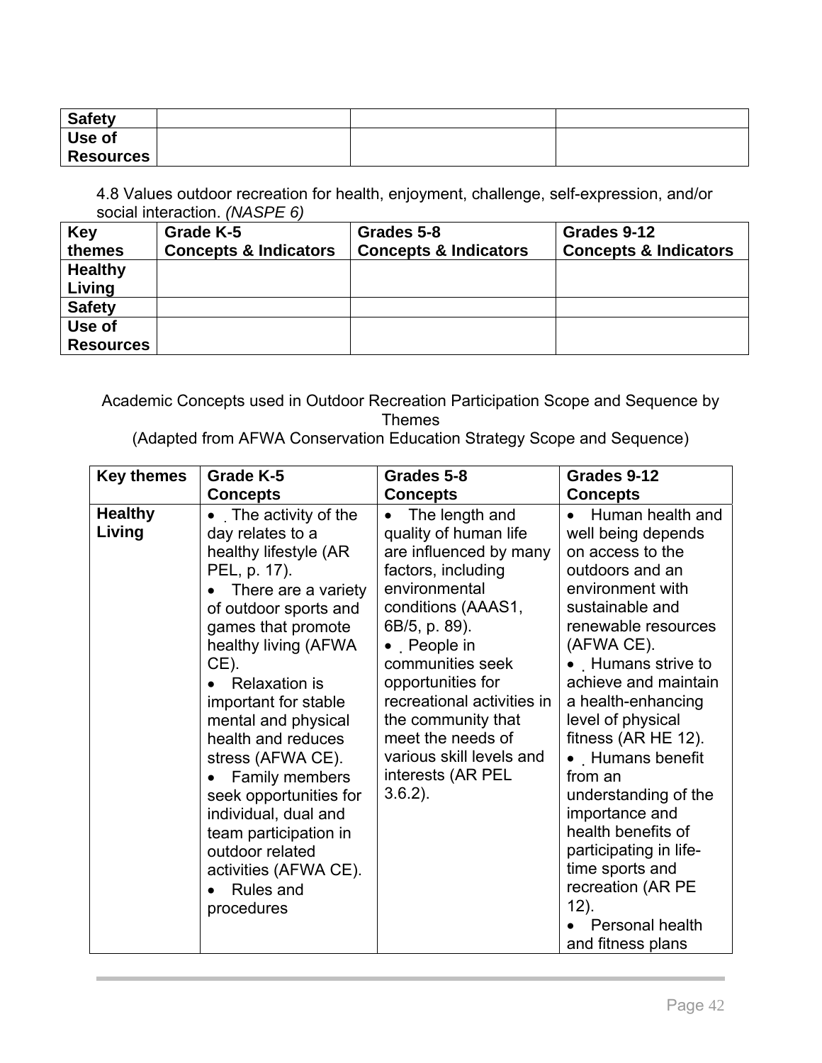| Safety | | | |
|---|---|---|---|
| Use of Resources | | | |

4.8 Values outdoor recreation for health, enjoyment, challenge, self-expression, and/or social interaction. *(NASPE 6)*

| Key themes | Grade K-5 Concepts & Indicators | Grades 5-8 Concepts & Indicators | Grades 9-12 Concepts & Indicators |
|---|---|---|---|
| Healthy Living | | | |
| Safety | | | |
| Use of Resources | | | |

Academic Concepts used in Outdoor Recreation Participation Scope and Sequence by Themes
(Adapted from AFWA Conservation Education Strategy Scope and Sequence)

| Key themes | Grade K-5 Concepts | Grades 5-8 Concepts | Grades 9-12 Concepts |
|---|---|---|---|
| Healthy Living | • The activity of the day relates to a healthy lifestyle (AR PEL, p. 17).<br>• There are a variety of outdoor sports and games that promote healthy living (AFWA CE).<br>• Relaxation is important for stable mental and physical health and reduces stress (AFWA CE).<br>• Family members seek opportunities for individual, dual and team participation in outdoor related activities (AFWA CE).<br>• Rules and procedures | • The length and quality of human life are influenced by many factors, including environmental conditions (AAAS1, 6B/5, p. 89).<br>• People in communities seek opportunities for recreational activities in the community that meet the needs of various skill levels and interests (AR PEL 3.6.2). | • Human health and well being depends on access to the outdoors and an environment with sustainable and renewable resources (AFWA CE).<br>• Humans strive to achieve and maintain a health-enhancing level of physical fitness (AR HE 12).<br>• Humans benefit from an understanding of the importance and health benefits of participating in life-time sports and recreation (AR PE 12).<br>• Personal health and fitness plans |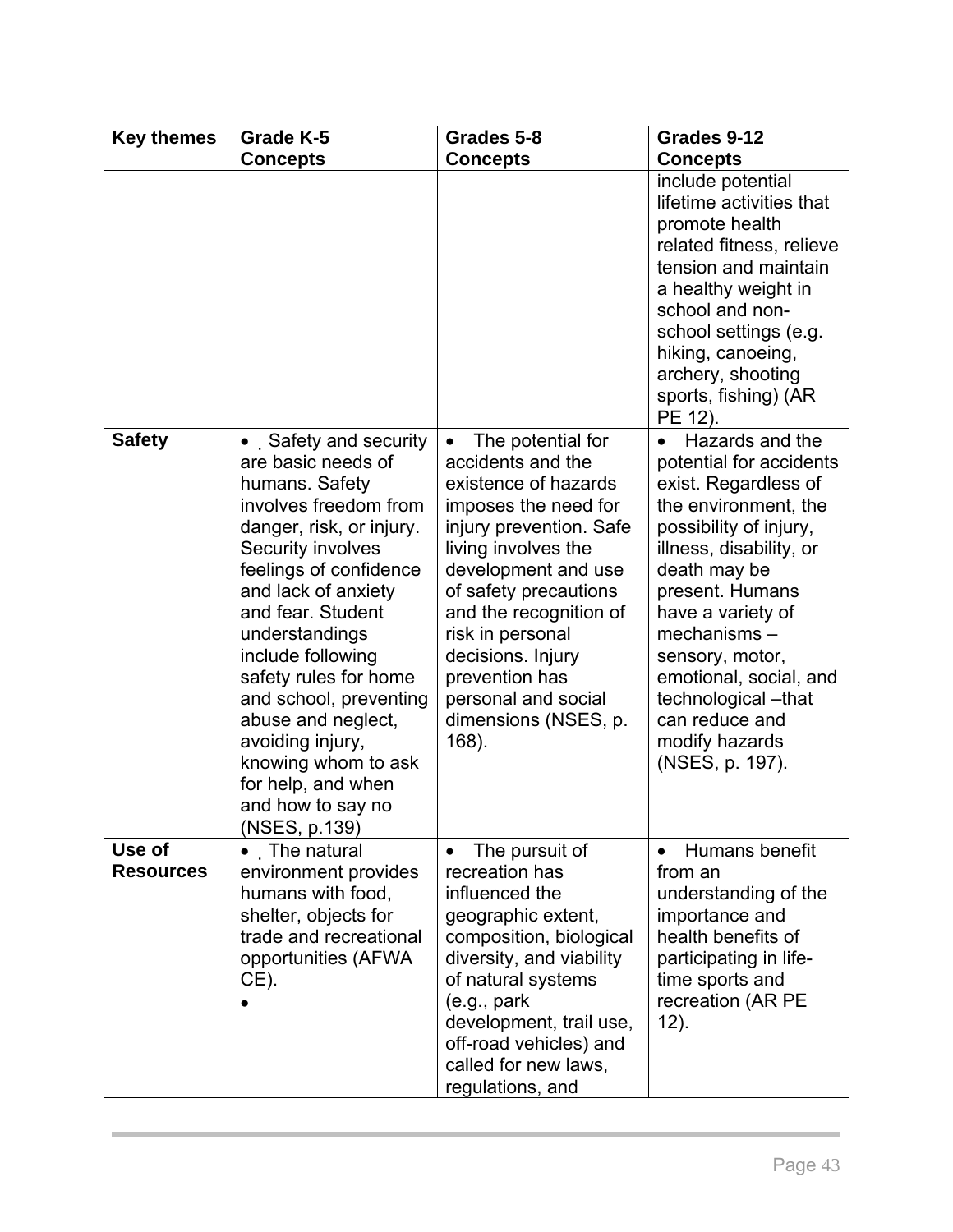| Key themes | Grade K-5 Concepts | Grades 5-8 Concepts | Grades 9-12 Concepts |
|---|---|---|---|
| | | | include potential lifetime activities that promote health related fitness, relieve tension and maintain a healthy weight in school and non-school settings (e.g. hiking, canoeing, archery, shooting sports, fishing) (AR PE 12). |
| **Safety** | • Safety and security are basic needs of humans. Safety involves freedom from danger, risk, or injury. Security involves feelings of confidence and lack of anxiety and fear. Student understandings include following safety rules for home and school, preventing abuse and neglect, avoiding injury, knowing whom to ask for help, and when and how to say no (NSES, p.139) | • The potential for accidents and the existence of hazards imposes the need for injury prevention. Safe living involves the development and use of safety precautions and the recognition of risk in personal decisions. Injury prevention has personal and social dimensions (NSES, p. 168). | • Hazards and the potential for accidents exist. Regardless of the environment, the possibility of injury, illness, disability, or death may be present. Humans have a variety of mechanisms – sensory, motor, emotional, social, and technological –that can reduce and modify hazards (NSES, p. 197). |
| **Use of Resources** | • The natural environment provides humans with food, shelter, objects for trade and recreational opportunities (AFWA CE).<br>• | • The pursuit of recreation has influenced the geographic extent, composition, biological diversity, and viability of natural systems (e.g., park development, trail use, off-road vehicles) and called for new laws, regulations, and | • Humans benefit from an understanding of the importance and health benefits of participating in life-time sports and recreation (AR PE 12). |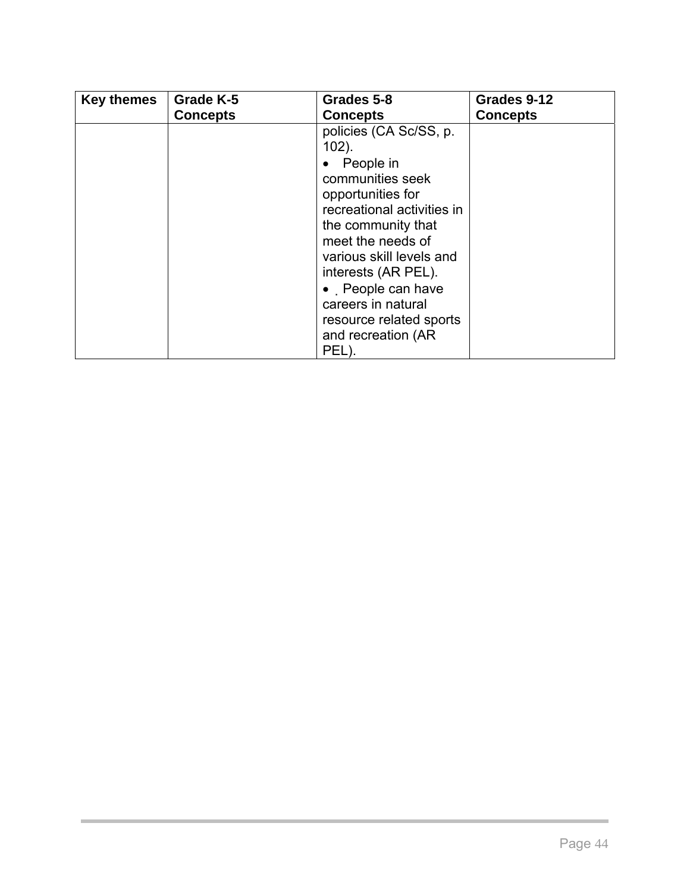| Key themes | Grade K-5 Concepts | Grades 5-8 Concepts | Grades 9-12 Concepts |
|---|---|---|---|
| | | policies (CA Sc/SS, p. 102).<br>• People in communities seek opportunities for recreational activities in the community that meet the needs of various skill levels and interests (AR PEL).<br>• People can have careers in natural resource related sports and recreation (AR PEL). | |